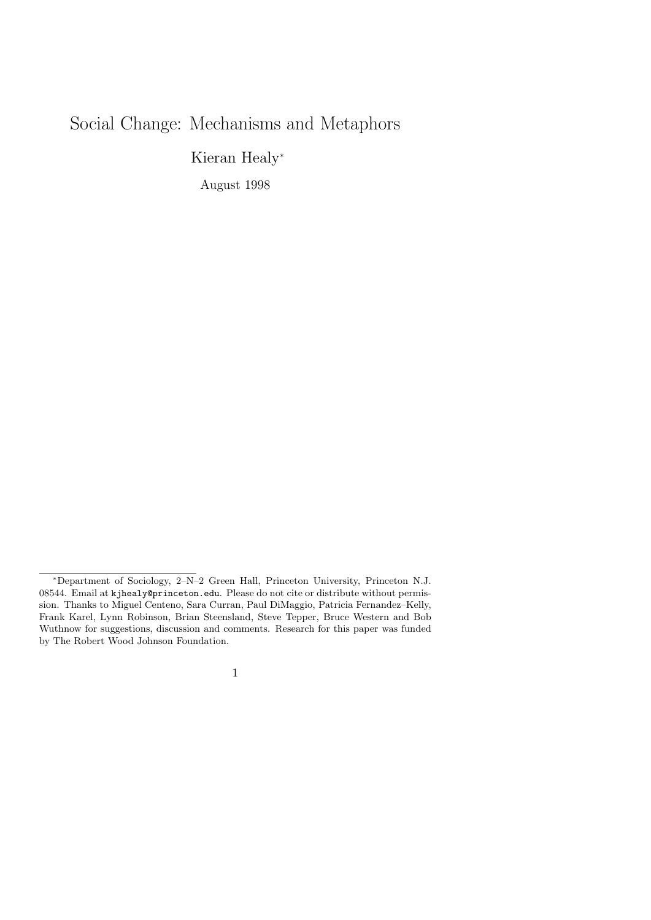# Social Change: Mechanisms and Metaphors

Kieran Healy*

August 1998

---

*Department of Sociology, 2–N–2 Green Hall, Princeton University, Princeton N.J. 08544. Email at kjhealy@princeton.edu. Please do not cite or distribute without permission. Thanks to Miguel Centeno, Sara Curran, Paul DiMaggio, Patricia Fernandez–Kelly, Frank Karel, Lynn Robinson, Brian Steensland, Steve Tepper, Bruce Western and Bob Wuthnow for suggestions, discussion and comments. Research for this paper was funded by The Robert Wood Johnson Foundation.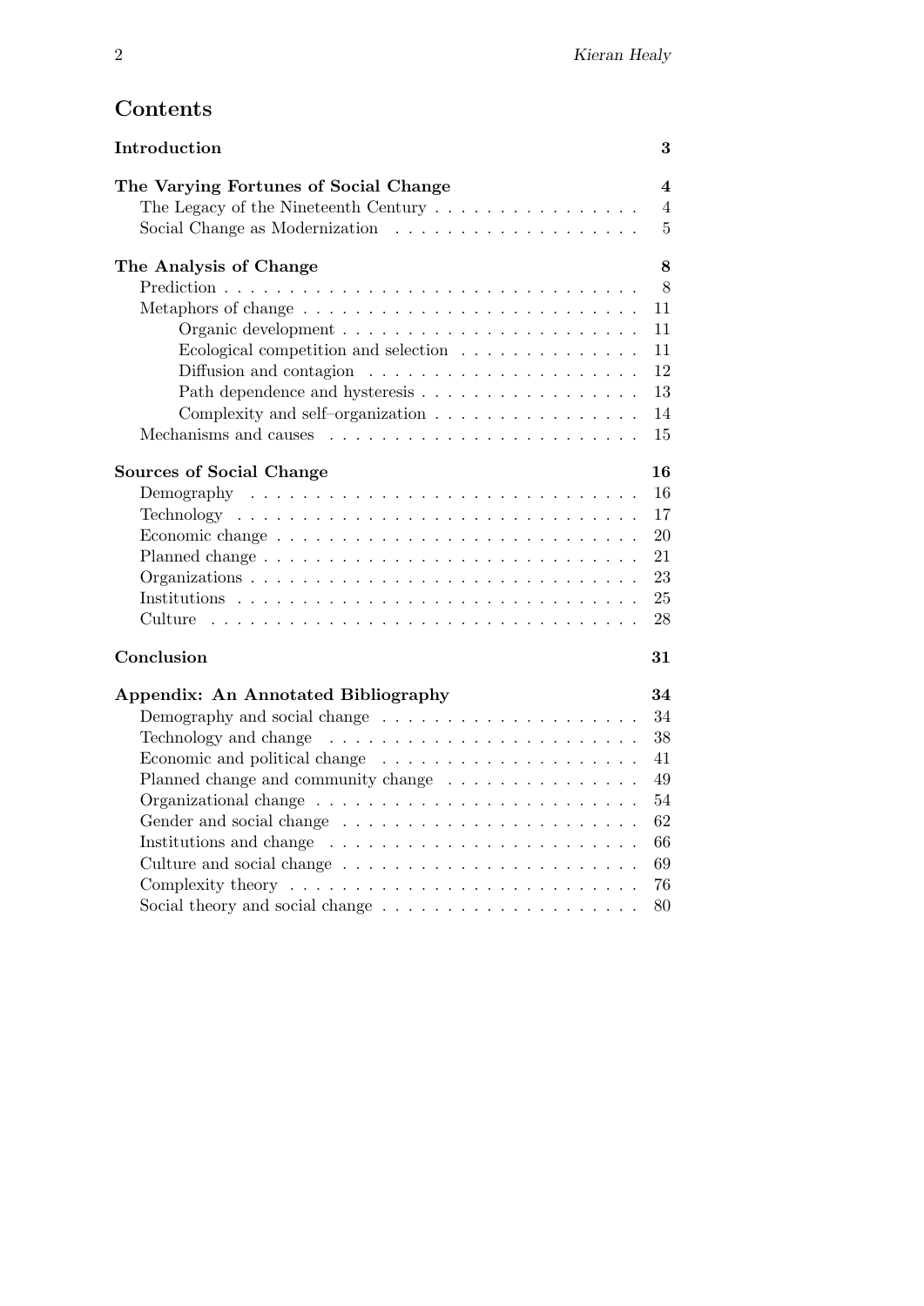# Contents

**Introduction** 3

**The Varying Fortunes of Social Change** 4

- The Legacy of the Nineteenth Century . . . 4
- Social Change as Modernization . . . 5

**The Analysis of Change** 8

- Prediction . . . 8
- Metaphors of change . . . 11
  - Organic development . . . 11
  - Ecological competition and selection . . . 11
  - Diffusion and contagion . . . 12
  - Path dependence and hysteresis . . . 13
  - Complexity and self–organization . . . 14
- Mechanisms and causes . . . 15

**Sources of Social Change** 16

- Demography . . . 16
- Technology . . . 17
- Economic change . . . 20
- Planned change . . . 21
- Organizations . . . 23
- Institutions . . . 25
- Culture . . . 28

**Conclusion** 31

**Appendix: An Annotated Bibliography** 34

- Demography and social change . . . 34
- Technology and change . . . 38
- Economic and political change . . . 41
- Planned change and community change . . . 49
- Organizational change . . . 54
- Gender and social change . . . 62
- Institutions and change . . . 66
- Culture and social change . . . 69
- Complexity theory . . . 76
- Social theory and social change . . . 80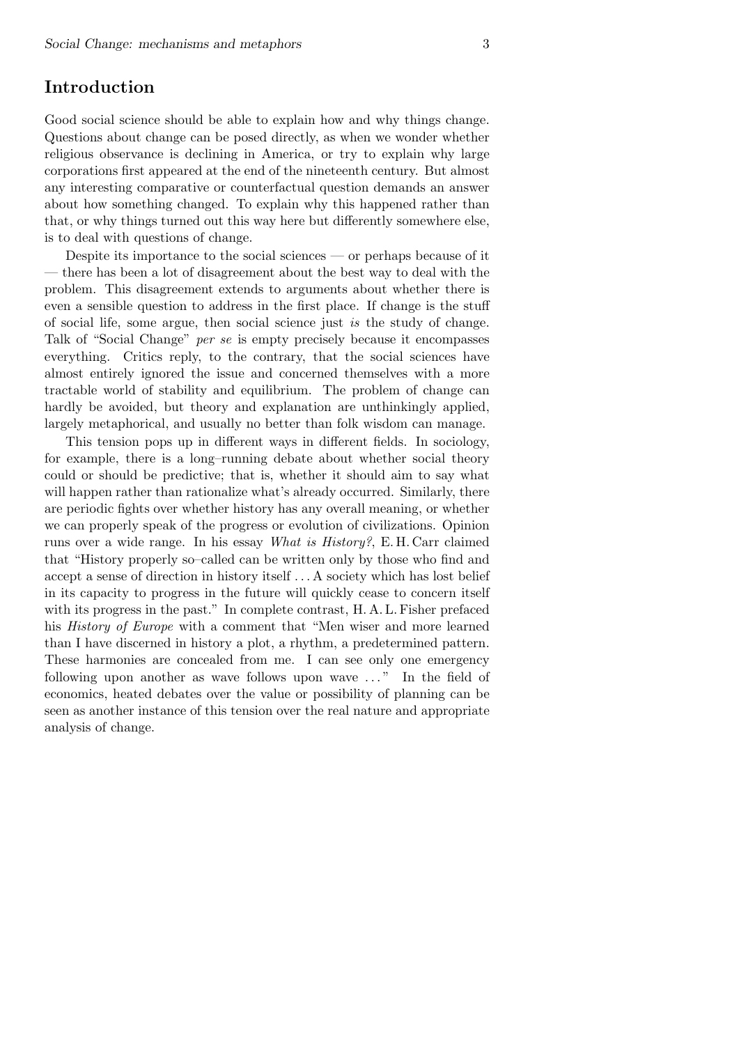## Introduction

Good social science should be able to explain how and why things change. Questions about change can be posed directly, as when we wonder whether religious observance is declining in America, or try to explain why large corporations first appeared at the end of the nineteenth century. But almost any interesting comparative or counterfactual question demands an answer about how something changed. To explain why this happened rather than that, or why things turned out this way here but differently somewhere else, is to deal with questions of change.

Despite its importance to the social sciences — or perhaps because of it — there has been a lot of disagreement about the best way to deal with the problem. This disagreement extends to arguments about whether there is even a sensible question to address in the first place. If change is the stuff of social life, some argue, then social science just *is* the study of change. Talk of "Social Change" *per se* is empty precisely because it encompasses everything. Critics reply, to the contrary, that the social sciences have almost entirely ignored the issue and concerned themselves with a more tractable world of stability and equilibrium. The problem of change can hardly be avoided, but theory and explanation are unthinkingly applied, largely metaphorical, and usually no better than folk wisdom can manage.

This tension pops up in different ways in different fields. In sociology, for example, there is a long–running debate about whether social theory could or should be predictive; that is, whether it should aim to say what will happen rather than rationalize what's already occurred. Similarly, there are periodic fights over whether history has any overall meaning, or whether we can properly speak of the progress or evolution of civilizations. Opinion runs over a wide range. In his essay *What is History?*, E. H. Carr claimed that "History properly so–called can be written only by those who find and accept a sense of direction in history itself ... A society which has lost belief in its capacity to progress in the future will quickly cease to concern itself with its progress in the past." In complete contrast, H. A. L. Fisher prefaced his *History of Europe* with a comment that "Men wiser and more learned than I have discerned in history a plot, a rhythm, a predetermined pattern. These harmonies are concealed from me. I can see only one emergency following upon another as wave follows upon wave ..." In the field of economics, heated debates over the value or possibility of planning can be seen as another instance of this tension over the real nature and appropriate analysis of change.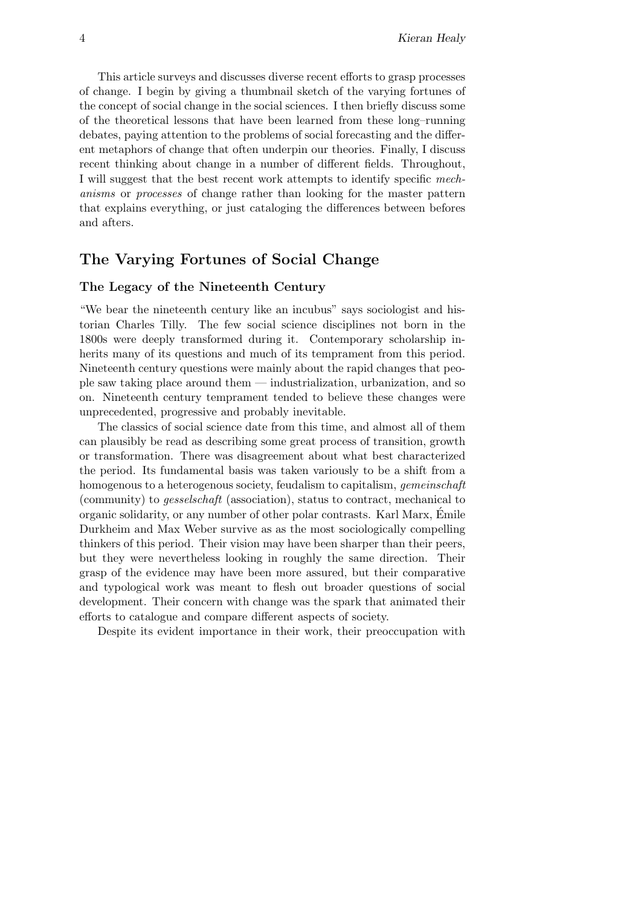This article surveys and discusses diverse recent efforts to grasp processes of change. I begin by giving a thumbnail sketch of the varying fortunes of the concept of social change in the social sciences. I then briefly discuss some of the theoretical lessons that have been learned from these long–running debates, paying attention to the problems of social forecasting and the different metaphors of change that often underpin our theories. Finally, I discuss recent thinking about change in a number of different fields. Throughout, I will suggest that the best recent work attempts to identify specific *mechanisms* or *processes* of change rather than looking for the master pattern that explains everything, or just cataloging the differences between befores and afters.

## The Varying Fortunes of Social Change

### The Legacy of the Nineteenth Century

"We bear the nineteenth century like an incubus" says sociologist and historian Charles Tilly. The few social science disciplines not born in the 1800s were deeply transformed during it. Contemporary scholarship inherits many of its questions and much of its temprament from this period. Nineteenth century questions were mainly about the rapid changes that people saw taking place around them — industrialization, urbanization, and so on. Nineteenth century temprament tended to believe these changes were unprecedented, progressive and probably inevitable.

The classics of social science date from this time, and almost all of them can plausibly be read as describing some great process of transition, growth or transformation. There was disagreement about what best characterized the period. Its fundamental basis was taken variously to be a shift from a homogenous to a heterogenous society, feudalism to capitalism, *gemeinschaft* (community) to *gesselschaft* (association), status to contract, mechanical to organic solidarity, or any number of other polar contrasts. Karl Marx, Émile Durkheim and Max Weber survive as as the most sociologically compelling thinkers of this period. Their vision may have been sharper than their peers, but they were nevertheless looking in roughly the same direction. Their grasp of the evidence may have been more assured, but their comparative and typological work was meant to flesh out broader questions of social development. Their concern with change was the spark that animated their efforts to catalogue and compare different aspects of society.

Despite its evident importance in their work, their preoccupation with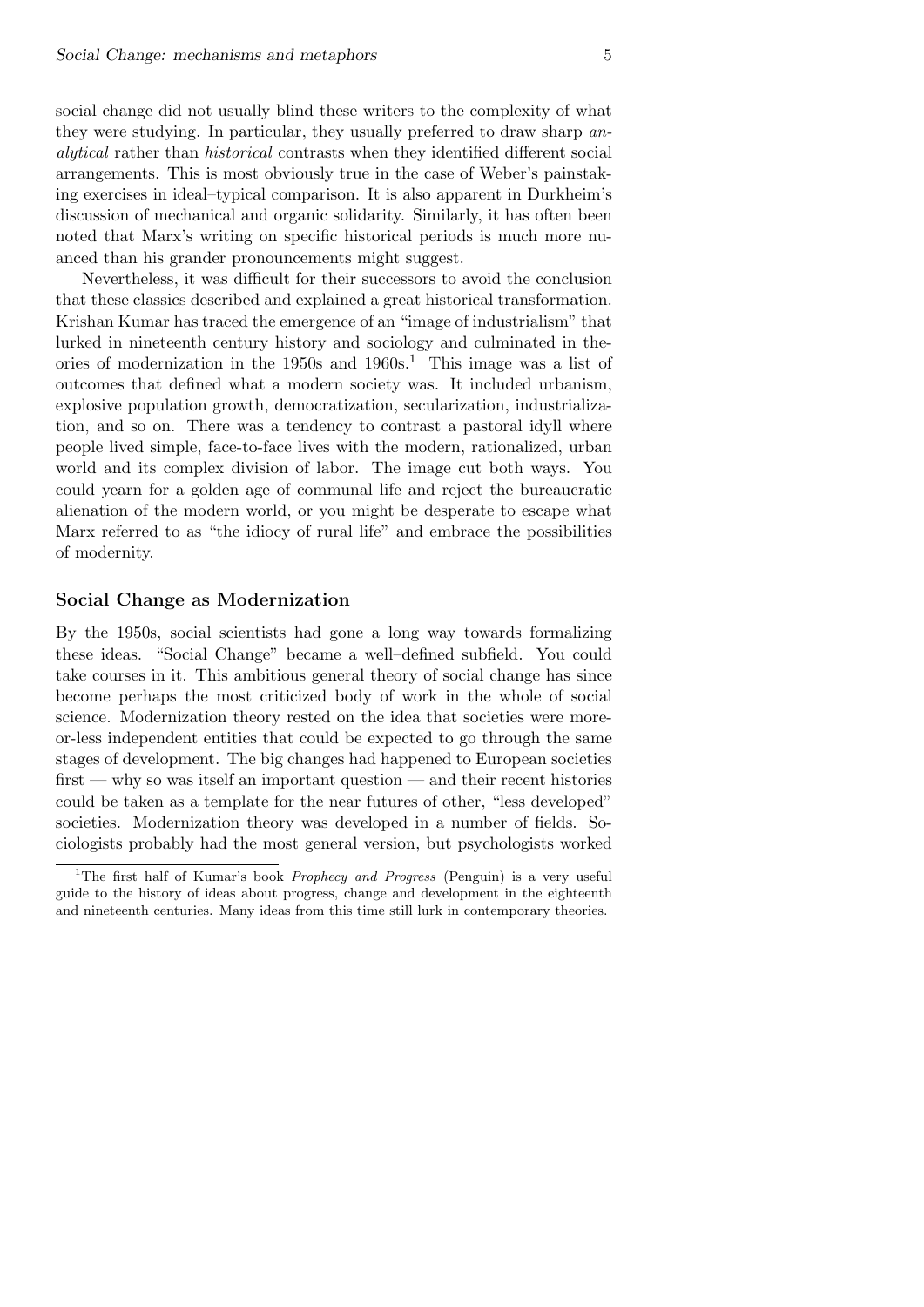social change did not usually blind these writers to the complexity of what they were studying. In particular, they usually preferred to draw sharp *analytical* rather than *historical* contrasts when they identified different social arrangements. This is most obviously true in the case of Weber's painstaking exercises in ideal–typical comparison. It is also apparent in Durkheim's discussion of mechanical and organic solidarity. Similarly, it has often been noted that Marx's writing on specific historical periods is much more nuanced than his grander pronouncements might suggest.

Nevertheless, it was difficult for their successors to avoid the conclusion that these classics described and explained a great historical transformation. Krishan Kumar has traced the emergence of an "image of industrialism" that lurked in nineteenth century history and sociology and culminated in theories of modernization in the 1950s and 1960s.[1] This image was a list of outcomes that defined what a modern society was. It included urbanism, explosive population growth, democratization, secularization, industrialization, and so on. There was a tendency to contrast a pastoral idyll where people lived simple, face-to-face lives with the modern, rationalized, urban world and its complex division of labor. The image cut both ways. You could yearn for a golden age of communal life and reject the bureaucratic alienation of the modern world, or you might be desperate to escape what Marx referred to as "the idiocy of rural life" and embrace the possibilities of modernity.

### Social Change as Modernization

By the 1950s, social scientists had gone a long way towards formalizing these ideas. "Social Change" became a well–defined subfield. You could take courses in it. This ambitious general theory of social change has since become perhaps the most criticized body of work in the whole of social science. Modernization theory rested on the idea that societies were more-or-less independent entities that could be expected to go through the same stages of development. The big changes had happened to European societies first — why so was itself an important question — and their recent histories could be taken as a template for the near futures of other, "less developed" societies. Modernization theory was developed in a number of fields. Sociologists probably had the most general version, but psychologists worked

[1] The first half of Kumar's book *Prophecy and Progress* (Penguin) is a very useful guide to the history of ideas about progress, change and development in the eighteenth and nineteenth centuries. Many ideas from this time still lurk in contemporary theories.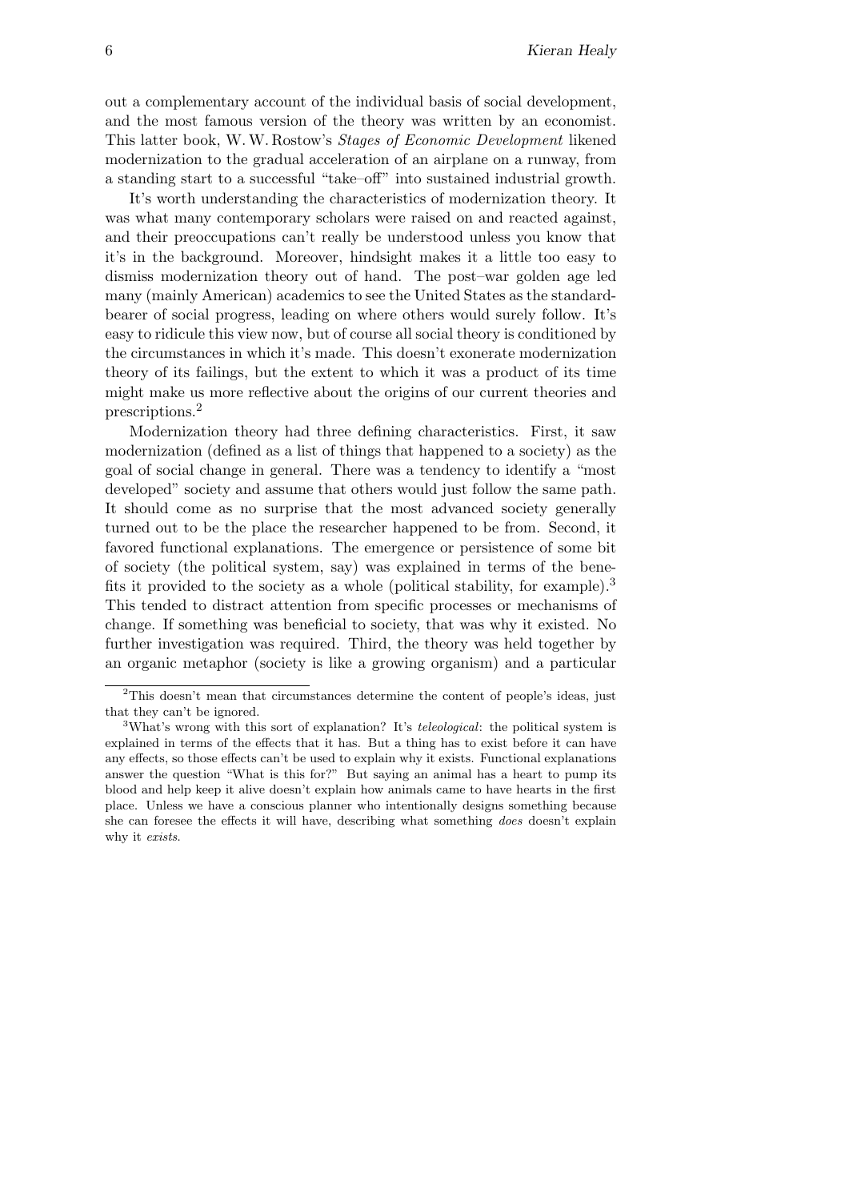out a complementary account of the individual basis of social development, and the most famous version of the theory was written by an economist. This latter book, W. W. Rostow's *Stages of Economic Development* likened modernization to the gradual acceleration of an airplane on a runway, from a standing start to a successful "take–off" into sustained industrial growth.

It's worth understanding the characteristics of modernization theory. It was what many contemporary scholars were raised on and reacted against, and their preoccupations can't really be understood unless you know that it's in the background. Moreover, hindsight makes it a little too easy to dismiss modernization theory out of hand. The post–war golden age led many (mainly American) academics to see the United States as the standard-bearer of social progress, leading on where others would surely follow. It's easy to ridicule this view now, but of course all social theory is conditioned by the circumstances in which it's made. This doesn't exonerate modernization theory of its failings, but the extent to which it was a product of its time might make us more reflective about the origins of our current theories and prescriptions.[2]

Modernization theory had three defining characteristics. First, it saw modernization (defined as a list of things that happened to a society) as the goal of social change in general. There was a tendency to identify a "most developed" society and assume that others would just follow the same path. It should come as no surprise that the most advanced society generally turned out to be the place the researcher happened to be from. Second, it favored functional explanations. The emergence or persistence of some bit of society (the political system, say) was explained in terms of the benefits it provided to the society as a whole (political stability, for example).[3] This tended to distract attention from specific processes or mechanisms of change. If something was beneficial to society, that was why it existed. No further investigation was required. Third, the theory was held together by an organic metaphor (society is like a growing organism) and a particular

---

[2] This doesn't mean that circumstances determine the content of people's ideas, just that they can't be ignored.

[3] What's wrong with this sort of explanation? It's *teleological*: the political system is explained in terms of the effects that it has. But a thing has to exist before it can have any effects, so those effects can't be used to explain why it exists. Functional explanations answer the question "What is this for?" But saying an animal has a heart to pump its blood and help keep it alive doesn't explain how animals came to have hearts in the first place. Unless we have a conscious planner who intentionally designs something because she can foresee the effects it will have, describing what something *does* doesn't explain why it *exists*.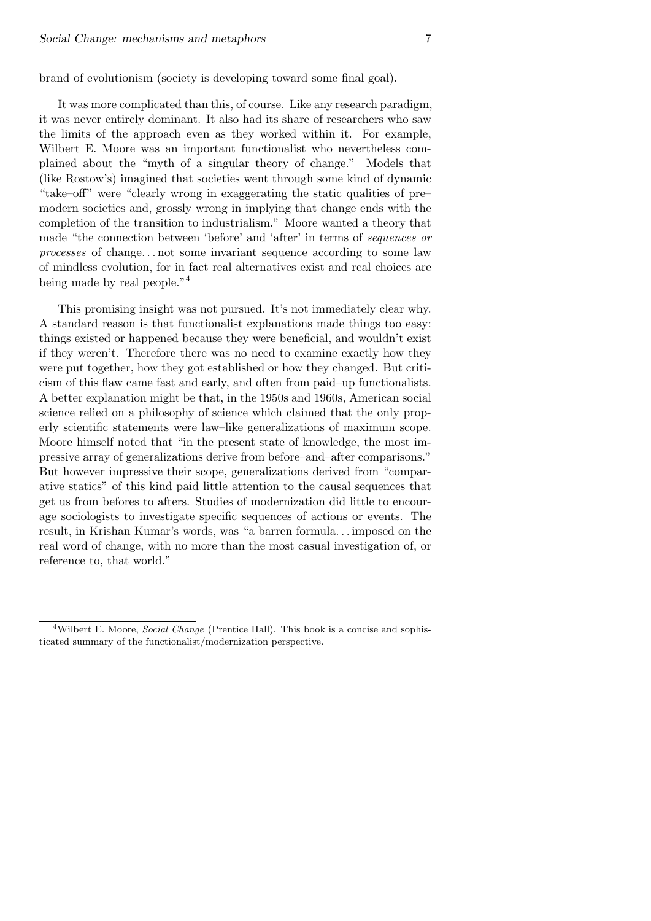brand of evolutionism (society is developing toward some final goal).

It was more complicated than this, of course. Like any research paradigm, it was never entirely dominant. It also had its share of researchers who saw the limits of the approach even as they worked within it. For example, Wilbert E. Moore was an important functionalist who nevertheless complained about the "myth of a singular theory of change." Models that (like Rostow's) imagined that societies went through some kind of dynamic "take–off" were "clearly wrong in exaggerating the static qualities of pre–modern societies and, grossly wrong in implying that change ends with the completion of the transition to industrialism." Moore wanted a theory that made "the connection between 'before' and 'after' in terms of *sequences or processes* of change... not some invariant sequence according to some law of mindless evolution, for in fact real alternatives exist and real choices are being made by real people."[4]

This promising insight was not pursued. It's not immediately clear why. A standard reason is that functionalist explanations made things too easy: things existed or happened because they were beneficial, and wouldn't exist if they weren't. Therefore there was no need to examine exactly how they were put together, how they got established or how they changed. But criticism of this flaw came fast and early, and often from paid–up functionalists. A better explanation might be that, in the 1950s and 1960s, American social science relied on a philosophy of science which claimed that the only properly scientific statements were law–like generalizations of maximum scope. Moore himself noted that "in the present state of knowledge, the most impressive array of generalizations derive from before–and–after comparisons." But however impressive their scope, generalizations derived from "comparative statics" of this kind paid little attention to the causal sequences that get us from befores to afters. Studies of modernization did little to encourage sociologists to investigate specific sequences of actions or events. The result, in Krishan Kumar's words, was "a barren formula... imposed on the real word of change, with no more than the most casual investigation of, or reference to, that world."

---

[4] Wilbert E. Moore, *Social Change* (Prentice Hall). This book is a concise and sophisticated summary of the functionalist/modernization perspective.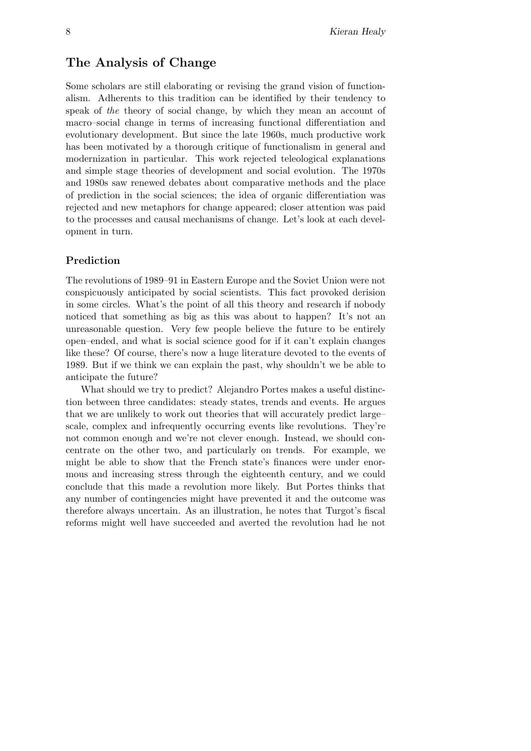## The Analysis of Change

Some scholars are still elaborating or revising the grand vision of functionalism. Adherents to this tradition can be identified by their tendency to speak of *the* theory of social change, by which they mean an account of macro–social change in terms of increasing functional differentiation and evolutionary development. But since the late 1960s, much productive work has been motivated by a thorough critique of functionalism in general and modernization in particular. This work rejected teleological explanations and simple stage theories of development and social evolution. The 1970s and 1980s saw renewed debates about comparative methods and the place of prediction in the social sciences; the idea of organic differentiation was rejected and new metaphors for change appeared; closer attention was paid to the processes and causal mechanisms of change. Let's look at each development in turn.

### Prediction

The revolutions of 1989–91 in Eastern Europe and the Soviet Union were not conspicuously anticipated by social scientists. This fact provoked derision in some circles. What's the point of all this theory and research if nobody noticed that something as big as this was about to happen? It's not an unreasonable question. Very few people believe the future to be entirely open–ended, and what is social science good for if it can't explain changes like these? Of course, there's now a huge literature devoted to the events of 1989. But if we think we can explain the past, why shouldn't we be able to anticipate the future?

What should we try to predict? Alejandro Portes makes a useful distinction between three candidates: steady states, trends and events. He argues that we are unlikely to work out theories that will accurately predict large–scale, complex and infrequently occurring events like revolutions. They're not common enough and we're not clever enough. Instead, we should concentrate on the other two, and particularly on trends. For example, we might be able to show that the French state's finances were under enormous and increasing stress through the eighteenth century, and we could conclude that this made a revolution more likely. But Portes thinks that any number of contingencies might have prevented it and the outcome was therefore always uncertain. As an illustration, he notes that Turgot's fiscal reforms might well have succeeded and averted the revolution had he not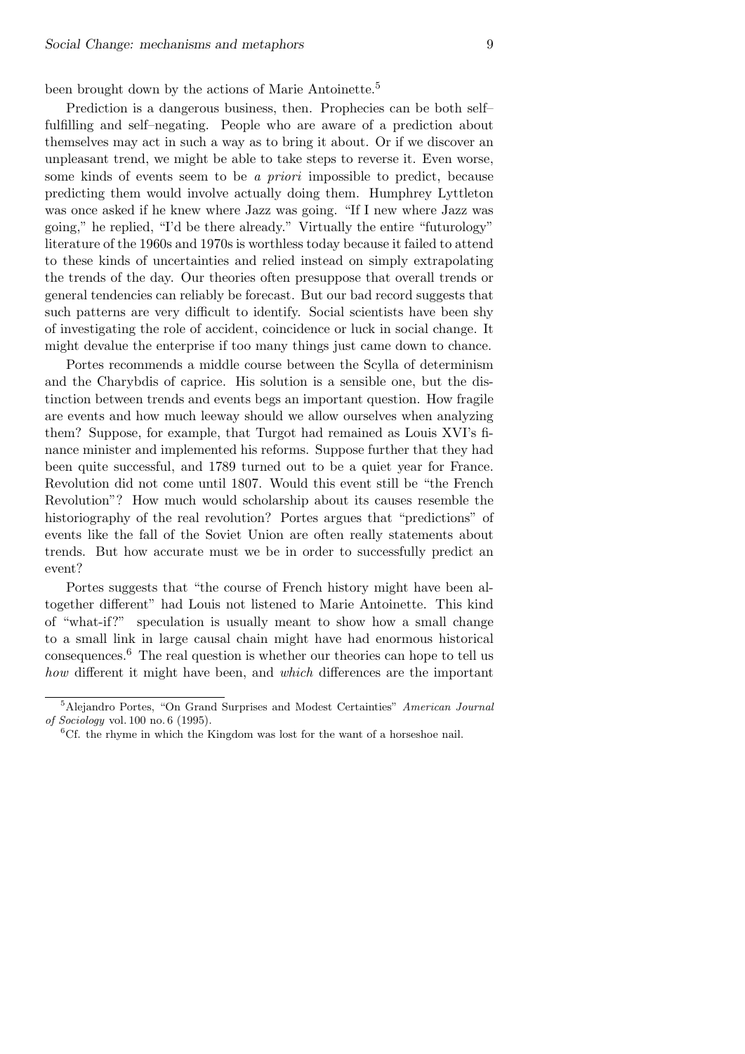been brought down by the actions of Marie Antoinette.[5]

Prediction is a dangerous business, then. Prophecies can be both self–fulfilling and self–negating. People who are aware of a prediction about themselves may act in such a way as to bring it about. Or if we discover an unpleasant trend, we might be able to take steps to reverse it. Even worse, some kinds of events seem to be *a priori* impossible to predict, because predicting them would involve actually doing them. Humphrey Lyttleton was once asked if he knew where Jazz was going. "If I new where Jazz was going," he replied, "I'd be there already." Virtually the entire "futurology" literature of the 1960s and 1970s is worthless today because it failed to attend to these kinds of uncertainties and relied instead on simply extrapolating the trends of the day. Our theories often presuppose that overall trends or general tendencies can reliably be forecast. But our bad record suggests that such patterns are very difficult to identify. Social scientists have been shy of investigating the role of accident, coincidence or luck in social change. It might devalue the enterprise if too many things just came down to chance.

Portes recommends a middle course between the Scylla of determinism and the Charybdis of caprice. His solution is a sensible one, but the distinction between trends and events begs an important question. How fragile are events and how much leeway should we allow ourselves when analyzing them? Suppose, for example, that Turgot had remained as Louis XVI's finance minister and implemented his reforms. Suppose further that they had been quite successful, and 1789 turned out to be a quiet year for France. Revolution did not come until 1807. Would this event still be "the French Revolution"? How much would scholarship about its causes resemble the historiography of the real revolution? Portes argues that "predictions" of events like the fall of the Soviet Union are often really statements about trends. But how accurate must we be in order to successfully predict an event?

Portes suggests that "the course of French history might have been altogether different" had Louis not listened to Marie Antoinette. This kind of "what-if?" speculation is usually meant to show how a small change to a small link in large causal chain might have had enormous historical consequences.[6] The real question is whether our theories can hope to tell us *how* different it might have been, and *which* differences are the important

---

[5] Alejandro Portes, "On Grand Surprises and Modest Certainties" *American Journal of Sociology* vol. 100 no. 6 (1995).

[6] Cf. the rhyme in which the Kingdom was lost for the want of a horseshoe nail.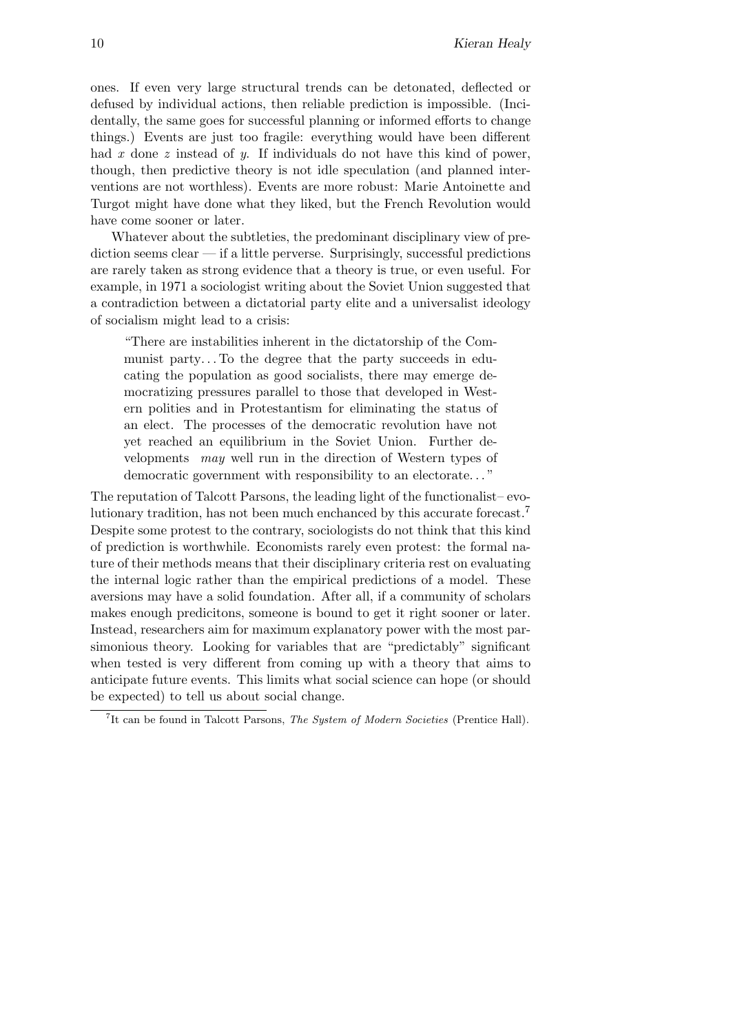ones. If even very large structural trends can be detonated, deflected or defused by individual actions, then reliable prediction is impossible. (Incidentally, the same goes for successful planning or informed efforts to change things.) Events are just too fragile: everything would have been different had $x$ done $z$ instead of $y$. If individuals do not have this kind of power, though, then predictive theory is not idle speculation (and planned interventions are not worthless). Events are more robust: Marie Antoinette and Turgot might have done what they liked, but the French Revolution would have come sooner or later.

Whatever about the subtleties, the predominant disciplinary view of prediction seems clear — if a little perverse. Surprisingly, successful predictions are rarely taken as strong evidence that a theory is true, or even useful. For example, in 1971 a sociologist writing about the Soviet Union suggested that a contradiction between a dictatorial party elite and a universalist ideology of socialism might lead to a crisis:

> "There are instabilities inherent in the dictatorship of the Communist party. . . To the degree that the party succeeds in educating the population as good socialists, there may emerge democratizing pressures parallel to those that developed in Western polities and in Protestantism for eliminating the status of an elect. The processes of the democratic revolution have not yet reached an equilibrium in the Soviet Union. Further developments *may* well run in the direction of Western types of democratic government with responsibility to an electorate. . . "

The reputation of Talcott Parsons, the leading light of the functionalist–evolutionary tradition, has not been much enchanced by this accurate forecast.[7] Despite some protest to the contrary, sociologists do not think that this kind of prediction is worthwhile. Economists rarely even protest: the formal nature of their methods means that their disciplinary criteria rest on evaluating the internal logic rather than the empirical predictions of a model. These aversions may have a solid foundation. After all, if a community of scholars makes enough predicitons, someone is bound to get it right sooner or later. Instead, researchers aim for maximum explanatory power with the most parsimonious theory. Looking for variables that are "predictably" significant when tested is very different from coming up with a theory that aims to anticipate future events. This limits what social science can hope (or should be expected) to tell us about social change.

[7] It can be found in Talcott Parsons, *The System of Modern Societies* (Prentice Hall).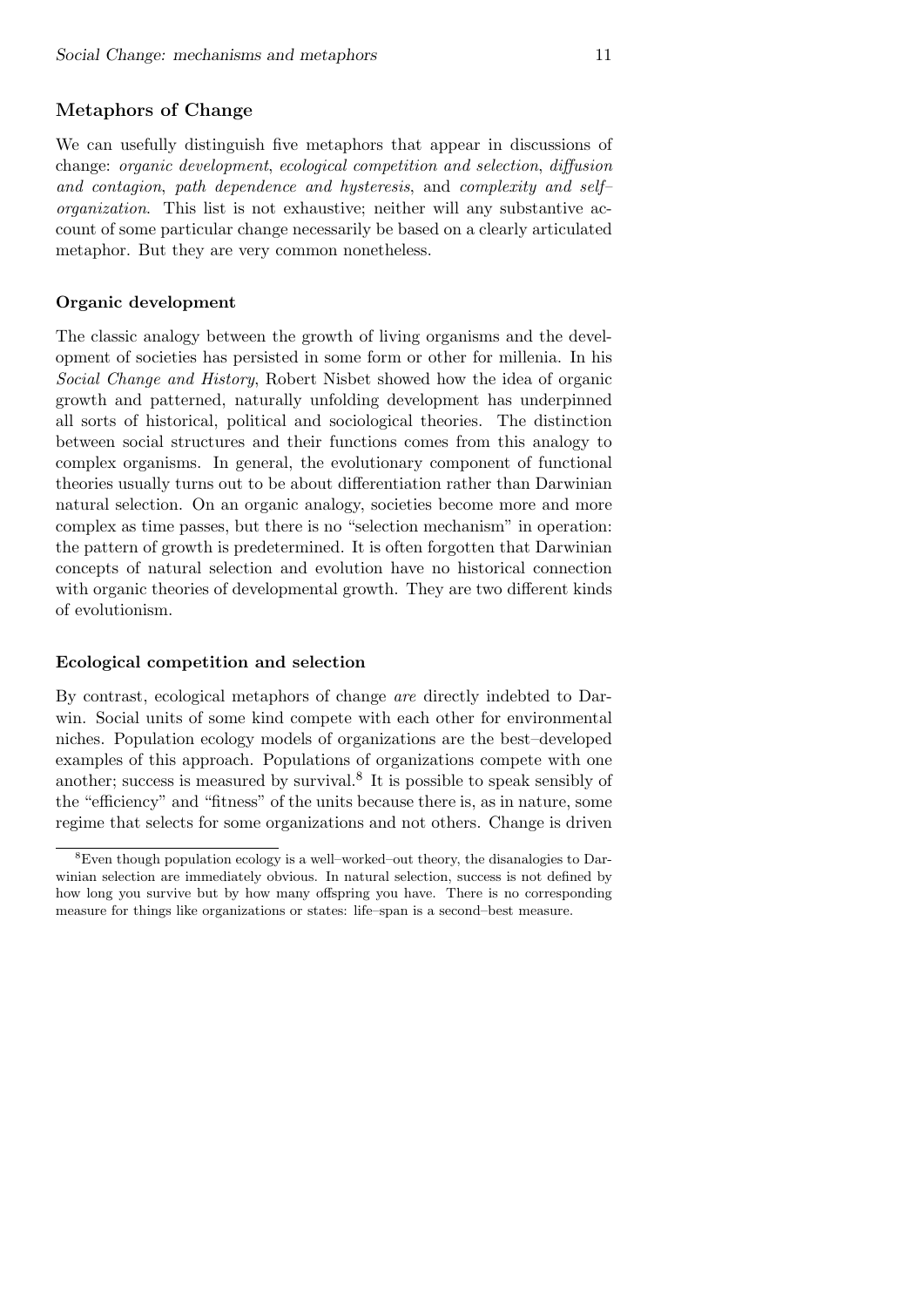## Metaphors of Change

We can usefully distinguish five metaphors that appear in discussions of change: *organic development*, *ecological competition and selection*, *diffusion and contagion*, *path dependence and hysteresis*, and *complexity and self–organization*. This list is not exhaustive; neither will any substantive account of some particular change necessarily be based on a clearly articulated metaphor. But they are very common nonetheless.

### Organic development

The classic analogy between the growth of living organisms and the development of societies has persisted in some form or other for millenia. In his *Social Change and History*, Robert Nisbet showed how the idea of organic growth and patterned, naturally unfolding development has underpinned all sorts of historical, political and sociological theories. The distinction between social structures and their functions comes from this analogy to complex organisms. In general, the evolutionary component of functional theories usually turns out to be about differentiation rather than Darwinian natural selection. On an organic analogy, societies become more and more complex as time passes, but there is no "selection mechanism" in operation: the pattern of growth is predetermined. It is often forgotten that Darwinian concepts of natural selection and evolution have no historical connection with organic theories of developmental growth. They are two different kinds of evolutionism.

### Ecological competition and selection

By contrast, ecological metaphors of change *are* directly indebted to Darwin. Social units of some kind compete with each other for environmental niches. Population ecology models of organizations are the best–developed examples of this approach. Populations of organizations compete with one another; success is measured by survival.[8] It is possible to speak sensibly of the "efficiency" and "fitness" of the units because there is, as in nature, some regime that selects for some organizations and not others. Change is driven

[8] Even though population ecology is a well–worked–out theory, the disanalogies to Darwinian selection are immediately obvious. In natural selection, success is not defined by how long you survive but by how many offspring you have. There is no corresponding measure for things like organizations or states: life–span is a second–best measure.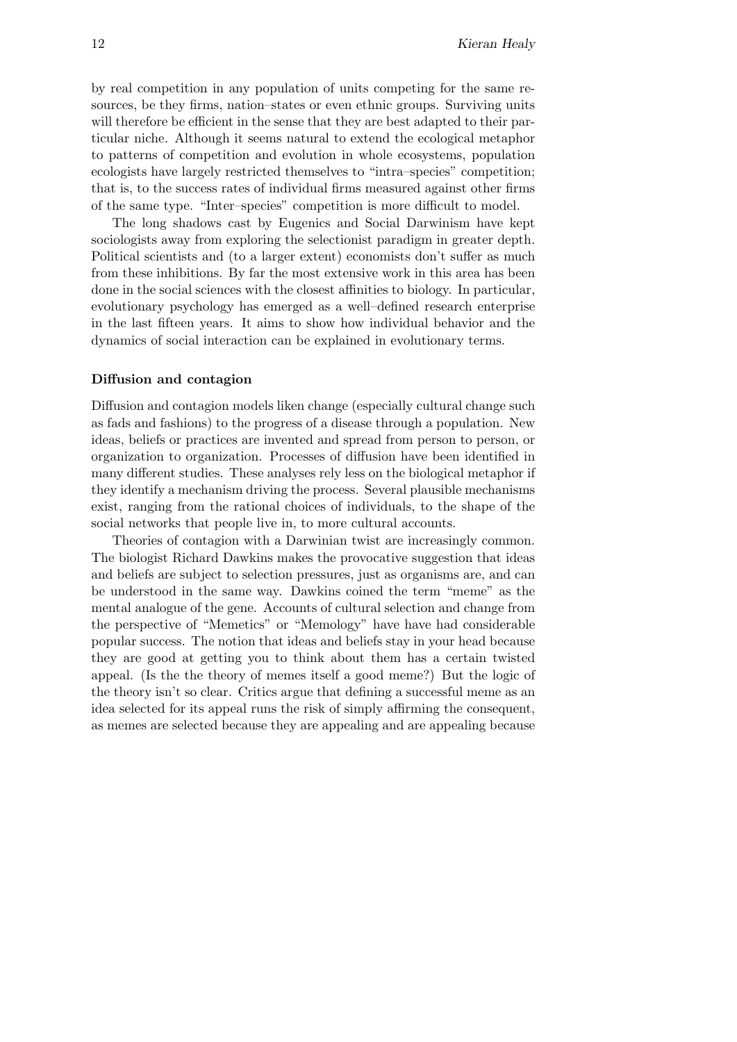by real competition in any population of units competing for the same resources, be they firms, nation–states or even ethnic groups. Surviving units will therefore be efficient in the sense that they are best adapted to their particular niche. Although it seems natural to extend the ecological metaphor to patterns of competition and evolution in whole ecosystems, population ecologists have largely restricted themselves to "intra–species" competition; that is, to the success rates of individual firms measured against other firms of the same type. "Inter–species" competition is more difficult to model.

The long shadows cast by Eugenics and Social Darwinism have kept sociologists away from exploring the selectionist paradigm in greater depth. Political scientists and (to a larger extent) economists don't suffer as much from these inhibitions. By far the most extensive work in this area has been done in the social sciences with the closest affinities to biology. In particular, evolutionary psychology has emerged as a well–defined research enterprise in the last fifteen years. It aims to show how individual behavior and the dynamics of social interaction can be explained in evolutionary terms.

**Diffusion and contagion**

Diffusion and contagion models liken change (especially cultural change such as fads and fashions) to the progress of a disease through a population. New ideas, beliefs or practices are invented and spread from person to person, or organization to organization. Processes of diffusion have been identified in many different studies. These analyses rely less on the biological metaphor if they identify a mechanism driving the process. Several plausible mechanisms exist, ranging from the rational choices of individuals, to the shape of the social networks that people live in, to more cultural accounts.

Theories of contagion with a Darwinian twist are increasingly common. The biologist Richard Dawkins makes the provocative suggestion that ideas and beliefs are subject to selection pressures, just as organisms are, and can be understood in the same way. Dawkins coined the term "meme" as the mental analogue of the gene. Accounts of cultural selection and change from the perspective of "Memetics" or "Memology" have have had considerable popular success. The notion that ideas and beliefs stay in your head because they are good at getting you to think about them has a certain twisted appeal. (Is the the theory of memes itself a good meme?) But the logic of the theory isn't so clear. Critics argue that defining a successful meme as an idea selected for its appeal runs the risk of simply affirming the consequent, as memes are selected because they are appealing and are appealing because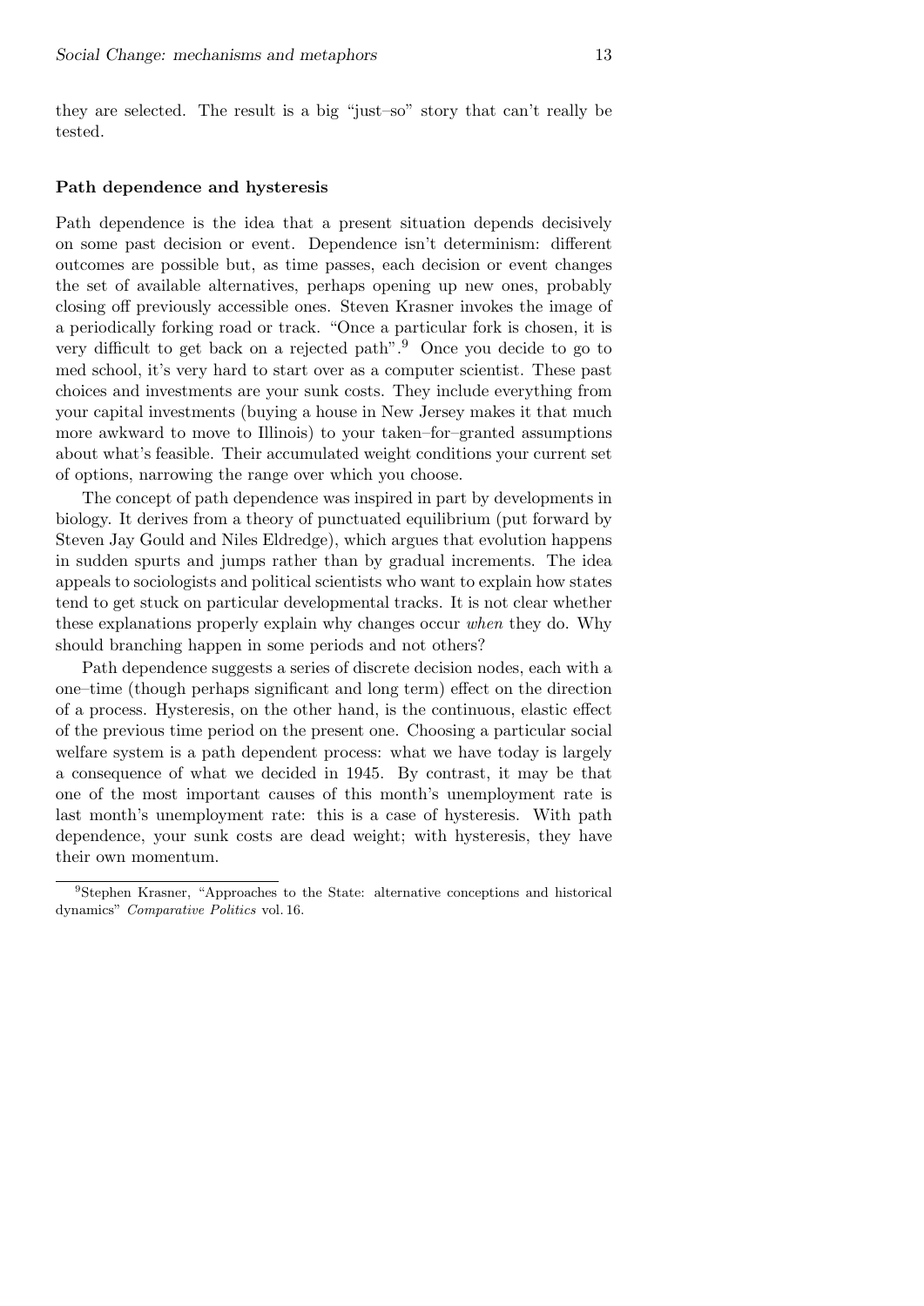they are selected. The result is a big "just–so" story that can't really be tested.

### Path dependence and hysteresis

Path dependence is the idea that a present situation depends decisively on some past decision or event. Dependence isn't determinism: different outcomes are possible but, as time passes, each decision or event changes the set of available alternatives, perhaps opening up new ones, probably closing off previously accessible ones. Steven Krasner invokes the image of a periodically forking road or track. "Once a particular fork is chosen, it is very difficult to get back on a rejected path".[9] Once you decide to go to med school, it's very hard to start over as a computer scientist. These past choices and investments are your sunk costs. They include everything from your capital investments (buying a house in New Jersey makes it that much more awkward to move to Illinois) to your taken–for–granted assumptions about what's feasible. Their accumulated weight conditions your current set of options, narrowing the range over which you choose.

The concept of path dependence was inspired in part by developments in biology. It derives from a theory of punctuated equilibrium (put forward by Steven Jay Gould and Niles Eldredge), which argues that evolution happens in sudden spurts and jumps rather than by gradual increments. The idea appeals to sociologists and political scientists who want to explain how states tend to get stuck on particular developmental tracks. It is not clear whether these explanations properly explain why changes occur *when* they do. Why should branching happen in some periods and not others?

Path dependence suggests a series of discrete decision nodes, each with a one–time (though perhaps significant and long term) effect on the direction of a process. Hysteresis, on the other hand, is the continuous, elastic effect of the previous time period on the present one. Choosing a particular social welfare system is a path dependent process: what we have today is largely a consequence of what we decided in 1945. By contrast, it may be that one of the most important causes of this month's unemployment rate is last month's unemployment rate: this is a case of hysteresis. With path dependence, your sunk costs are dead weight; with hysteresis, they have their own momentum.

---

[9] Stephen Krasner, "Approaches to the State: alternative conceptions and historical dynamics" *Comparative Politics* vol. 16.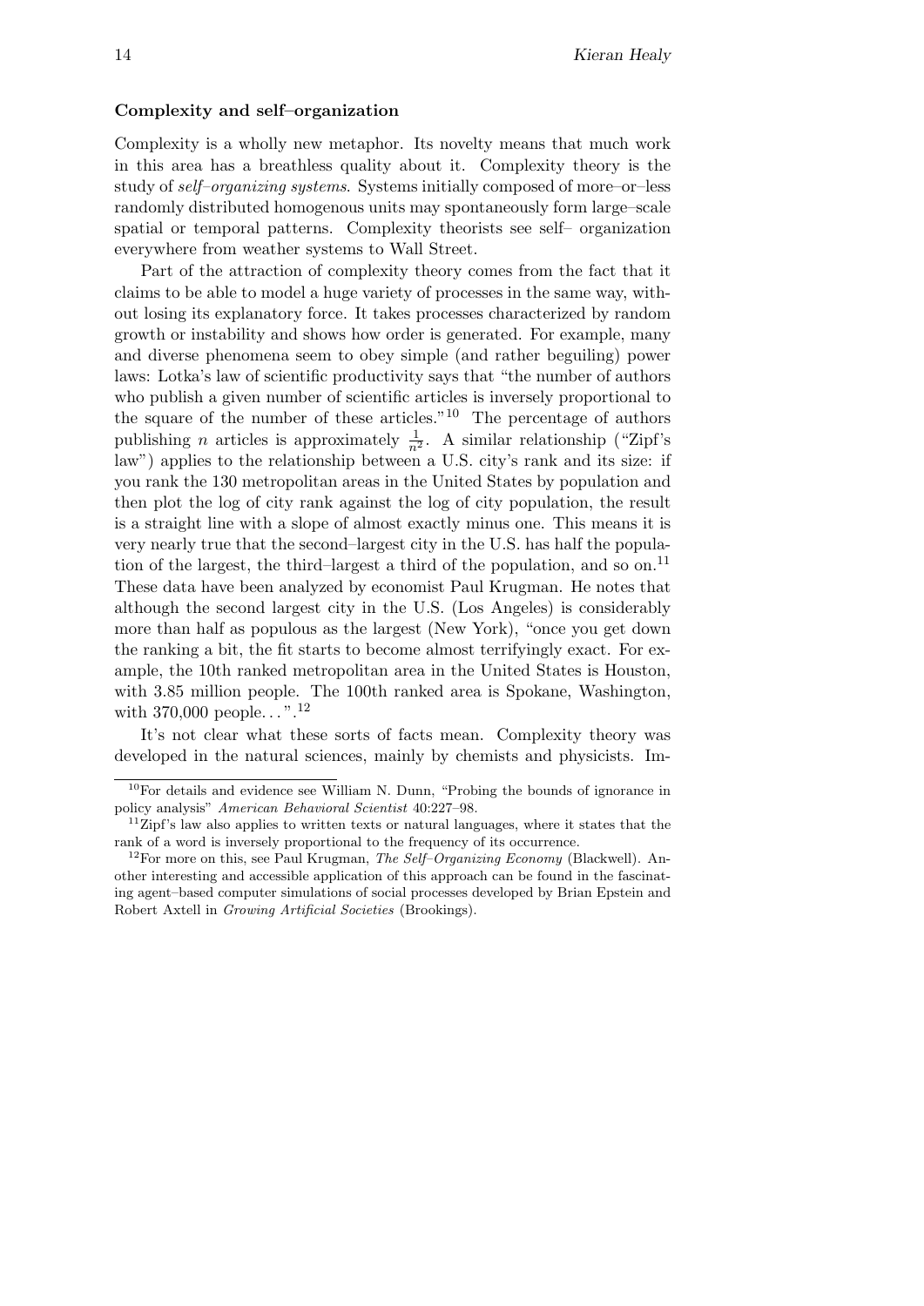**Complexity and self–organization**

Complexity is a wholly new metaphor. Its novelty means that much work in this area has a breathless quality about it. Complexity theory is the study of *self–organizing systems*. Systems initially composed of more–or–less randomly distributed homogenous units may spontaneously form large–scale spatial or temporal patterns. Complexity theorists see self– organization everywhere from weather systems to Wall Street.

Part of the attraction of complexity theory comes from the fact that it claims to be able to model a huge variety of processes in the same way, without losing its explanatory force. It takes processes characterized by random growth or instability and shows how order is generated. For example, many and diverse phenomena seem to obey simple (and rather beguiling) power laws: Lotka's law of scientific productivity says that "the number of authors who publish a given number of scientific articles is inversely proportional to the square of the number of these articles."[10] The percentage of authors publishing $n$ articles is approximately $\frac{1}{n^2}$. A similar relationship ("Zipf's law") applies to the relationship between a U.S. city's rank and its size: if you rank the 130 metropolitan areas in the United States by population and then plot the log of city rank against the log of city population, the result is a straight line with a slope of almost exactly minus one. This means it is very nearly true that the second–largest city in the U.S. has half the population of the largest, the third–largest a third of the population, and so on.[11] These data have been analyzed by economist Paul Krugman. He notes that although the second largest city in the U.S. (Los Angeles) is considerably more than half as populous as the largest (New York), "once you get down the ranking a bit, the fit starts to become almost terrifyingly exact. For example, the 10th ranked metropolitan area in the United States is Houston, with 3.85 million people. The 100th ranked area is Spokane, Washington, with 370,000 people. . . ".[12]

It's not clear what these sorts of facts mean. Complexity theory was developed in the natural sciences, mainly by chemists and physicists. Im-

---

[10] For details and evidence see William N. Dunn, "Probing the bounds of ignorance in policy analysis" *American Behavioral Scientist* 40:227–98.

[11] Zipf's law also applies to written texts or natural languages, where it states that the rank of a word is inversely proportional to the frequency of its occurrence.

[12] For more on this, see Paul Krugman, *The Self–Organizing Economy* (Blackwell). Another interesting and accessible application of this approach can be found in the fascinating agent–based computer simulations of social processes developed by Brian Epstein and Robert Axtell in *Growing Artificial Societies* (Brookings).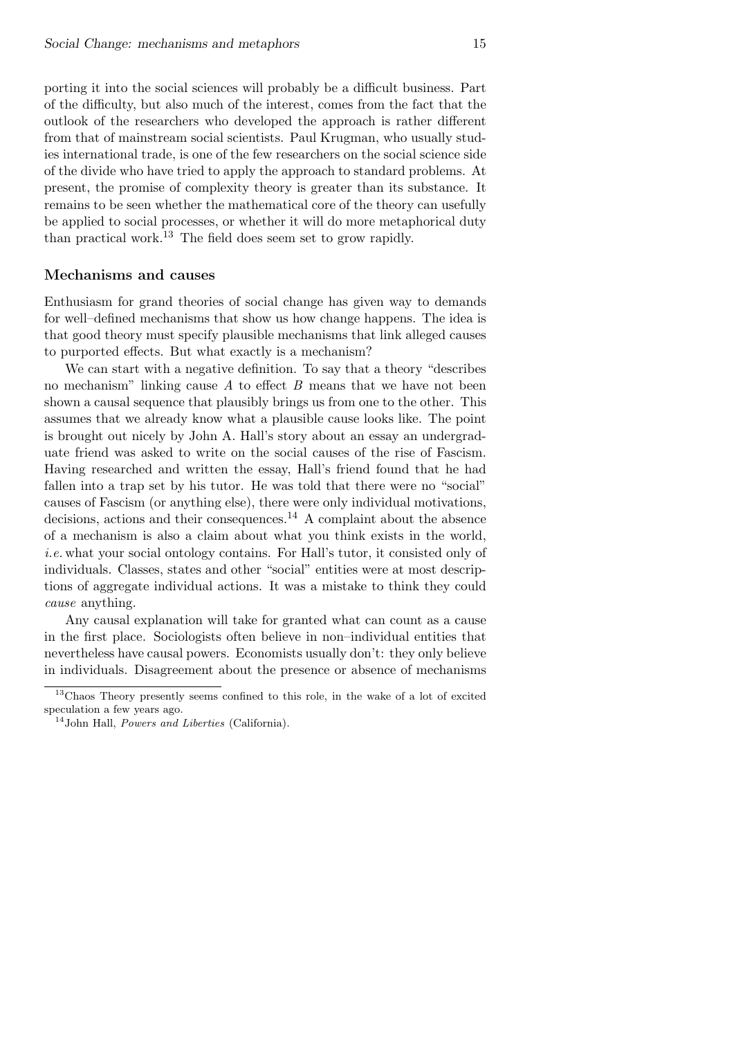porting it into the social sciences will probably be a difficult business. Part of the difficulty, but also much of the interest, comes from the fact that the outlook of the researchers who developed the approach is rather different from that of mainstream social scientists. Paul Krugman, who usually studies international trade, is one of the few researchers on the social science side of the divide who have tried to apply the approach to standard problems. At present, the promise of complexity theory is greater than its substance. It remains to be seen whether the mathematical core of the theory can usefully be applied to social processes, or whether it will do more metaphorical duty than practical work.[13] The field does seem set to grow rapidly.

### Mechanisms and causes

Enthusiasm for grand theories of social change has given way to demands for well–defined mechanisms that show us how change happens. The idea is that good theory must specify plausible mechanisms that link alleged causes to purported effects. But what exactly is a mechanism?

We can start with a negative definition. To say that a theory "describes no mechanism" linking cause $A$ to effect $B$ means that we have not been shown a causal sequence that plausibly brings us from one to the other. This assumes that we already know what a plausible cause looks like. The point is brought out nicely by John A. Hall's story about an essay an undergraduate friend was asked to write on the social causes of the rise of Fascism. Having researched and written the essay, Hall's friend found that he had fallen into a trap set by his tutor. He was told that there were no "social" causes of Fascism (or anything else), there were only individual motivations, decisions, actions and their consequences.[14] A complaint about the absence of a mechanism is also a claim about what you think exists in the world, *i.e.* what your social ontology contains. For Hall's tutor, it consisted only of individuals. Classes, states and other "social" entities were at most descriptions of aggregate individual actions. It was a mistake to think they could *cause* anything.

Any causal explanation will take for granted what can count as a cause in the first place. Sociologists often believe in non–individual entities that nevertheless have causal powers. Economists usually don't: they only believe in individuals. Disagreement about the presence or absence of mechanisms

---

[13] Chaos Theory presently seems confined to this role, in the wake of a lot of excited speculation a few years ago.

[14] John Hall, *Powers and Liberties* (California).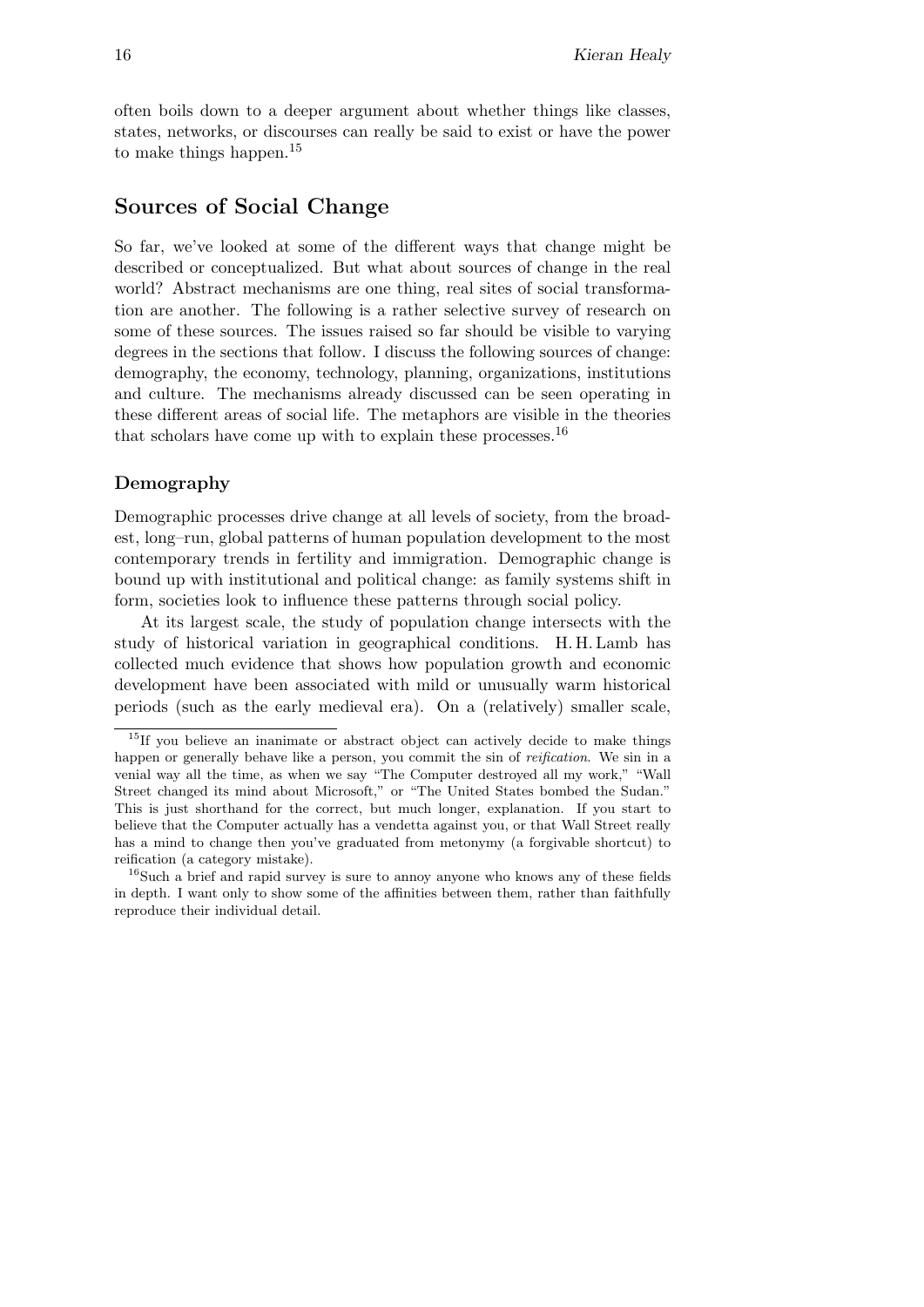often boils down to a deeper argument about whether things like classes, states, networks, or discourses can really be said to exist or have the power to make things happen.[15]

## Sources of Social Change

So far, we've looked at some of the different ways that change might be described or conceptualized. But what about sources of change in the real world? Abstract mechanisms are one thing, real sites of social transformation are another. The following is a rather selective survey of research on some of these sources. The issues raised so far should be visible to varying degrees in the sections that follow. I discuss the following sources of change: demography, the economy, technology, planning, organizations, institutions and culture. The mechanisms already discussed can be seen operating in these different areas of social life. The metaphors are visible in the theories that scholars have come up with to explain these processes.[16]

### Demography

Demographic processes drive change at all levels of society, from the broadest, long–run, global patterns of human population development to the most contemporary trends in fertility and immigration. Demographic change is bound up with institutional and political change: as family systems shift in form, societies look to influence these patterns through social policy.

At its largest scale, the study of population change intersects with the study of historical variation in geographical conditions. H. H. Lamb has collected much evidence that shows how population growth and economic development have been associated with mild or unusually warm historical periods (such as the early medieval era). On a (relatively) smaller scale,

---

[15] If you believe an inanimate or abstract object can actively decide to make things happen or generally behave like a person, you commit the sin of *reification*. We sin in a venial way all the time, as when we say "The Computer destroyed all my work," "Wall Street changed its mind about Microsoft," or "The United States bombed the Sudan." This is just shorthand for the correct, but much longer, explanation. If you start to believe that the Computer actually has a vendetta against you, or that Wall Street really has a mind to change then you've graduated from metonymy (a forgivable shortcut) to reification (a category mistake).

[16] Such a brief and rapid survey is sure to annoy anyone who knows any of these fields in depth. I want only to show some of the affinities between them, rather than faithfully reproduce their individual detail.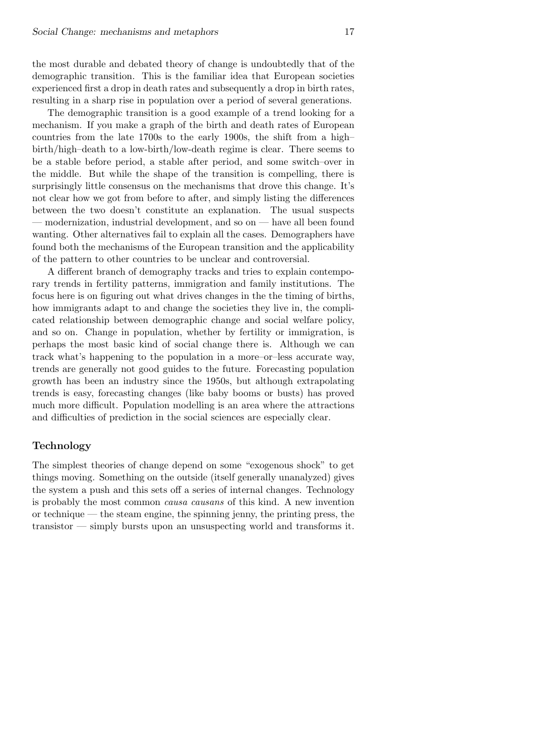the most durable and debated theory of change is undoubtedly that of the demographic transition. This is the familiar idea that European societies experienced first a drop in death rates and subsequently a drop in birth rates, resulting in a sharp rise in population over a period of several generations.

The demographic transition is a good example of a trend looking for a mechanism. If you make a graph of the birth and death rates of European countries from the late 1700s to the early 1900s, the shift from a high–birth/high–death to a low-birth/low-death regime is clear. There seems to be a stable before period, a stable after period, and some switch–over in the middle. But while the shape of the transition is compelling, there is surprisingly little consensus on the mechanisms that drove this change. It's not clear how we got from before to after, and simply listing the differences between the two doesn't constitute an explanation. The usual suspects — modernization, industrial development, and so on — have all been found wanting. Other alternatives fail to explain all the cases. Demographers have found both the mechanisms of the European transition and the applicability of the pattern to other countries to be unclear and controversial.

A different branch of demography tracks and tries to explain contemporary trends in fertility patterns, immigration and family institutions. The focus here is on figuring out what drives changes in the the timing of births, how immigrants adapt to and change the societies they live in, the complicated relationship between demographic change and social welfare policy, and so on. Change in population, whether by fertility or immigration, is perhaps the most basic kind of social change there is. Although we can track what's happening to the population in a more–or–less accurate way, trends are generally not good guides to the future. Forecasting population growth has been an industry since the 1950s, but although extrapolating trends is easy, forecasting changes (like baby booms or busts) has proved much more difficult. Population modelling is an area where the attractions and difficulties of prediction in the social sciences are especially clear.

## Technology

The simplest theories of change depend on some "exogenous shock" to get things moving. Something on the outside (itself generally unanalyzed) gives the system a push and this sets off a series of internal changes. Technology is probably the most common *causa causans* of this kind. A new invention or technique — the steam engine, the spinning jenny, the printing press, the transistor — simply bursts upon an unsuspecting world and transforms it.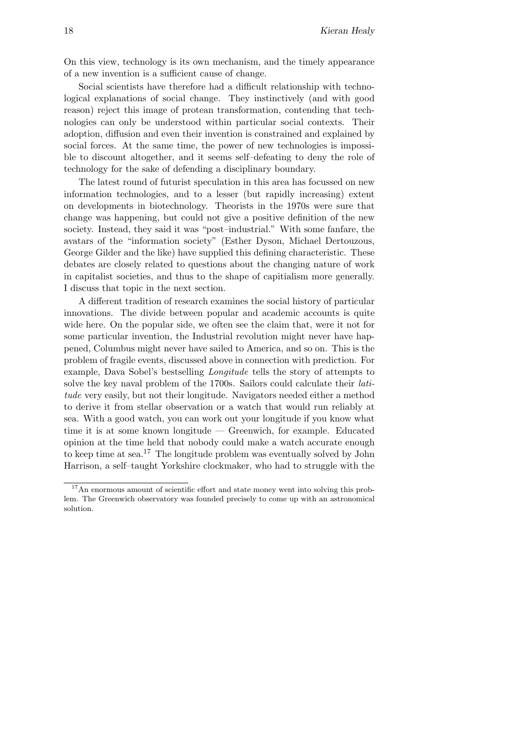On this view, technology is its own mechanism, and the timely appearance of a new invention is a sufficient cause of change.

Social scientists have therefore had a difficult relationship with technological explanations of social change. They instinctively (and with good reason) reject this image of protean transformation, contending that technologies can only be understood within particular social contexts. Their adoption, diffusion and even their invention is constrained and explained by social forces. At the same time, the power of new technologies is impossible to discount altogether, and it seems self–defeating to deny the role of technology for the sake of defending a disciplinary boundary.

The latest round of futurist speculation in this area has focussed on new information technologies, and to a lesser (but rapidly increasing) extent on developments in biotechnology. Theorists in the 1970s were sure that change was happening, but could not give a positive definition of the new society. Instead, they said it was "post–industrial." With some fanfare, the avatars of the "information society" (Esther Dyson, Michael Dertouzous, George Gilder and the like) have supplied this defining characteristic. These debates are closely related to questions about the changing nature of work in capitalist societies, and thus to the shape of capitalism more generally. I discuss that topic in the next section.

A different tradition of research examines the social history of particular innovations. The divide between popular and academic accounts is quite wide here. On the popular side, we often see the claim that, were it not for some particular invention, the Industrial revolution might never have happened, Columbus might never have sailed to America, and so on. This is the problem of fragile events, discussed above in connection with prediction. For example, Dava Sobel's bestselling *Longitude* tells the story of attempts to solve the key naval problem of the 1700s. Sailors could calculate their *latitude* very easily, but not their longitude. Navigators needed either a method to derive it from stellar observation or a watch that would run reliably at sea. With a good watch, you can work out your longitude if you know what time it is at some known longitude — Greenwich, for example. Educated opinion at the time held that nobody could make a watch accurate enough to keep time at sea.[17] The longitude problem was eventually solved by John Harrison, a self–taught Yorkshire clockmaker, who had to struggle with the

[17] An enormous amount of scientific effort and state money went into solving this problem. The Greenwich observatory was founded precisely to come up with an astronomical solution.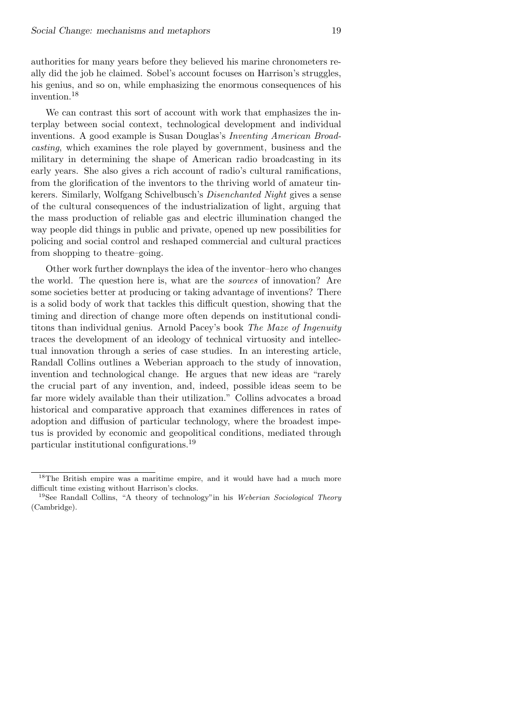authorities for many years before they believed his marine chronometers really did the job he claimed. Sobel's account focuses on Harrison's struggles, his genius, and so on, while emphasizing the enormous consequences of his invention.[18]

We can contrast this sort of account with work that emphasizes the interplay between social context, technological development and individual inventions. A good example is Susan Douglas's *Inventing American Broadcasting*, which examines the role played by government, business and the military in determining the shape of American radio broadcasting in its early years. She also gives a rich account of radio's cultural ramifications, from the glorification of the inventors to the thriving world of amateur tinkerers. Similarly, Wolfgang Schivelbusch's *Disenchanted Night* gives a sense of the cultural consequences of the industrialization of light, arguing that the mass production of reliable gas and electric illumination changed the way people did things in public and private, opened up new possibilities for policing and social control and reshaped commercial and cultural practices from shopping to theatre–going.

Other work further downplays the idea of the inventor–hero who changes the world. The question here is, what are the *sources* of innovation? Are some societies better at producing or taking advantage of inventions? There is a solid body of work that tackles this difficult question, showing that the timing and direction of change more often depends on institutional condititons than individual genius. Arnold Pacey's book *The Maze of Ingenuity* traces the development of an ideology of technical virtuosity and intellectual innovation through a series of case studies. In an interesting article, Randall Collins outlines a Weberian approach to the study of innovation, invention and technological change. He argues that new ideas are "rarely the crucial part of any invention, and, indeed, possible ideas seem to be far more widely available than their utilization." Collins advocates a broad historical and comparative approach that examines differences in rates of adoption and diffusion of particular technology, where the broadest impetus is provided by economic and geopolitical conditions, mediated through particular institutional configurations.[19]

---

[18] The British empire was a maritime empire, and it would have had a much more difficult time existing without Harrison's clocks.

[19] See Randall Collins, "A theory of technology"in his *Weberian Sociological Theory* (Cambridge).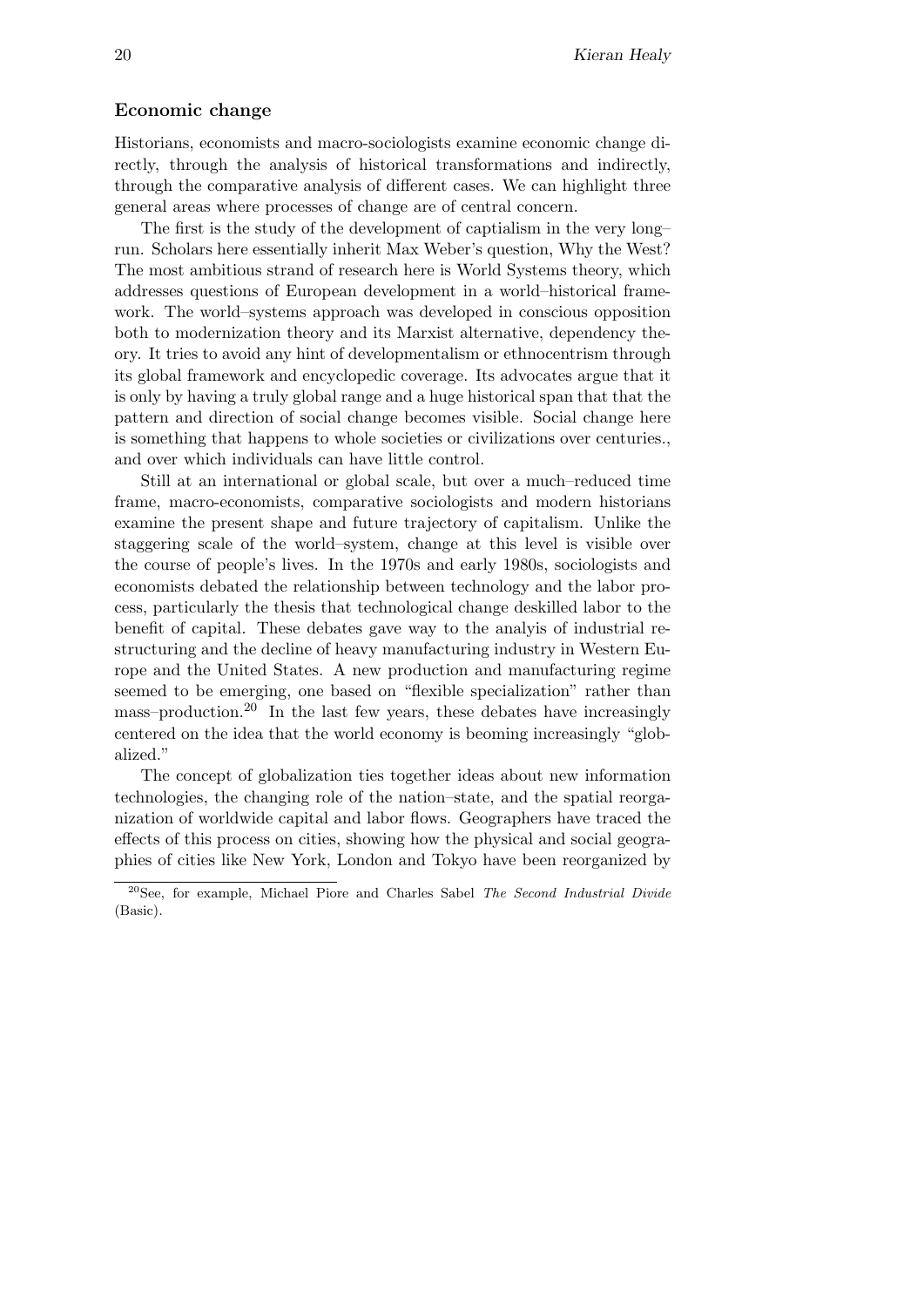### Economic change

Historians, economists and macro-sociologists examine economic change directly, through the analysis of historical transformations and indirectly, through the comparative analysis of different cases. We can highlight three general areas where processes of change are of central concern.

The first is the study of the development of captialism in the very long–run. Scholars here essentially inherit Max Weber's question, Why the West? The most ambitious strand of research here is World Systems theory, which addresses questions of European development in a world–historical framework. The world–systems approach was developed in conscious opposition both to modernization theory and its Marxist alternative, dependency theory. It tries to avoid any hint of developmentalism or ethnocentrism through its global framework and encyclopedic coverage. Its advocates argue that it is only by having a truly global range and a huge historical span that that the pattern and direction of social change becomes visible. Social change here is something that happens to whole societies or civilizations over centuries., and over which individuals can have little control.

Still at an international or global scale, but over a much–reduced time frame, macro-economists, comparative sociologists and modern historians examine the present shape and future trajectory of capitalism. Unlike the staggering scale of the world–system, change at this level is visible over the course of people's lives. In the 1970s and early 1980s, sociologists and economists debated the relationship between technology and the labor process, particularly the thesis that technological change deskilled labor to the benefit of capital. These debates gave way to the analyis of industrial restructuring and the decline of heavy manufacturing industry in Western Europe and the United States. A new production and manufacturing regime seemed to be emerging, one based on "flexible specialization" rather than mass–production.[20] In the last few years, these debates have increasingly centered on the idea that the world economy is beoming increasingly "globalized."

The concept of globalization ties together ideas about new information technologies, the changing role of the nation–state, and the spatial reorganization of worldwide capital and labor flows. Geographers have traced the effects of this process on cities, showing how the physical and social geographies of cities like New York, London and Tokyo have been reorganized by

[20] See, for example, Michael Piore and Charles Sabel *The Second Industrial Divide* (Basic).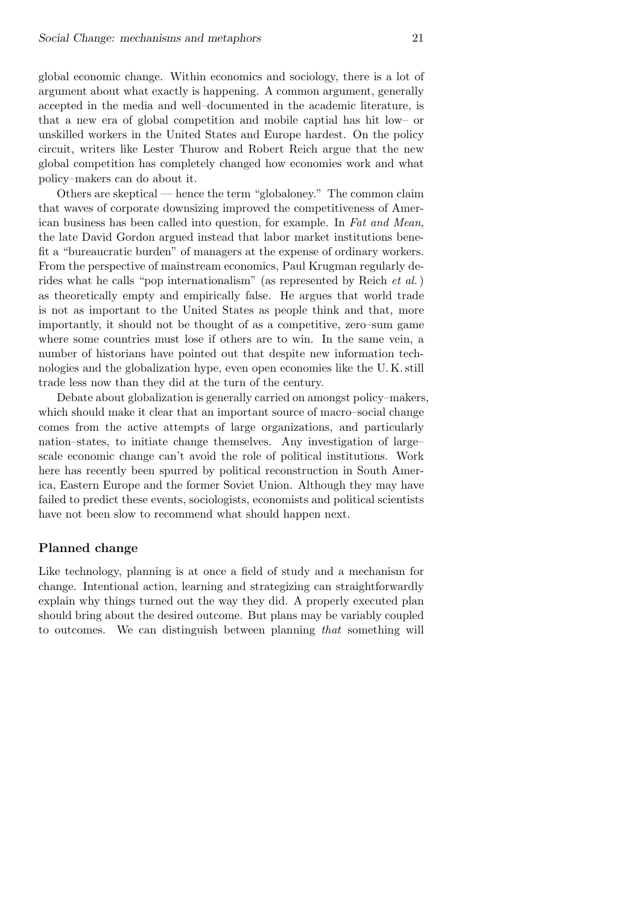global economic change. Within economics and sociology, there is a lot of argument about what exactly is happening. A common argument, generally accepted in the media and well–documented in the academic literature, is that a new era of global competition and mobile captial has hit low– or unskilled workers in the United States and Europe hardest. On the policy circuit, writers like Lester Thurow and Robert Reich argue that the new global competition has completely changed how economies work and what policy–makers can do about it.

Others are skeptical — hence the term "globaloney." The common claim that waves of corporate downsizing improved the competitiveness of American business has been called into question, for example. In *Fat and Mean*, the late David Gordon argued instead that labor market institutions benefit a "bureaucratic burden" of managers at the expense of ordinary workers. From the perspective of mainstream economics, Paul Krugman regularly derides what he calls "pop internationalism" (as represented by Reich *et al.*) as theoretically empty and empirically false. He argues that world trade is not as important to the United States as people think and that, more importantly, it should not be thought of as a competitive, zero–sum game where some countries must lose if others are to win. In the same vein, a number of historians have pointed out that despite new information technologies and the globalization hype, even open economies like the U. K. still trade less now than they did at the turn of the century.

Debate about globalization is generally carried on amongst policy–makers, which should make it clear that an important source of macro–social change comes from the active attempts of large organizations, and particularly nation–states, to initiate change themselves. Any investigation of large–scale economic change can't avoid the role of political institutions. Work here has recently been spurred by political reconstruction in South America, Eastern Europe and the former Soviet Union. Although they may have failed to predict these events, sociologists, economists and political scientists have not been slow to recommend what should happen next.

### Planned change

Like technology, planning is at once a field of study and a mechanism for change. Intentional action, learning and strategizing can straightforwardly explain why things turned out the way they did. A properly executed plan should bring about the desired outcome. But plans may be variably coupled to outcomes. We can distinguish between planning *that* something will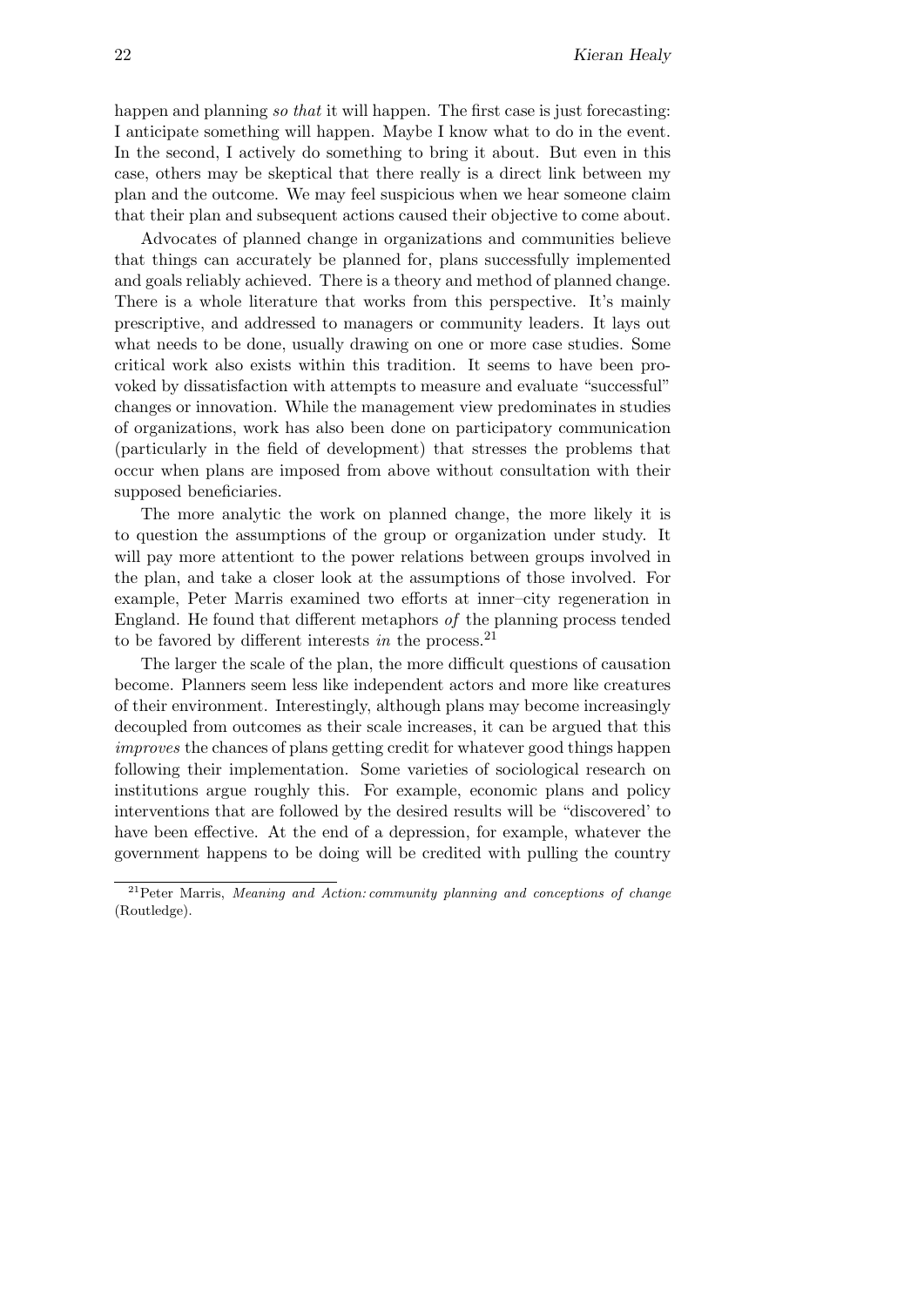happen and planning *so that* it will happen. The first case is just forecasting: I anticipate something will happen. Maybe I know what to do in the event. In the second, I actively do something to bring it about. But even in this case, others may be skeptical that there really is a direct link between my plan and the outcome. We may feel suspicious when we hear someone claim that their plan and subsequent actions caused their objective to come about.

Advocates of planned change in organizations and communities believe that things can accurately be planned for, plans successfully implemented and goals reliably achieved. There is a theory and method of planned change. There is a whole literature that works from this perspective. It's mainly prescriptive, and addressed to managers or community leaders. It lays out what needs to be done, usually drawing on one or more case studies. Some critical work also exists within this tradition. It seems to have been provoked by dissatisfaction with attempts to measure and evaluate "successful" changes or innovation. While the management view predominates in studies of organizations, work has also been done on participatory communication (particularly in the field of development) that stresses the problems that occur when plans are imposed from above without consultation with their supposed beneficiaries.

The more analytic the work on planned change, the more likely it is to question the assumptions of the group or organization under study. It will pay more attentiont to the power relations between groups involved in the plan, and take a closer look at the assumptions of those involved. For example, Peter Marris examined two efforts at inner–city regeneration in England. He found that different metaphors *of* the planning process tended to be favored by different interests *in* the process.[21]

The larger the scale of the plan, the more difficult questions of causation become. Planners seem less like independent actors and more like creatures of their environment. Interestingly, although plans may become increasingly decoupled from outcomes as their scale increases, it can be argued that this *improves* the chances of plans getting credit for whatever good things happen following their implementation. Some varieties of sociological research on institutions argue roughly this. For example, economic plans and policy interventions that are followed by the desired results will be "discovered' to have been effective. At the end of a depression, for example, whatever the government happens to be doing will be credited with pulling the country

[21] Peter Marris, *Meaning and Action: community planning and conceptions of change* (Routledge).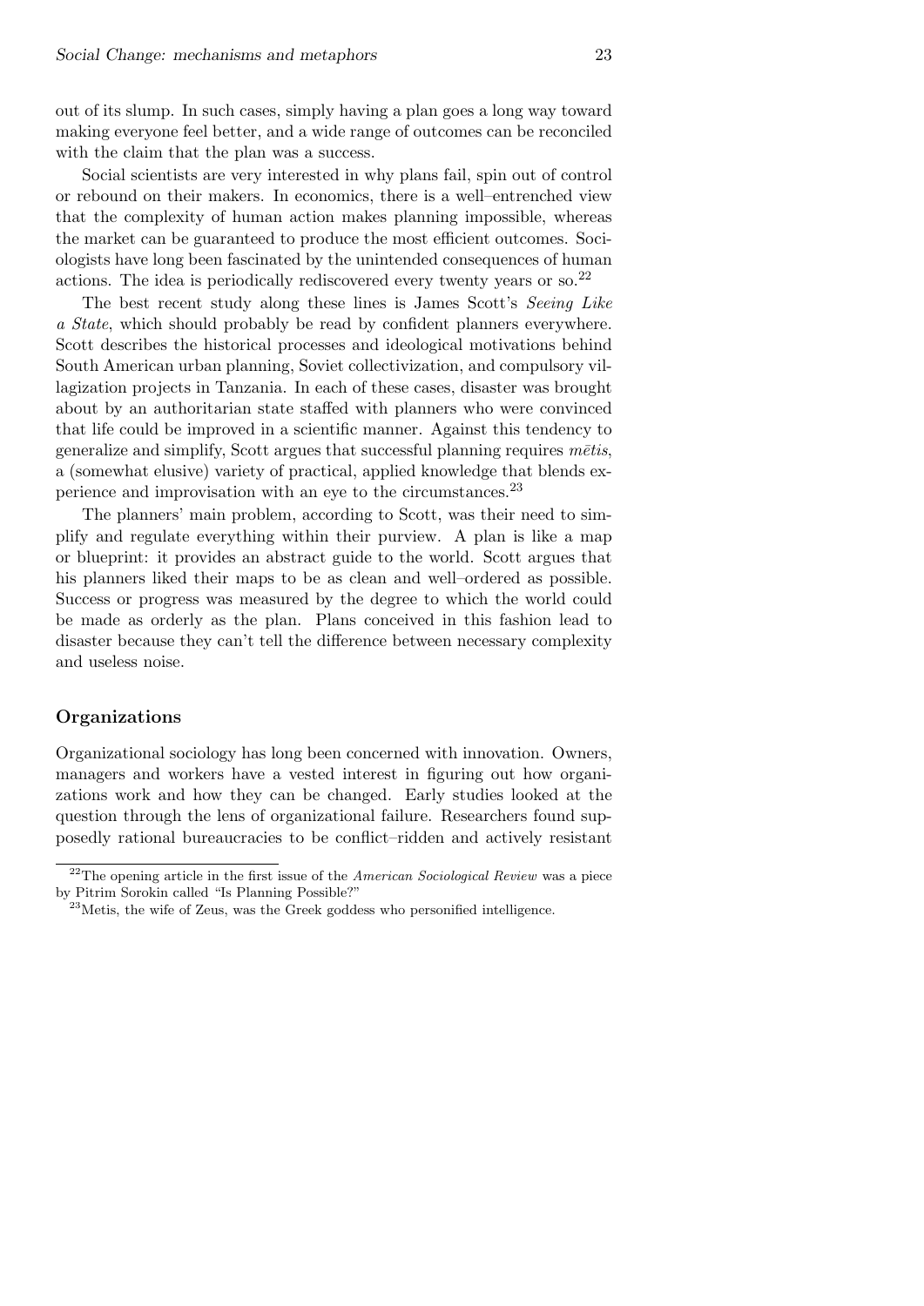out of its slump. In such cases, simply having a plan goes a long way toward making everyone feel better, and a wide range of outcomes can be reconciled with the claim that the plan was a success.

Social scientists are very interested in why plans fail, spin out of control or rebound on their makers. In economics, there is a well–entrenched view that the complexity of human action makes planning impossible, whereas the market can be guaranteed to produce the most efficient outcomes. Sociologists have long been fascinated by the unintended consequences of human actions. The idea is periodically rediscovered every twenty years or so.[22]

The best recent study along these lines is James Scott's *Seeing Like a State*, which should probably be read by confident planners everywhere. Scott describes the historical processes and ideological motivations behind South American urban planning, Soviet collectivization, and compulsory villagization projects in Tanzania. In each of these cases, disaster was brought about by an authoritarian state staffed with planners who were convinced that life could be improved in a scientific manner. Against this tendency to generalize and simplify, Scott argues that successful planning requires *mētis*, a (somewhat elusive) variety of practical, applied knowledge that blends experience and improvisation with an eye to the circumstances.[23]

The planners' main problem, according to Scott, was their need to simplify and regulate everything within their purview. A plan is like a map or blueprint: it provides an abstract guide to the world. Scott argues that his planners liked their maps to be as clean and well–ordered as possible. Success or progress was measured by the degree to which the world could be made as orderly as the plan. Plans conceived in this fashion lead to disaster because they can't tell the difference between necessary complexity and useless noise.

### Organizations

Organizational sociology has long been concerned with innovation. Owners, managers and workers have a vested interest in figuring out how organizations work and how they can be changed. Early studies looked at the question through the lens of organizational failure. Researchers found supposedly rational bureaucracies to be conflict–ridden and actively resistant

[22] The opening article in the first issue of the *American Sociological Review* was a piece by Pitrim Sorokin called "Is Planning Possible?"

[23] Metis, the wife of Zeus, was the Greek goddess who personified intelligence.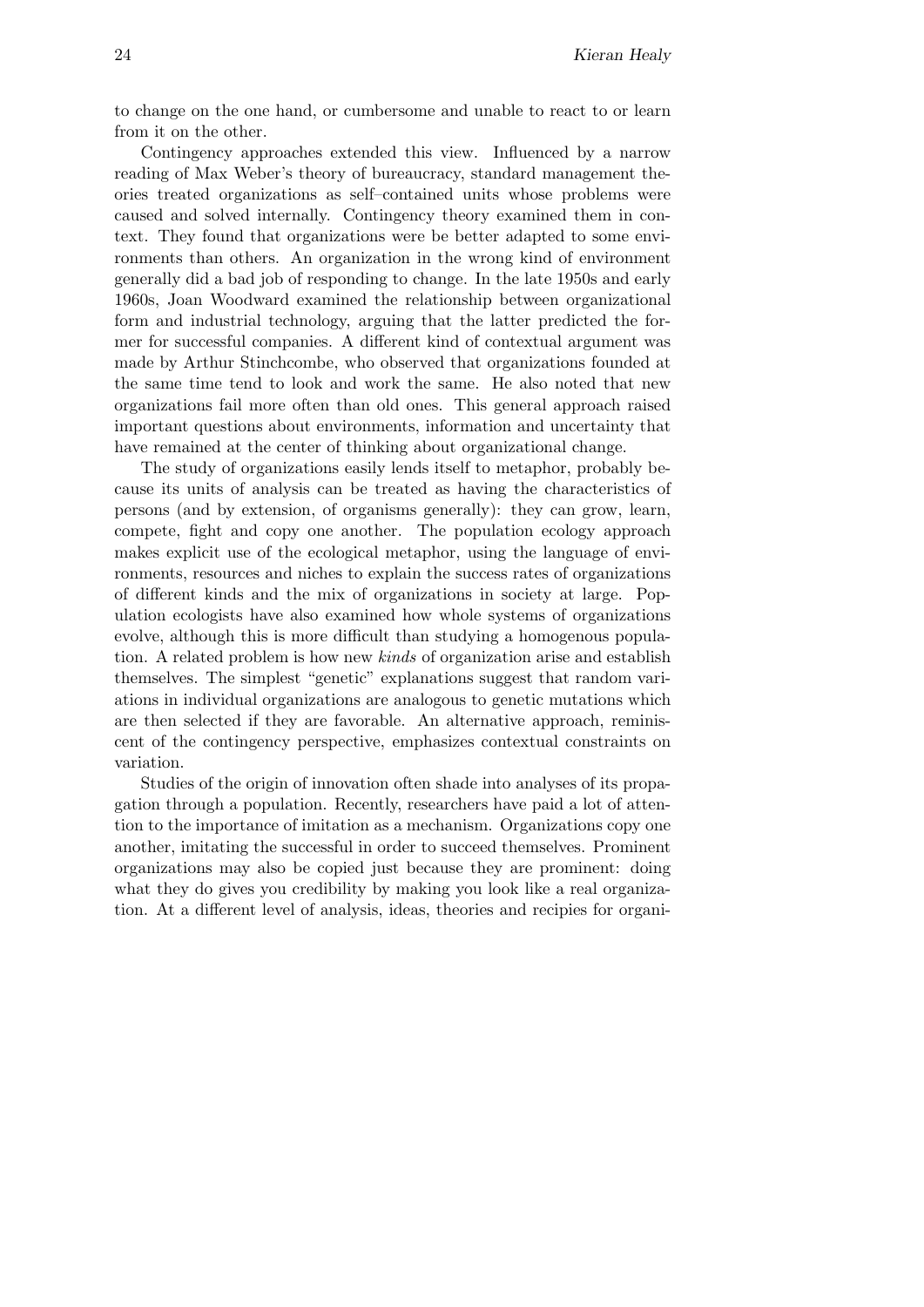to change on the one hand, or cumbersome and unable to react to or learn from it on the other.

Contingency approaches extended this view. Influenced by a narrow reading of Max Weber's theory of bureaucracy, standard management theories treated organizations as self–contained units whose problems were caused and solved internally. Contingency theory examined them in context. They found that organizations were be better adapted to some environments than others. An organization in the wrong kind of environment generally did a bad job of responding to change. In the late 1950s and early 1960s, Joan Woodward examined the relationship between organizational form and industrial technology, arguing that the latter predicted the former for successful companies. A different kind of contextual argument was made by Arthur Stinchcombe, who observed that organizations founded at the same time tend to look and work the same. He also noted that new organizations fail more often than old ones. This general approach raised important questions about environments, information and uncertainty that have remained at the center of thinking about organizational change.

The study of organizations easily lends itself to metaphor, probably because its units of analysis can be treated as having the characteristics of persons (and by extension, of organisms generally): they can grow, learn, compete, fight and copy one another. The population ecology approach makes explicit use of the ecological metaphor, using the language of environments, resources and niches to explain the success rates of organizations of different kinds and the mix of organizations in society at large. Population ecologists have also examined how whole systems of organizations evolve, although this is more difficult than studying a homogenous population. A related problem is how new *kinds* of organization arise and establish themselves. The simplest "genetic" explanations suggest that random variations in individual organizations are analogous to genetic mutations which are then selected if they are favorable. An alternative approach, reminiscent of the contingency perspective, emphasizes contextual constraints on variation.

Studies of the origin of innovation often shade into analyses of its propagation through a population. Recently, researchers have paid a lot of attention to the importance of imitation as a mechanism. Organizations copy one another, imitating the successful in order to succeed themselves. Prominent organizations may also be copied just because they are prominent: doing what they do gives you credibility by making you look like a real organization. At a different level of analysis, ideas, theories and recipies for organi-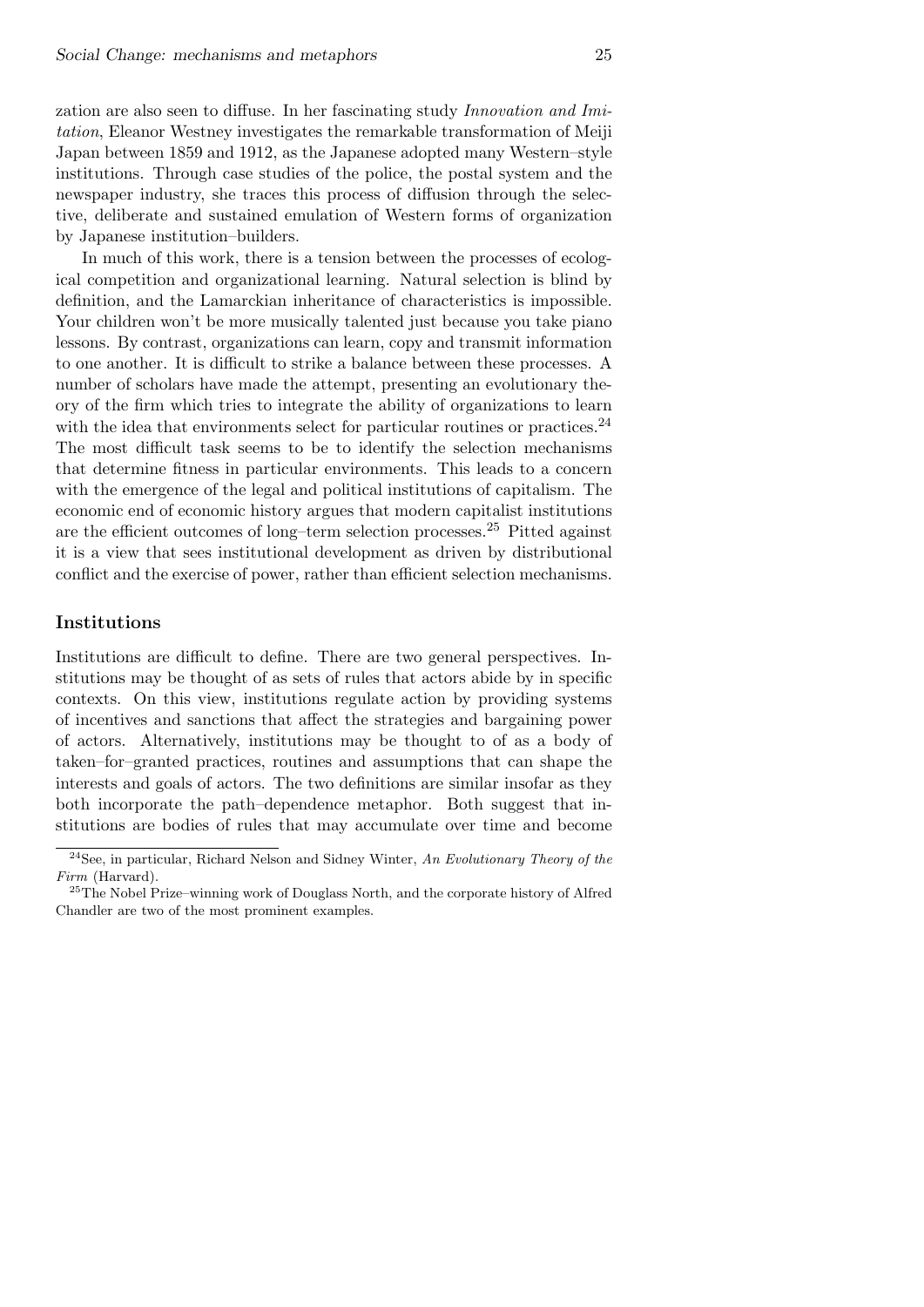zation are also seen to diffuse. In her fascinating study *Innovation and Imitation*, Eleanor Westney investigates the remarkable transformation of Meiji Japan between 1859 and 1912, as the Japanese adopted many Western–style institutions. Through case studies of the police, the postal system and the newspaper industry, she traces this process of diffusion through the selective, deliberate and sustained emulation of Western forms of organization by Japanese institution–builders.

In much of this work, there is a tension between the processes of ecological competition and organizational learning. Natural selection is blind by definition, and the Lamarckian inheritance of characteristics is impossible. Your children won't be more musically talented just because you take piano lessons. By contrast, organizations can learn, copy and transmit information to one another. It is difficult to strike a balance between these processes. A number of scholars have made the attempt, presenting an evolutionary theory of the firm which tries to integrate the ability of organizations to learn with the idea that environments select for particular routines or practices.[24] The most difficult task seems to be to identify the selection mechanisms that determine fitness in particular environments. This leads to a concern with the emergence of the legal and political institutions of capitalism. The economic end of economic history argues that modern capitalist institutions are the efficient outcomes of long–term selection processes.[25] Pitted against it is a view that sees institutional development as driven by distributional conflict and the exercise of power, rather than efficient selection mechanisms.

## Institutions

Institutions are difficult to define. There are two general perspectives. Institutions may be thought of as sets of rules that actors abide by in specific contexts. On this view, institutions regulate action by providing systems of incentives and sanctions that affect the strategies and bargaining power of actors. Alternatively, institutions may be thought to of as a body of taken–for–granted practices, routines and assumptions that can shape the interests and goals of actors. The two definitions are similar insofar as they both incorporate the path–dependence metaphor. Both suggest that institutions are bodies of rules that may accumulate over time and become

[24] See, in particular, Richard Nelson and Sidney Winter, *An Evolutionary Theory of the Firm* (Harvard).

[25] The Nobel Prize–winning work of Douglass North, and the corporate history of Alfred Chandler are two of the most prominent examples.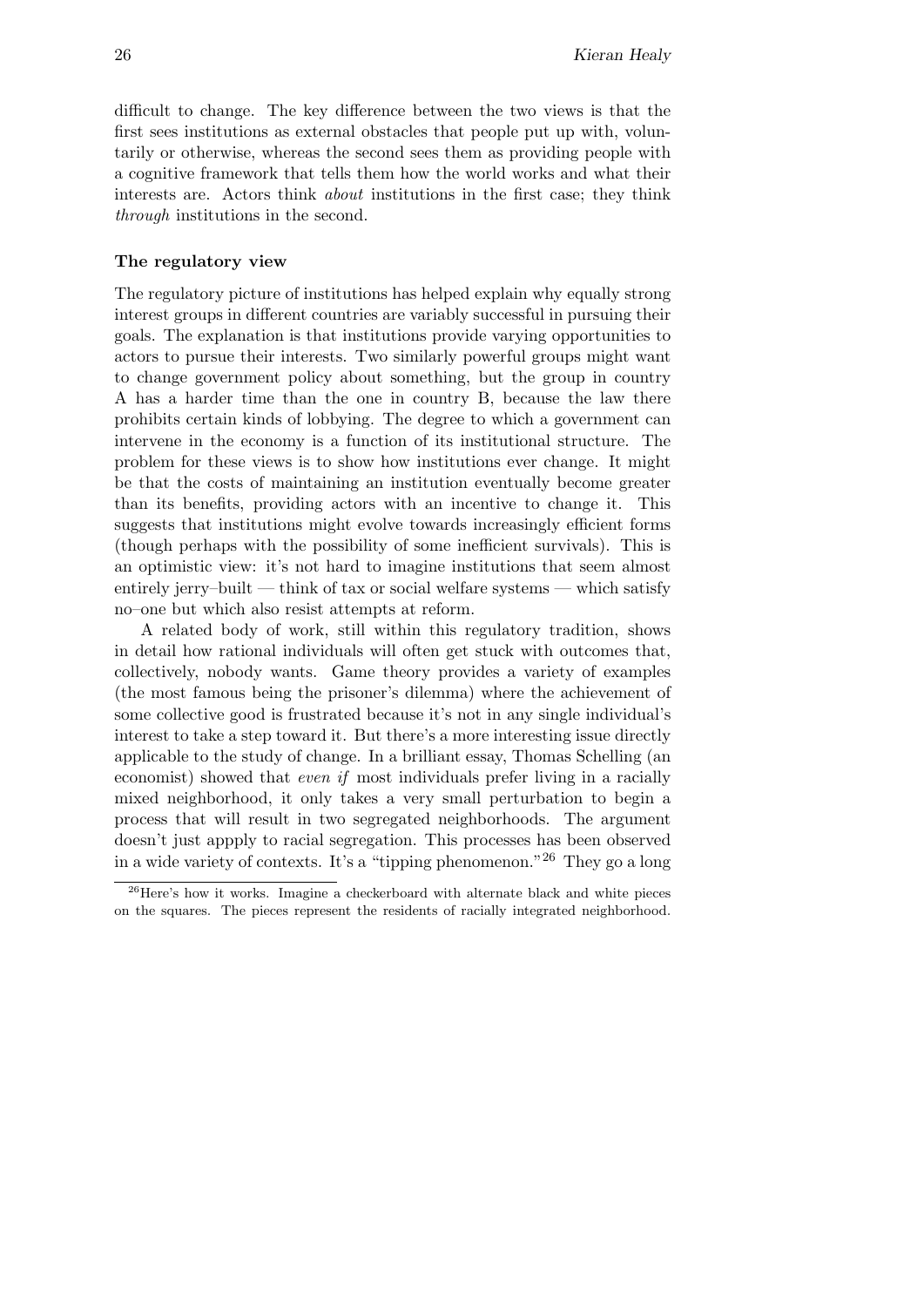difficult to change. The key difference between the two views is that the first sees institutions as external obstacles that people put up with, voluntarily or otherwise, whereas the second sees them as providing people with a cognitive framework that tells them how the world works and what their interests are. Actors think *about* institutions in the first case; they think *through* institutions in the second.

**The regulatory view**

The regulatory picture of institutions has helped explain why equally strong interest groups in different countries are variably successful in pursuing their goals. The explanation is that institutions provide varying opportunities to actors to pursue their interests. Two similarly powerful groups might want to change government policy about something, but the group in country A has a harder time than the one in country B, because the law there prohibits certain kinds of lobbying. The degree to which a government can intervene in the economy is a function of its institutional structure. The problem for these views is to show how institutions ever change. It might be that the costs of maintaining an institution eventually become greater than its benefits, providing actors with an incentive to change it. This suggests that institutions might evolve towards increasingly efficient forms (though perhaps with the possibility of some inefficient survivals). This is an optimistic view: it's not hard to imagine institutions that seem almost entirely jerry–built — think of tax or social welfare systems — which satisfy no–one but which also resist attempts at reform.

A related body of work, still within this regulatory tradition, shows in detail how rational individuals will often get stuck with outcomes that, collectively, nobody wants. Game theory provides a variety of examples (the most famous being the prisoner's dilemma) where the achievement of some collective good is frustrated because it's not in any single individual's interest to take a step toward it. But there's a more interesting issue directly applicable to the study of change. In a brilliant essay, Thomas Schelling (an economist) showed that *even if* most individuals prefer living in a racially mixed neighborhood, it only takes a very small perturbation to begin a process that will result in two segregated neighborhoods. The argument doesn't just appply to racial segregation. This processes has been observed in a wide variety of contexts. It's a "tipping phenomenon."[26] They go a long

[26] Here's how it works. Imagine a checkerboard with alternate black and white pieces on the squares. The pieces represent the residents of racially integrated neighborhood.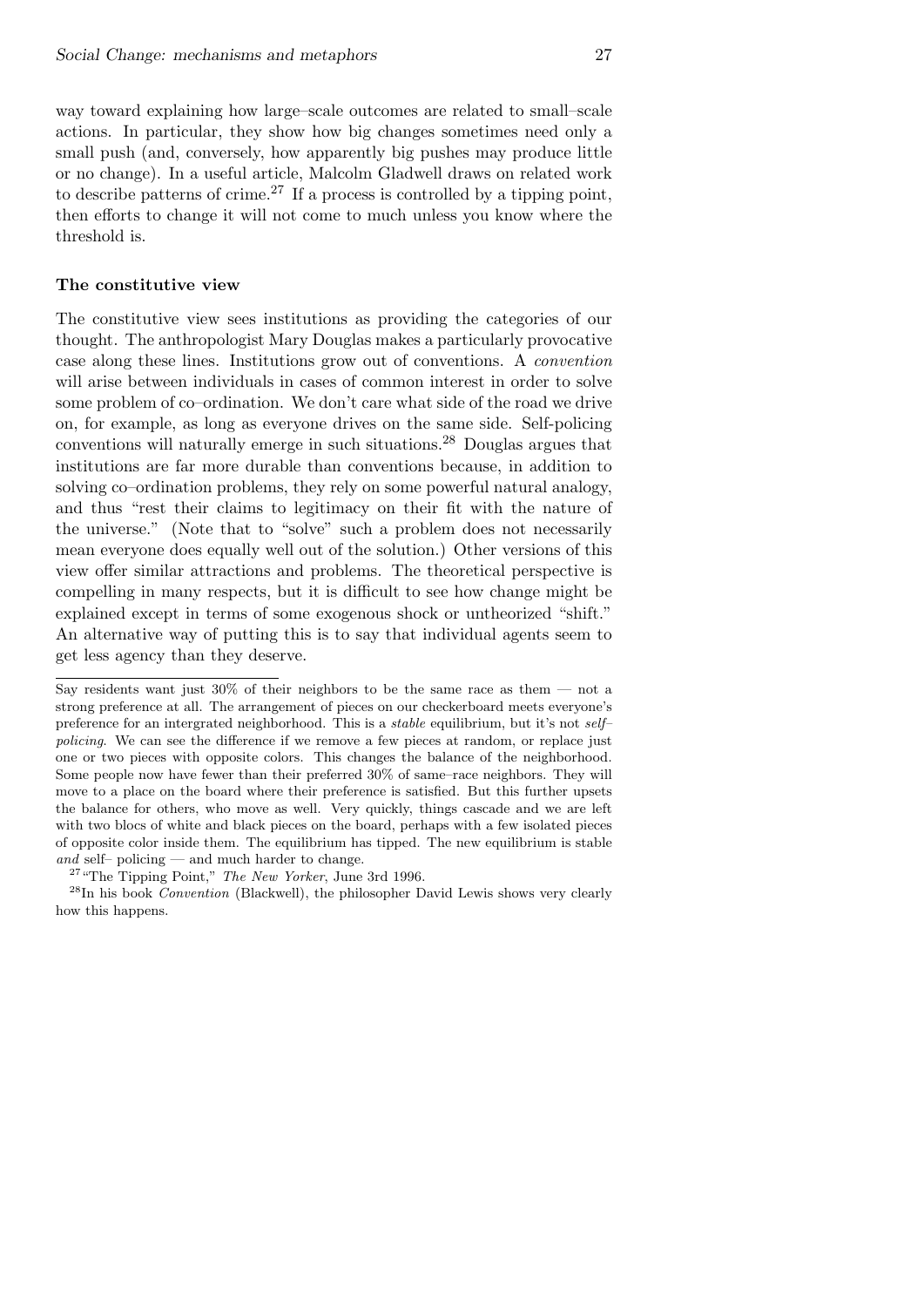way toward explaining how large–scale outcomes are related to small–scale actions. In particular, they show how big changes sometimes need only a small push (and, conversely, how apparently big pushes may produce little or no change). In a useful article, Malcolm Gladwell draws on related work to describe patterns of crime.[27] If a process is controlled by a tipping point, then efforts to change it will not come to much unless you know where the threshold is.

**The constitutive view**

The constitutive view sees institutions as providing the categories of our thought. The anthropologist Mary Douglas makes a particularly provocative case along these lines. Institutions grow out of conventions. A *convention* will arise between individuals in cases of common interest in order to solve some problem of co–ordination. We don't care what side of the road we drive on, for example, as long as everyone drives on the same side. Self-policing conventions will naturally emerge in such situations.[28] Douglas argues that institutions are far more durable than conventions because, in addition to solving co–ordination problems, they rely on some powerful natural analogy, and thus "rest their claims to legitimacy on their fit with the nature of the universe." (Note that to "solve" such a problem does not necessarily mean everyone does equally well out of the solution.) Other versions of this view offer similar attractions and problems. The theoretical perspective is compelling in many respects, but it is difficult to see how change might be explained except in terms of some exogenous shock or untheorized "shift." An alternative way of putting this is to say that individual agents seem to get less agency than they deserve.

---

Say residents want just 30% of their neighbors to be the same race as them — not a strong preference at all. The arrangement of pieces on our checkerboard meets everyone's preference for an intergrated neighborhood. This is a *stable* equilibrium, but it's not *self–policing*. We can see the difference if we remove a few pieces at random, or replace just one or two pieces with opposite colors. This changes the balance of the neighborhood. Some people now have fewer than their preferred 30% of same–race neighbors. They will move to a place on the board where their preference is satisfied. But this further upsets the balance for others, who move as well. Very quickly, things cascade and we are left with two blocs of white and black pieces on the board, perhaps with a few isolated pieces of opposite color inside them. The equilibrium has tipped. The new equilibrium is stable *and* self– policing — and much harder to change.

[27] "The Tipping Point," *The New Yorker*, June 3rd 1996.

[28] In his book *Convention* (Blackwell), the philosopher David Lewis shows very clearly how this happens.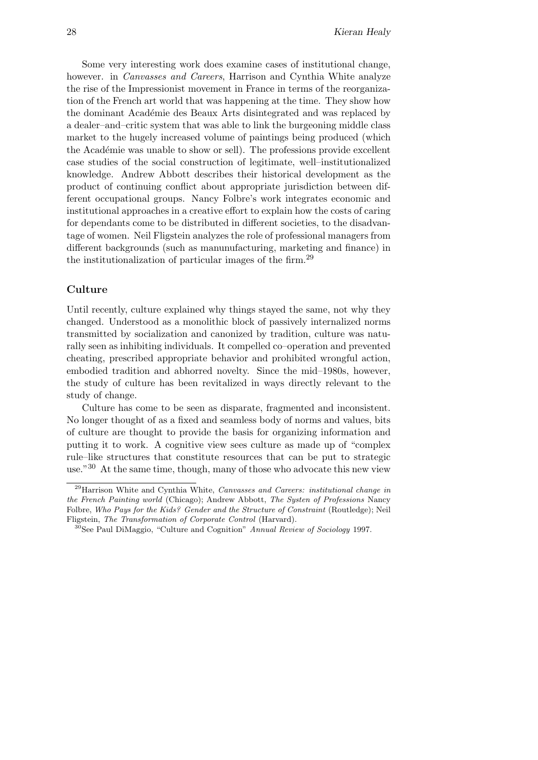Some very interesting work does examine cases of institutional change, however. in *Canvasses and Careers*, Harrison and Cynthia White analyze the rise of the Impressionist movement in France in terms of the reorganization of the French art world that was happening at the time. They show how the dominant Académie des Beaux Arts disintegrated and was replaced by a dealer–and–critic system that was able to link the burgeoning middle class market to the hugely increased volume of paintings being produced (which the Académie was unable to show or sell). The professions provide excellent case studies of the social construction of legitimate, well–institutionalized knowledge. Andrew Abbott describes their historical development as the product of continuing conflict about appropriate jurisdiction between different occupational groups. Nancy Folbre's work integrates economic and institutional approaches in a creative effort to explain how the costs of caring for dependants come to be distributed in different societies, to the disadvantage of women. Neil Fligstein analyzes the role of professional managers from different backgrounds (such as manunufacturing, marketing and finance) in the institutionalization of particular images of the firm.[29]

### Culture

Until recently, culture explained why things stayed the same, not why they changed. Understood as a monolithic block of passively internalized norms transmitted by socialization and canonized by tradition, culture was naturally seen as inhibiting individuals. It compelled co–operation and prevented cheating, prescribed appropriate behavior and prohibited wrongful action, embodied tradition and abhorred novelty. Since the mid–1980s, however, the study of culture has been revitalized in ways directly relevant to the study of change.

Culture has come to be seen as disparate, fragmented and inconsistent. No longer thought of as a fixed and seamless body of norms and values, bits of culture are thought to provide the basis for organizing information and putting it to work. A cognitive view sees culture as made up of "complex rule–like structures that constitute resources that can be put to strategic use."[30] At the same time, though, many of those who advocate this new view

---

[29] Harrison White and Cynthia White, *Canvasses and Careers: institutional change in the French Painting world* (Chicago); Andrew Abbott, *The Systen of Professions* Nancy Folbre, *Who Pays for the Kids? Gender and the Structure of Constraint* (Routledge); Neil Fligstein, *The Transformation of Corporate Control* (Harvard).

[30] See Paul DiMaggio, "Culture and Cognition" *Annual Review of Sociology* 1997.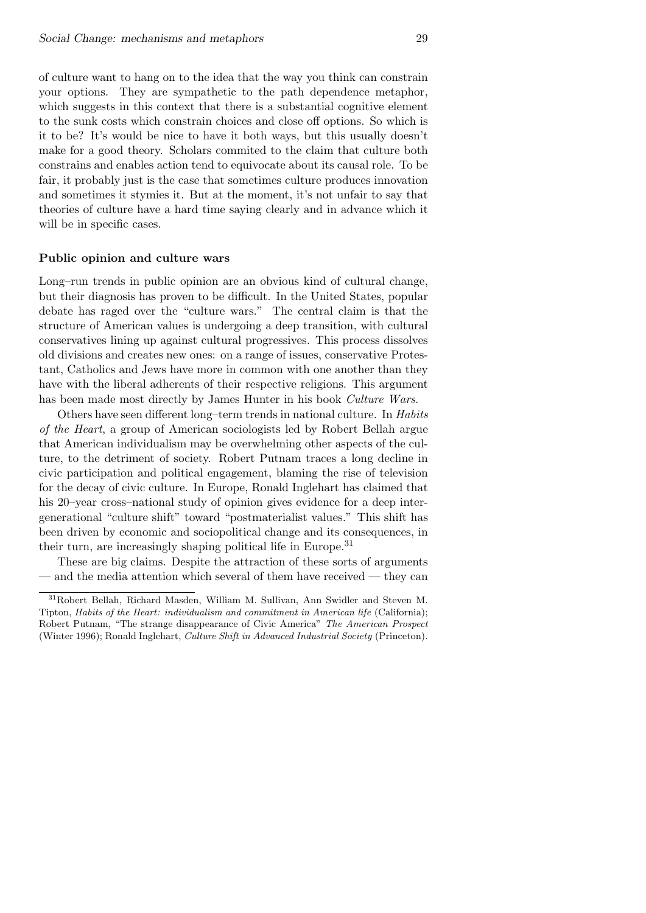of culture want to hang on to the idea that the way you think can constrain your options. They are sympathetic to the path dependence metaphor, which suggests in this context that there is a substantial cognitive element to the sunk costs which constrain choices and close off options. So which is it to be? It's would be nice to have it both ways, but this usually doesn't make for a good theory. Scholars commited to the claim that culture both constrains and enables action tend to equivocate about its causal role. To be fair, it probably just is the case that sometimes culture produces innovation and sometimes it stymies it. But at the moment, it's not unfair to say that theories of culture have a hard time saying clearly and in advance which it will be in specific cases.

**Public opinion and culture wars**

Long–run trends in public opinion are an obvious kind of cultural change, but their diagnosis has proven to be difficult. In the United States, popular debate has raged over the "culture wars." The central claim is that the structure of American values is undergoing a deep transition, with cultural conservatives lining up against cultural progressives. This process dissolves old divisions and creates new ones: on a range of issues, conservative Protestant, Catholics and Jews have more in common with one another than they have with the liberal adherents of their respective religions. This argument has been made most directly by James Hunter in his book *Culture Wars*.

Others have seen different long–term trends in national culture. In *Habits of the Heart*, a group of American sociologists led by Robert Bellah argue that American individualism may be overwhelming other aspects of the culture, to the detriment of society. Robert Putnam traces a long decline in civic participation and political engagement, blaming the rise of television for the decay of civic culture. In Europe, Ronald Inglehart has claimed that his 20–year cross–national study of opinion gives evidence for a deep intergenerational "culture shift" toward "postmaterialist values." This shift has been driven by economic and sociopolitical change and its consequences, in their turn, are increasingly shaping political life in Europe.[31]

These are big claims. Despite the attraction of these sorts of arguments — and the media attention which several of them have received — they can

[31] Robert Bellah, Richard Masden, William M. Sullivan, Ann Swidler and Steven M. Tipton, *Habits of the Heart: individualism and commitment in American life* (California); Robert Putnam, "The strange disappearance of Civic America" *The American Prospect* (Winter 1996); Ronald Inglehart, *Culture Shift in Advanced Industrial Society* (Princeton).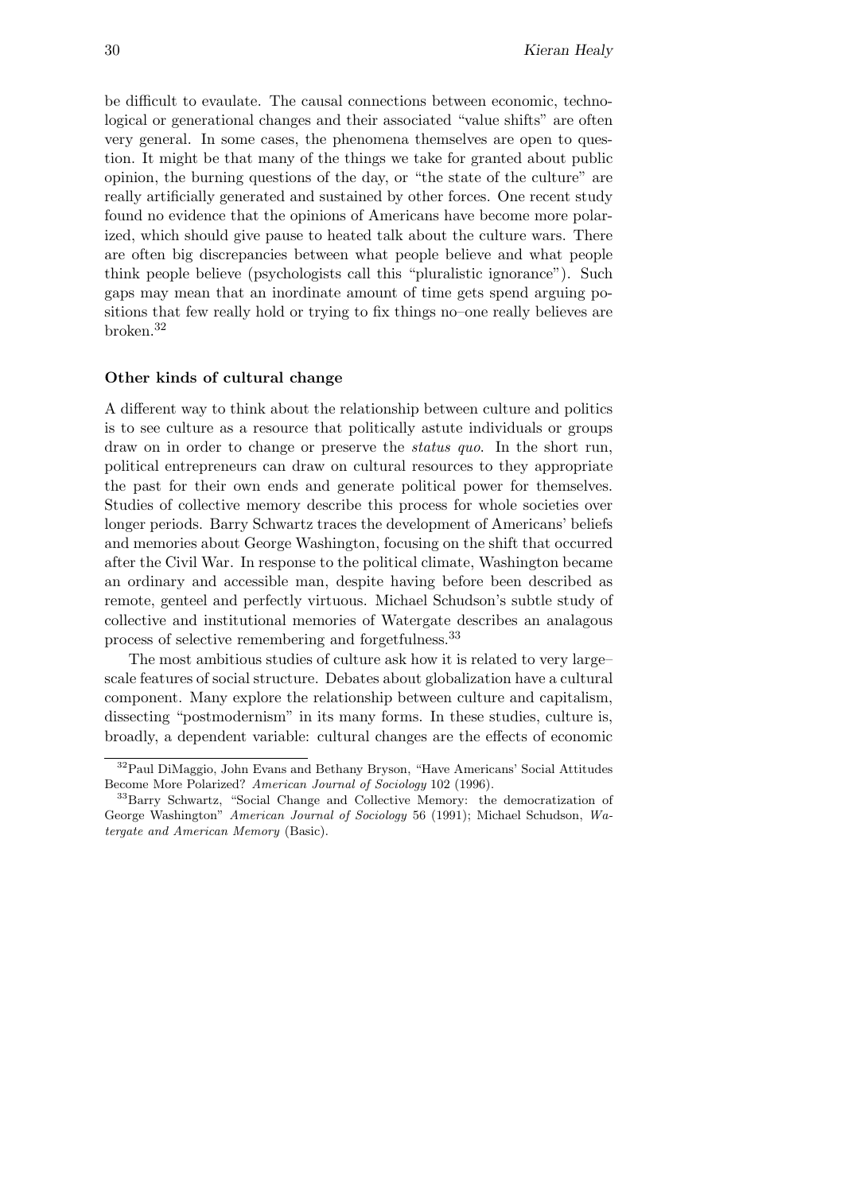be difficult to evaulate. The causal connections between economic, technological or generational changes and their associated "value shifts" are often very general. In some cases, the phenomena themselves are open to question. It might be that many of the things we take for granted about public opinion, the burning questions of the day, or "the state of the culture" are really artificially generated and sustained by other forces. One recent study found no evidence that the opinions of Americans have become more polarized, which should give pause to heated talk about the culture wars. There are often big discrepancies between what people believe and what people think people believe (psychologists call this "pluralistic ignorance"). Such gaps may mean that an inordinate amount of time gets spend arguing positions that few really hold or trying to fix things no–one really believes are broken.[32]

### Other kinds of cultural change

A different way to think about the relationship between culture and politics is to see culture as a resource that politically astute individuals or groups draw on in order to change or preserve the *status quo*. In the short run, political entrepreneurs can draw on cultural resources to they appropriate the past for their own ends and generate political power for themselves. Studies of collective memory describe this process for whole societies over longer periods. Barry Schwartz traces the development of Americans' beliefs and memories about George Washington, focusing on the shift that occurred after the Civil War. In response to the political climate, Washington became an ordinary and accessible man, despite having before been described as remote, genteel and perfectly virtuous. Michael Schudson's subtle study of collective and institutional memories of Watergate describes an analagous process of selective remembering and forgetfulness.[33]

The most ambitious studies of culture ask how it is related to very large–scale features of social structure. Debates about globalization have a cultural component. Many explore the relationship between culture and capitalism, dissecting "postmodernism" in its many forms. In these studies, culture is, broadly, a dependent variable: cultural changes are the effects of economic

[32] Paul DiMaggio, John Evans and Bethany Bryson, "Have Americans' Social Attitudes Become More Polarized? *American Journal of Sociology* 102 (1996).

[33] Barry Schwartz, "Social Change and Collective Memory: the democratization of George Washington" *American Journal of Sociology* 56 (1991); Michael Schudson, *Watergate and American Memory* (Basic).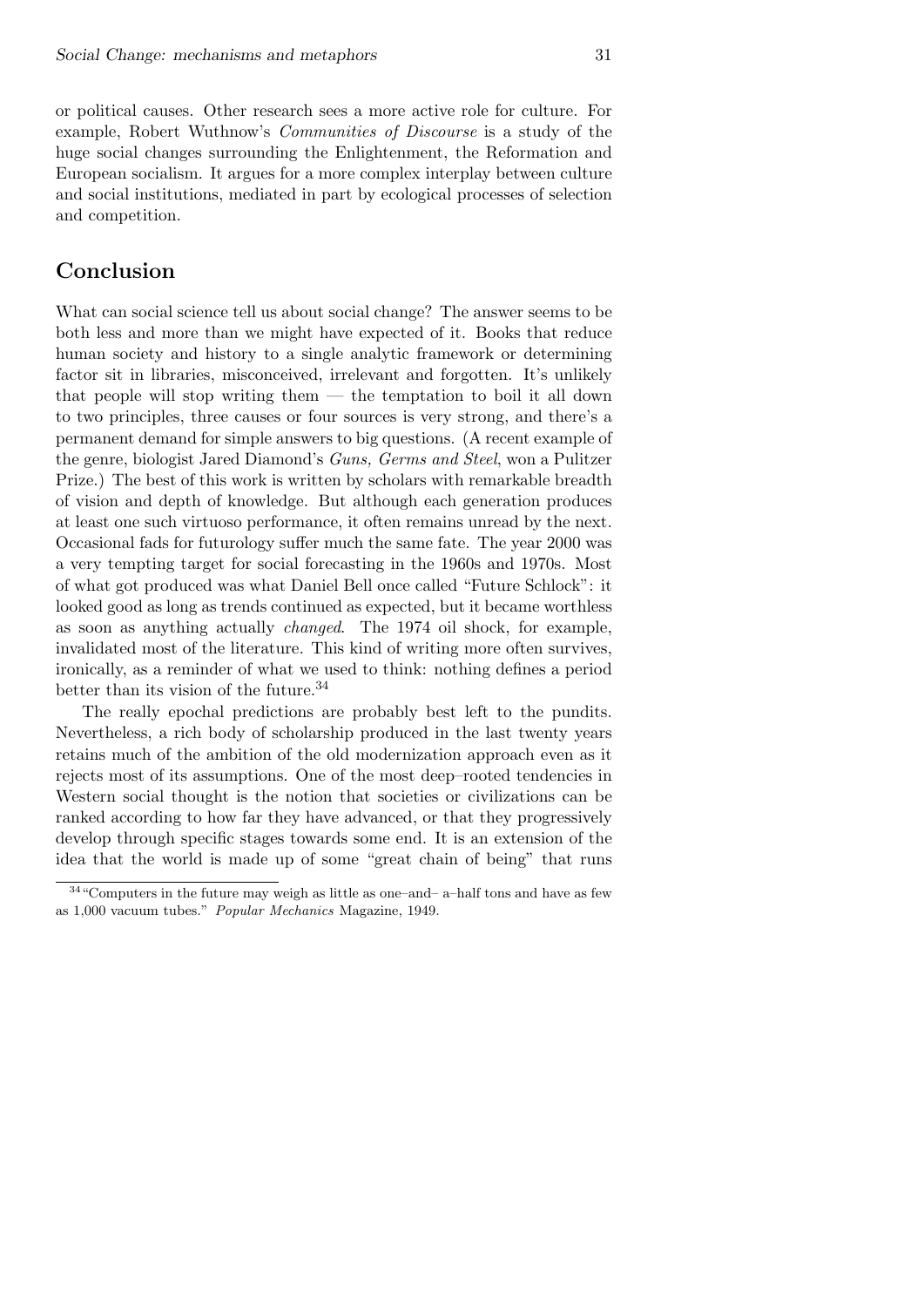or political causes. Other research sees a more active role for culture. For example, Robert Wuthnow's *Communities of Discourse* is a study of the huge social changes surrounding the Enlightenment, the Reformation and European socialism. It argues for a more complex interplay between culture and social institutions, mediated in part by ecological processes of selection and competition.

## Conclusion

What can social science tell us about social change? The answer seems to be both less and more than we might have expected of it. Books that reduce human society and history to a single analytic framework or determining factor sit in libraries, misconceived, irrelevant and forgotten. It's unlikely that people will stop writing them — the temptation to boil it all down to two principles, three causes or four sources is very strong, and there's a permanent demand for simple answers to big questions. (A recent example of the genre, biologist Jared Diamond's *Guns, Germs and Steel*, won a Pulitzer Prize.) The best of this work is written by scholars with remarkable breadth of vision and depth of knowledge. But although each generation produces at least one such virtuoso performance, it often remains unread by the next. Occasional fads for futurology suffer much the same fate. The year 2000 was a very tempting target for social forecasting in the 1960s and 1970s. Most of what got produced was what Daniel Bell once called "Future Schlock": it looked good as long as trends continued as expected, but it became worthless as soon as anything actually *changed*. The 1974 oil shock, for example, invalidated most of the literature. This kind of writing more often survives, ironically, as a reminder of what we used to think: nothing defines a period better than its vision of the future.[34]

The really epochal predictions are probably best left to the pundits. Nevertheless, a rich body of scholarship produced in the last twenty years retains much of the ambition of the old modernization approach even as it rejects most of its assumptions. One of the most deep–rooted tendencies in Western social thought is the notion that societies or civilizations can be ranked according to how far they have advanced, or that they progressively develop through specific stages towards some end. It is an extension of the idea that the world is made up of some "great chain of being" that runs

[34] "Computers in the future may weigh as little as one–and– a–half tons and have as few as 1,000 vacuum tubes." *Popular Mechanics* Magazine, 1949.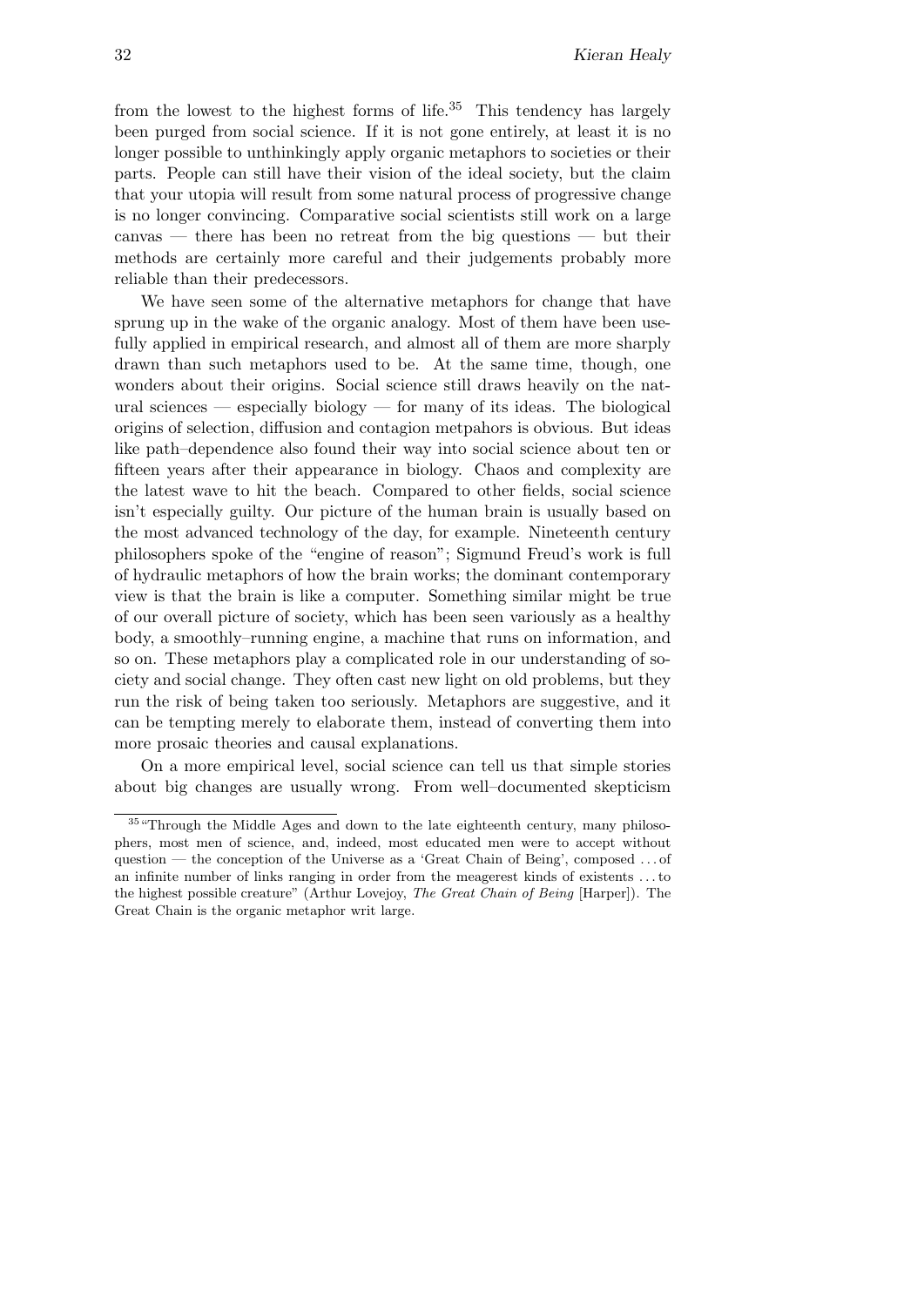from the lowest to the highest forms of life.[35] This tendency has largely been purged from social science. If it is not gone entirely, at least it is no longer possible to unthinkingly apply organic metaphors to societies or their parts. People can still have their vision of the ideal society, but the claim that your utopia will result from some natural process of progressive change is no longer convincing. Comparative social scientists still work on a large canvas — there has been no retreat from the big questions — but their methods are certainly more careful and their judgements probably more reliable than their predecessors.

We have seen some of the alternative metaphors for change that have sprung up in the wake of the organic analogy. Most of them have been usefully applied in empirical research, and almost all of them are more sharply drawn than such metaphors used to be. At the same time, though, one wonders about their origins. Social science still draws heavily on the natural sciences — especially biology — for many of its ideas. The biological origins of selection, diffusion and contagion metpahors is obvious. But ideas like path–dependence also found their way into social science about ten or fifteen years after their appearance in biology. Chaos and complexity are the latest wave to hit the beach. Compared to other fields, social science isn't especially guilty. Our picture of the human brain is usually based on the most advanced technology of the day, for example. Nineteenth century philosophers spoke of the "engine of reason"; Sigmund Freud's work is full of hydraulic metaphors of how the brain works; the dominant contemporary view is that the brain is like a computer. Something similar might be true of our overall picture of society, which has been seen variously as a healthy body, a smoothly–running engine, a machine that runs on information, and so on. These metaphors play a complicated role in our understanding of society and social change. They often cast new light on old problems, but they run the risk of being taken too seriously. Metaphors are suggestive, and it can be tempting merely to elaborate them, instead of converting them into more prosaic theories and causal explanations.

On a more empirical level, social science can tell us that simple stories about big changes are usually wrong. From well–documented skepticism

[35] "Through the Middle Ages and down to the late eighteenth century, many philosophers, most men of science, and, indeed, most educated men were to accept without question — the conception of the Universe as a 'Great Chain of Being', composed ... of an infinite number of links ranging in order from the meagerest kinds of existents ... to the highest possible creature" (Arthur Lovejoy, *The Great Chain of Being* [Harper]). The Great Chain is the organic metaphor writ large.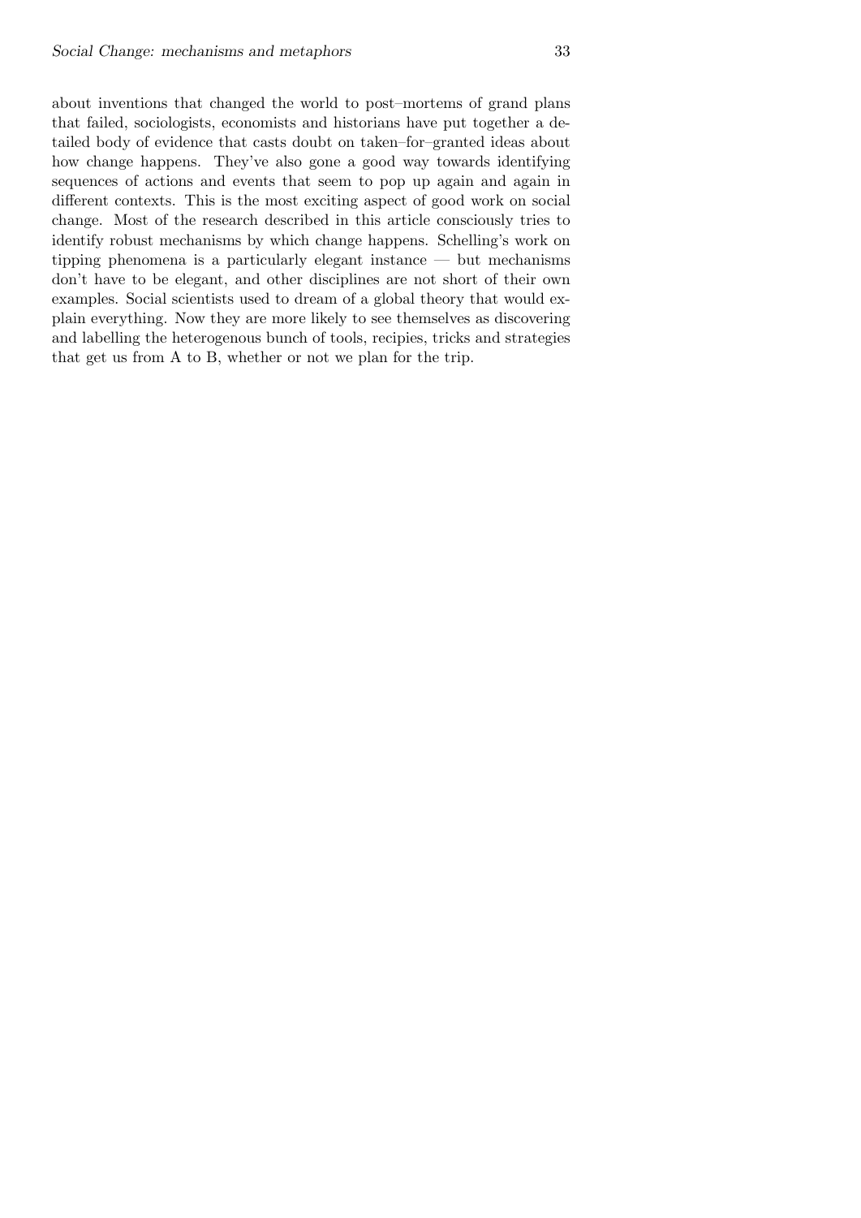about inventions that changed the world to post–mortems of grand plans that failed, sociologists, economists and historians have put together a detailed body of evidence that casts doubt on taken–for–granted ideas about how change happens. They've also gone a good way towards identifying sequences of actions and events that seem to pop up again and again in different contexts. This is the most exciting aspect of good work on social change. Most of the research described in this article consciously tries to identify robust mechanisms by which change happens. Schelling's work on tipping phenomena is a particularly elegant instance — but mechanisms don't have to be elegant, and other disciplines are not short of their own examples. Social scientists used to dream of a global theory that would explain everything. Now they are more likely to see themselves as discovering and labelling the heterogenous bunch of tools, recipies, tricks and strategies that get us from A to B, whether or not we plan for the trip.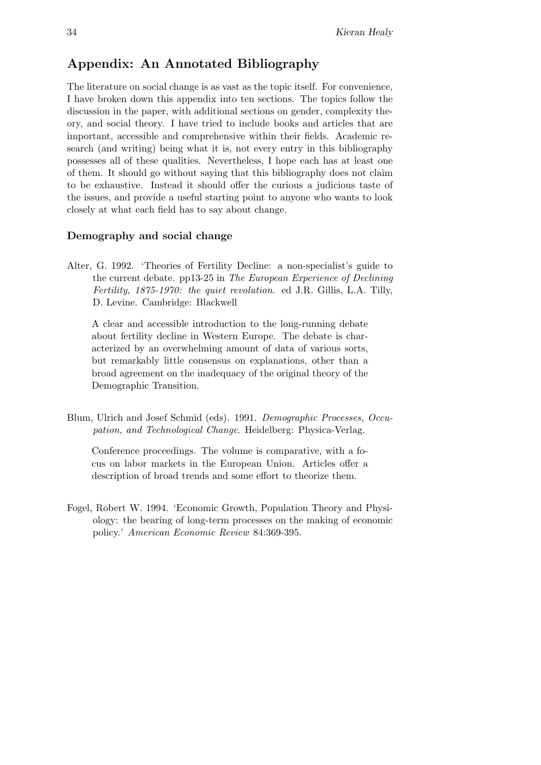## Appendix: An Annotated Bibliography

The literature on social change is as vast as the topic itself. For convenience, I have broken down this appendix into ten sections. The topics follow the discussion in the paper, with additional sections on gender, complexity theory, and social theory. I have tried to include books and articles that are important, accessible and comprehensive within their fields. Academic research (and writing) being what it is, not every entry in this bibliography possesses all of these qualities. Nevertheless, I hope each has at least one of them. It should go without saying that this bibliography does not claim to be exhaustive. Instead it should offer the curious a judicious taste of the issues, and provide a useful starting point to anyone who wants to look closely at what each field has to say about change.

### Demography and social change

Alter, G. 1992. 'Theories of Fertility Decline: a non-specialist's guide to the current debate. pp13-25 in *The European Experience of Declining Fertility, 1875-1970: the quiet revolution*. ed J.R. Gillis, L.A. Tilly, D. Levine. Cambridge: Blackwell

> A clear and accessible introduction to the long-running debate about fertility decline in Western Europe. The debate is characterized by an overwhelming amount of data of various sorts, but remarkably little consensus on explanations, other than a broad agreement on the inadequacy of the original theory of the Demographic Transition.

Blum, Ulrich and Josef Schmid (eds). 1991. *Demographic Processes, Occupation, and Technological Change*. Heidelberg: Physica-Verlag.

> Conference proceedings. The volume is comparative, with a focus on labor markets in the European Union. Articles offer a description of broad trends and some effort to theorize them.

Fogel, Robert W. 1994. 'Economic Growth, Population Theory and Physiology: the bearing of long-term processes on the making of economic policy.' *American Economic Review* 84:369-395.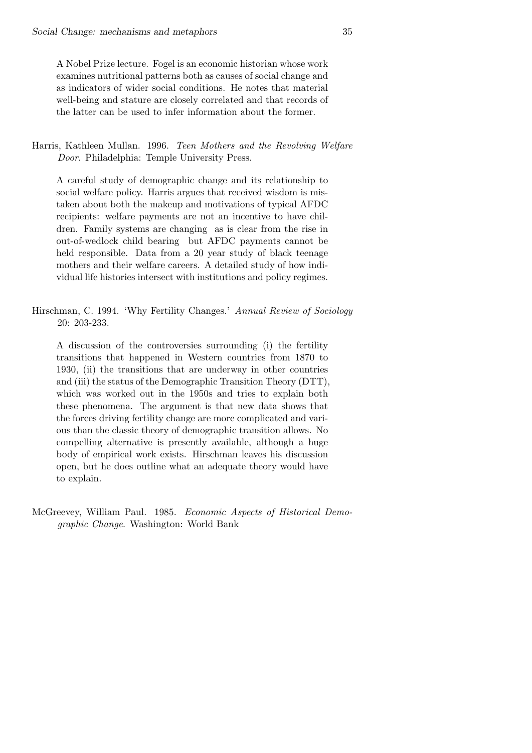A Nobel Prize lecture. Fogel is an economic historian whose work examines nutritional patterns both as causes of social change and as indicators of wider social conditions. He notes that material well-being and stature are closely correlated and that records of the latter can be used to infer information about the former.

Harris, Kathleen Mullan. 1996. *Teen Mothers and the Revolving Welfare Door*. Philadelphia: Temple University Press.

A careful study of demographic change and its relationship to social welfare policy. Harris argues that received wisdom is mistaken about both the makeup and motivations of typical AFDC recipients: welfare payments are not an incentive to have children. Family systems are changing  as is clear from the rise in out-of-wedlock child bearing  but AFDC payments cannot be held responsible. Data from a 20 year study of black teenage mothers and their welfare careers. A detailed study of how individual life histories intersect with institutions and policy regimes.

Hirschman, C. 1994. 'Why Fertility Changes.' *Annual Review of Sociology* 20: 203-233.

A discussion of the controversies surrounding (i) the fertility transitions that happened in Western countries from 1870 to 1930, (ii) the transitions that are underway in other countries and (iii) the status of the Demographic Transition Theory (DTT), which was worked out in the 1950s and tries to explain both these phenomena. The argument is that new data shows that the forces driving fertility change are more complicated and various than the classic theory of demographic transition allows. No compelling alternative is presently available, although a huge body of empirical work exists. Hirschman leaves his discussion open, but he does outline what an adequate theory would have to explain.

McGreevey, William Paul. 1985. *Economic Aspects of Historical Demographic Change*. Washington: World Bank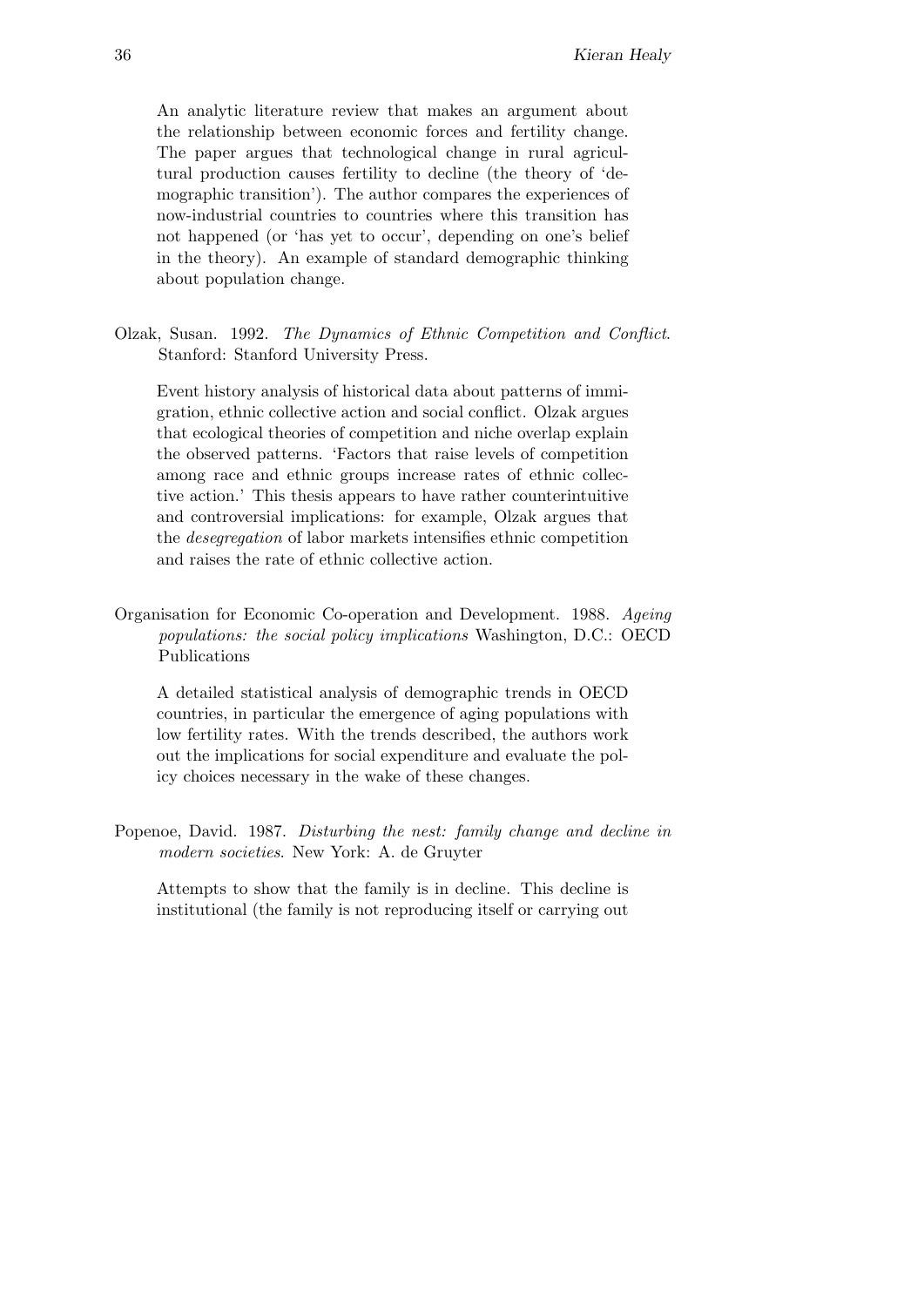An analytic literature review that makes an argument about the relationship between economic forces and fertility change. The paper argues that technological change in rural agricultural production causes fertility to decline (the theory of 'demographic transition'). The author compares the experiences of now-industrial countries to countries where this transition has not happened (or 'has yet to occur', depending on one's belief in the theory). An example of standard demographic thinking about population change.

Olzak, Susan. 1992. *The Dynamics of Ethnic Competition and Conflict*. Stanford: Stanford University Press.

Event history analysis of historical data about patterns of immigration, ethnic collective action and social conflict. Olzak argues that ecological theories of competition and niche overlap explain the observed patterns. 'Factors that raise levels of competition among race and ethnic groups increase rates of ethnic collective action.' This thesis appears to have rather counterintuitive and controversial implications: for example, Olzak argues that the *desegregation* of labor markets intensifies ethnic competition and raises the rate of ethnic collective action.

Organisation for Economic Co-operation and Development. 1988. *Ageing populations: the social policy implications* Washington, D.C.: OECD Publications

A detailed statistical analysis of demographic trends in OECD countries, in particular the emergence of aging populations with low fertility rates. With the trends described, the authors work out the implications for social expenditure and evaluate the policy choices necessary in the wake of these changes.

Popenoe, David. 1987. *Disturbing the nest: family change and decline in modern societies*. New York: A. de Gruyter

Attempts to show that the family is in decline. This decline is institutional (the family is not reproducing itself or carrying out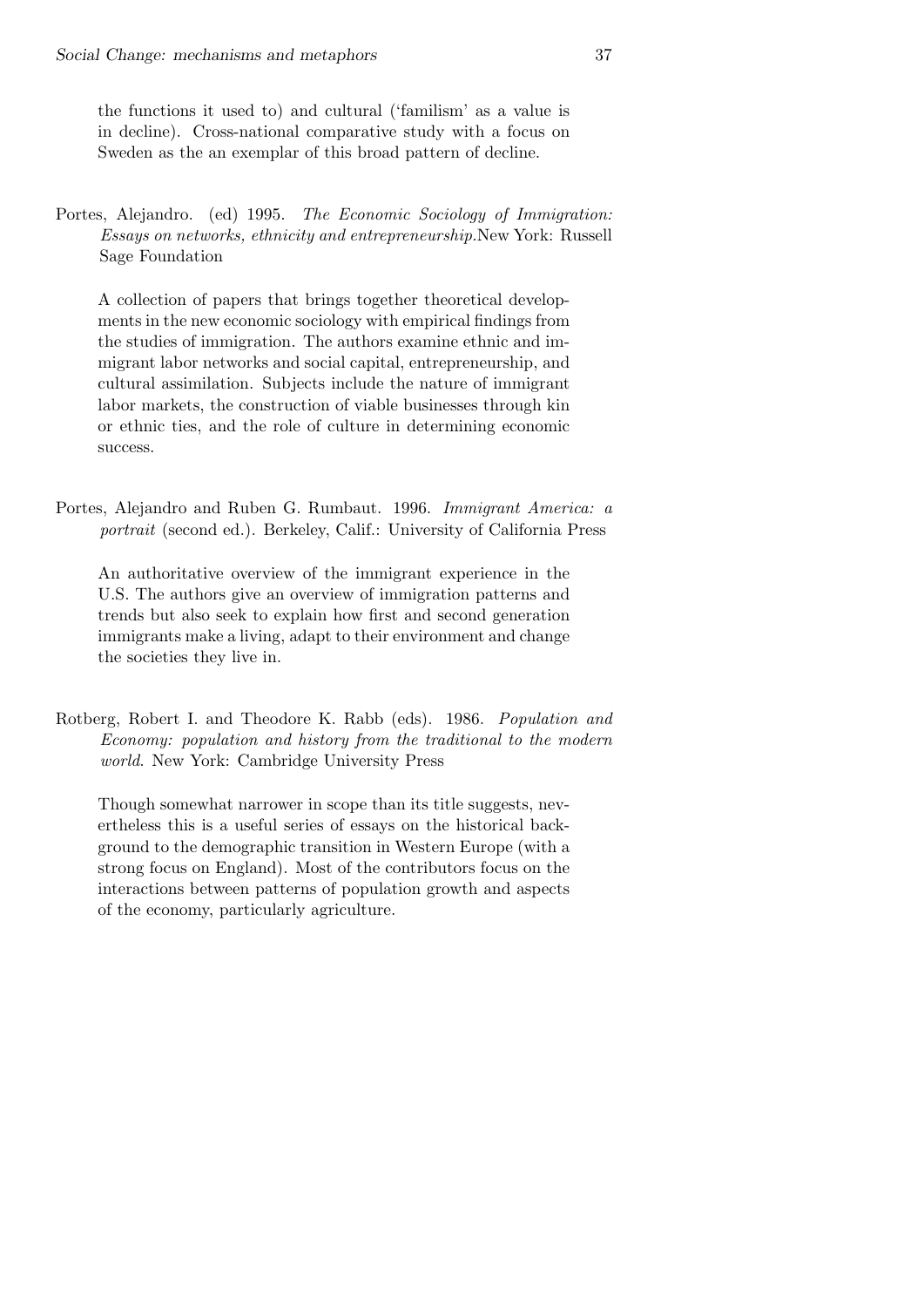the functions it used to) and cultural ('familism' as a value is in decline). Cross-national comparative study with a focus on Sweden as the an exemplar of this broad pattern of decline.

Portes, Alejandro. (ed) 1995. *The Economic Sociology of Immigration: Essays on networks, ethnicity and entrepreneurship.*New York: Russell Sage Foundation

A collection of papers that brings together theoretical developments in the new economic sociology with empirical findings from the studies of immigration. The authors examine ethnic and immigrant labor networks and social capital, entrepreneurship, and cultural assimilation. Subjects include the nature of immigrant labor markets, the construction of viable businesses through kin or ethnic ties, and the role of culture in determining economic success.

Portes, Alejandro and Ruben G. Rumbaut. 1996. *Immigrant America: a portrait* (second ed.). Berkeley, Calif.: University of California Press

An authoritative overview of the immigrant experience in the U.S. The authors give an overview of immigration patterns and trends but also seek to explain how first and second generation immigrants make a living, adapt to their environment and change the societies they live in.

Rotberg, Robert I. and Theodore K. Rabb (eds). 1986. *Population and Economy: population and history from the traditional to the modern world*. New York: Cambridge University Press

Though somewhat narrower in scope than its title suggests, nevertheless this is a useful series of essays on the historical background to the demographic transition in Western Europe (with a strong focus on England). Most of the contributors focus on the interactions between patterns of population growth and aspects of the economy, particularly agriculture.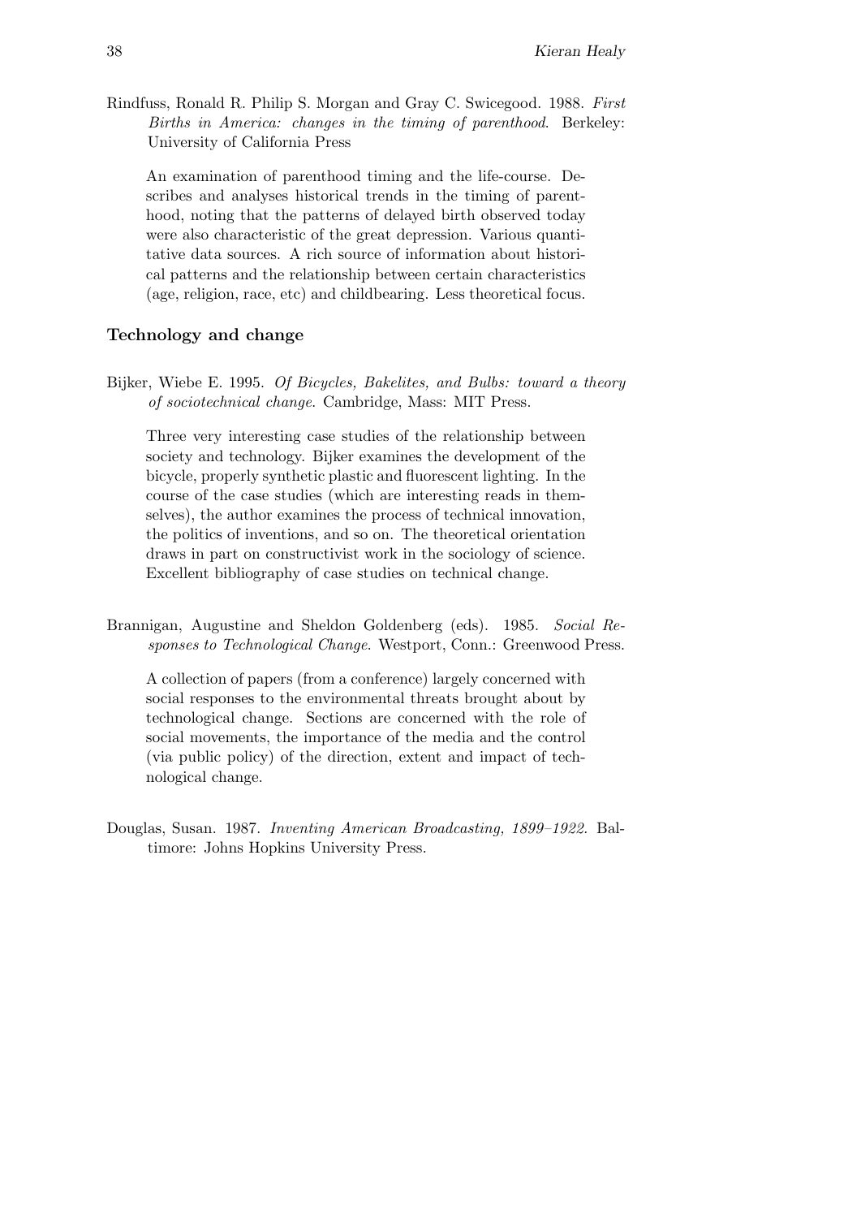Rindfuss, Ronald R. Philip S. Morgan and Gray C. Swicegood. 1988. *First Births in America: changes in the timing of parenthood*. Berkeley: University of California Press

An examination of parenthood timing and the life-course. Describes and analyses historical trends in the timing of parenthood, noting that the patterns of delayed birth observed today were also characteristic of the great depression. Various quantitative data sources. A rich source of information about historical patterns and the relationship between certain characteristics (age, religion, race, etc) and childbearing. Less theoretical focus.

### Technology and change

Bijker, Wiebe E. 1995. *Of Bicycles, Bakelites, and Bulbs: toward a theory of sociotechnical change*. Cambridge, Mass: MIT Press.

Three very interesting case studies of the relationship between society and technology. Bijker examines the development of the bicycle, properly synthetic plastic and fluorescent lighting. In the course of the case studies (which are interesting reads in themselves), the author examines the process of technical innovation, the politics of inventions, and so on. The theoretical orientation draws in part on constructivist work in the sociology of science. Excellent bibliography of case studies on technical change.

Brannigan, Augustine and Sheldon Goldenberg (eds). 1985. *Social Responses to Technological Change*. Westport, Conn.: Greenwood Press.

A collection of papers (from a conference) largely concerned with social responses to the environmental threats brought about by technological change. Sections are concerned with the role of social movements, the importance of the media and the control (via public policy) of the direction, extent and impact of technological change.

Douglas, Susan. 1987. *Inventing American Broadcasting, 1899–1922*. Baltimore: Johns Hopkins University Press.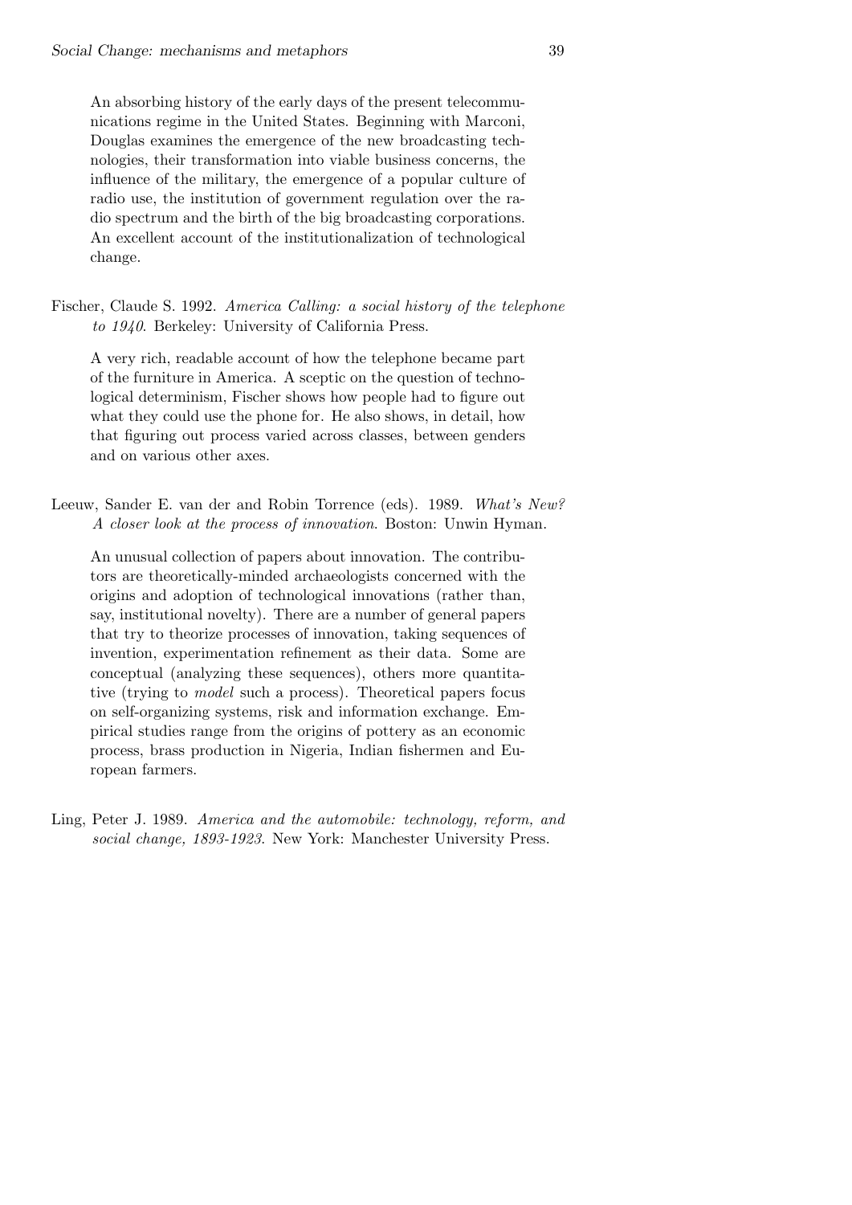An absorbing history of the early days of the present telecommunications regime in the United States. Beginning with Marconi, Douglas examines the emergence of the new broadcasting technologies, their transformation into viable business concerns, the influence of the military, the emergence of a popular culture of radio use, the institution of government regulation over the radio spectrum and the birth of the big broadcasting corporations. An excellent account of the institutionalization of technological change.

Fischer, Claude S. 1992. *America Calling: a social history of the telephone to 1940*. Berkeley: University of California Press.

A very rich, readable account of how the telephone became part of the furniture in America. A sceptic on the question of technological determinism, Fischer shows how people had to figure out what they could use the phone for. He also shows, in detail, how that figuring out process varied across classes, between genders and on various other axes.

Leeuw, Sander E. van der and Robin Torrence (eds). 1989. *What's New? A closer look at the process of innovation*. Boston: Unwin Hyman.

An unusual collection of papers about innovation. The contributors are theoretically-minded archaeologists concerned with the origins and adoption of technological innovations (rather than, say, institutional novelty). There are a number of general papers that try to theorize processes of innovation, taking sequences of invention, experimentation refinement as their data. Some are conceptual (analyzing these sequences), others more quantitative (trying to *model* such a process). Theoretical papers focus on self-organizing systems, risk and information exchange. Empirical studies range from the origins of pottery as an economic process, brass production in Nigeria, Indian fishermen and European farmers.

Ling, Peter J. 1989. *America and the automobile: technology, reform, and social change, 1893-1923*. New York: Manchester University Press.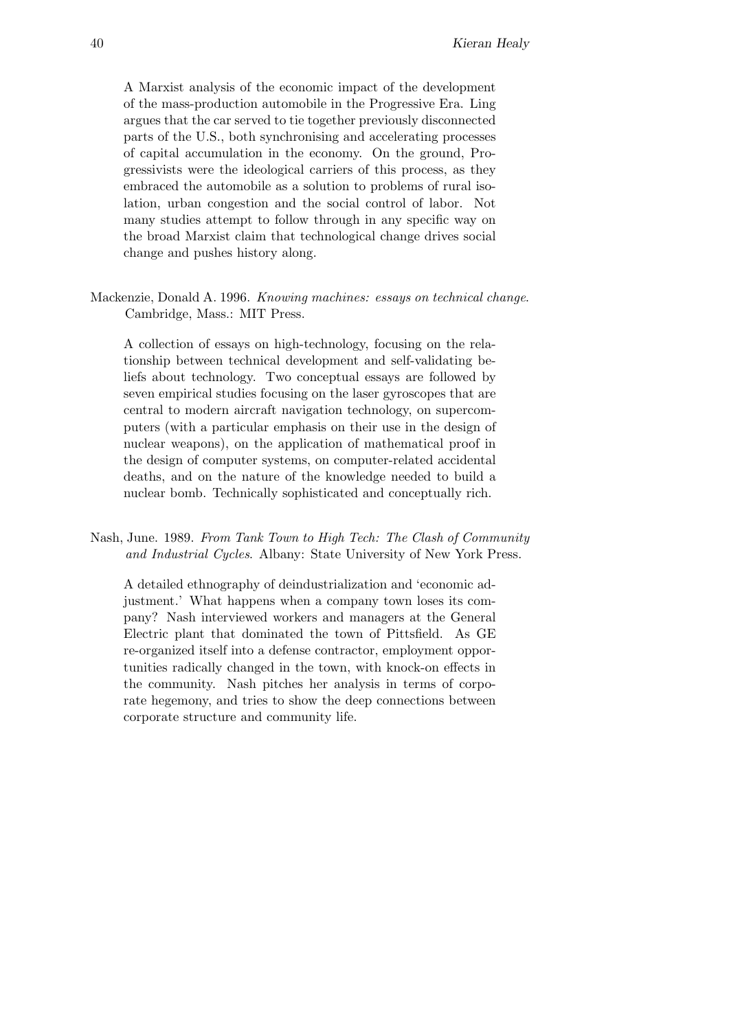A Marxist analysis of the economic impact of the development of the mass-production automobile in the Progressive Era. Ling argues that the car served to tie together previously disconnected parts of the U.S., both synchronising and accelerating processes of capital accumulation in the economy. On the ground, Progressivists were the ideological carriers of this process, as they embraced the automobile as a solution to problems of rural isolation, urban congestion and the social control of labor. Not many studies attempt to follow through in any specific way on the broad Marxist claim that technological change drives social change and pushes history along.

Mackenzie, Donald A. 1996. *Knowing machines: essays on technical change*. Cambridge, Mass.: MIT Press.

A collection of essays on high-technology, focusing on the relationship between technical development and self-validating beliefs about technology. Two conceptual essays are followed by seven empirical studies focusing on the laser gyroscopes that are central to modern aircraft navigation technology, on supercomputers (with a particular emphasis on their use in the design of nuclear weapons), on the application of mathematical proof in the design of computer systems, on computer-related accidental deaths, and on the nature of the knowledge needed to build a nuclear bomb. Technically sophisticated and conceptually rich.

Nash, June. 1989. *From Tank Town to High Tech: The Clash of Community and Industrial Cycles*. Albany: State University of New York Press.

A detailed ethnography of deindustrialization and 'economic adjustment.' What happens when a company town loses its company? Nash interviewed workers and managers at the General Electric plant that dominated the town of Pittsfield. As GE re-organized itself into a defense contractor, employment opportunities radically changed in the town, with knock-on effects in the community. Nash pitches her analysis in terms of corporate hegemony, and tries to show the deep connections between corporate structure and community life.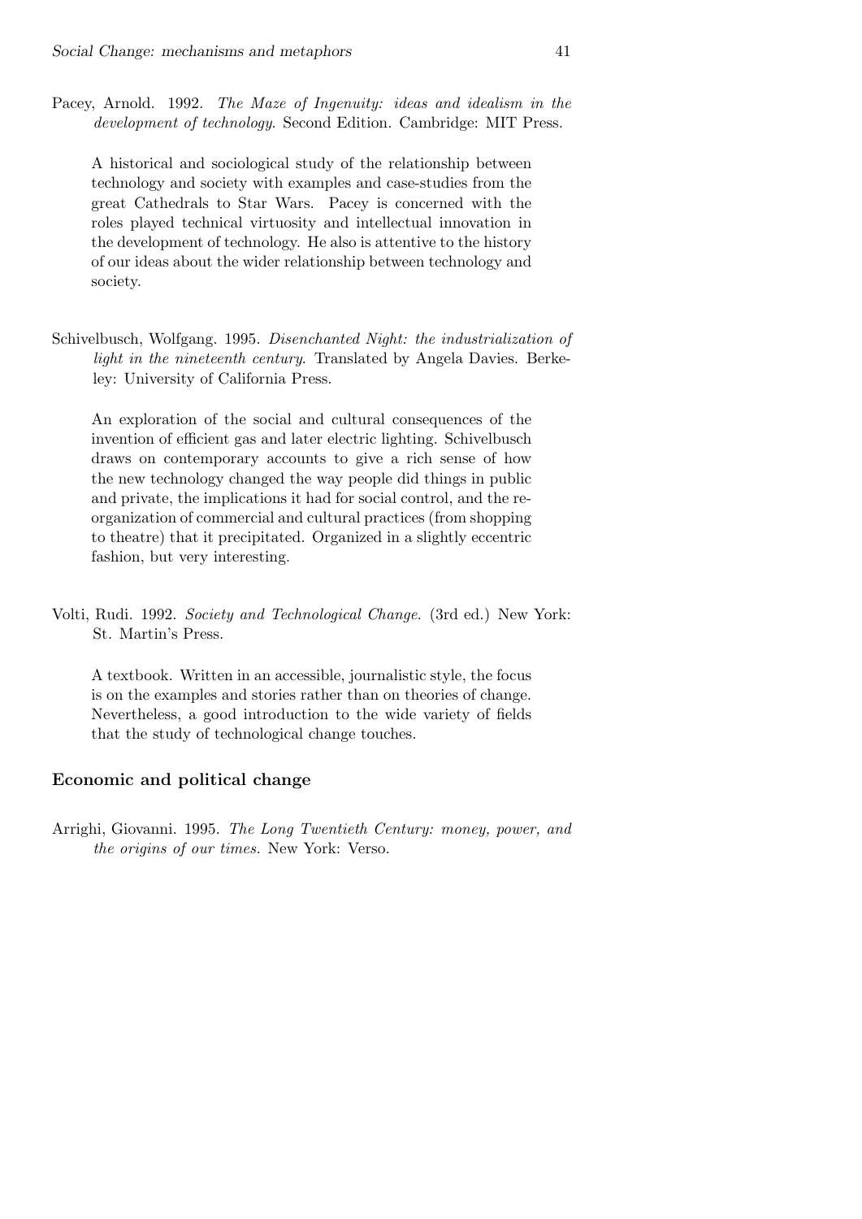Pacey, Arnold. 1992. *The Maze of Ingenuity: ideas and idealism in the development of technology*. Second Edition. Cambridge: MIT Press.

A historical and sociological study of the relationship between technology and society with examples and case-studies from the great Cathedrals to Star Wars. Pacey is concerned with the roles played technical virtuosity and intellectual innovation in the development of technology. He also is attentive to the history of our ideas about the wider relationship between technology and society.

Schivelbusch, Wolfgang. 1995. *Disenchanted Night: the industrialization of light in the nineteenth century*. Translated by Angela Davies. Berkeley: University of California Press.

An exploration of the social and cultural consequences of the invention of efficient gas and later electric lighting. Schivelbusch draws on contemporary accounts to give a rich sense of how the new technology changed the way people did things in public and private, the implications it had for social control, and the reorganization of commercial and cultural practices (from shopping to theatre) that it precipitated. Organized in a slightly eccentric fashion, but very interesting.

Volti, Rudi. 1992. *Society and Technological Change*. (3rd ed.) New York: St. Martin's Press.

A textbook. Written in an accessible, journalistic style, the focus is on the examples and stories rather than on theories of change. Nevertheless, a good introduction to the wide variety of fields that the study of technological change touches.

### Economic and political change

Arrighi, Giovanni. 1995. *The Long Twentieth Century: money, power, and the origins of our times.* New York: Verso.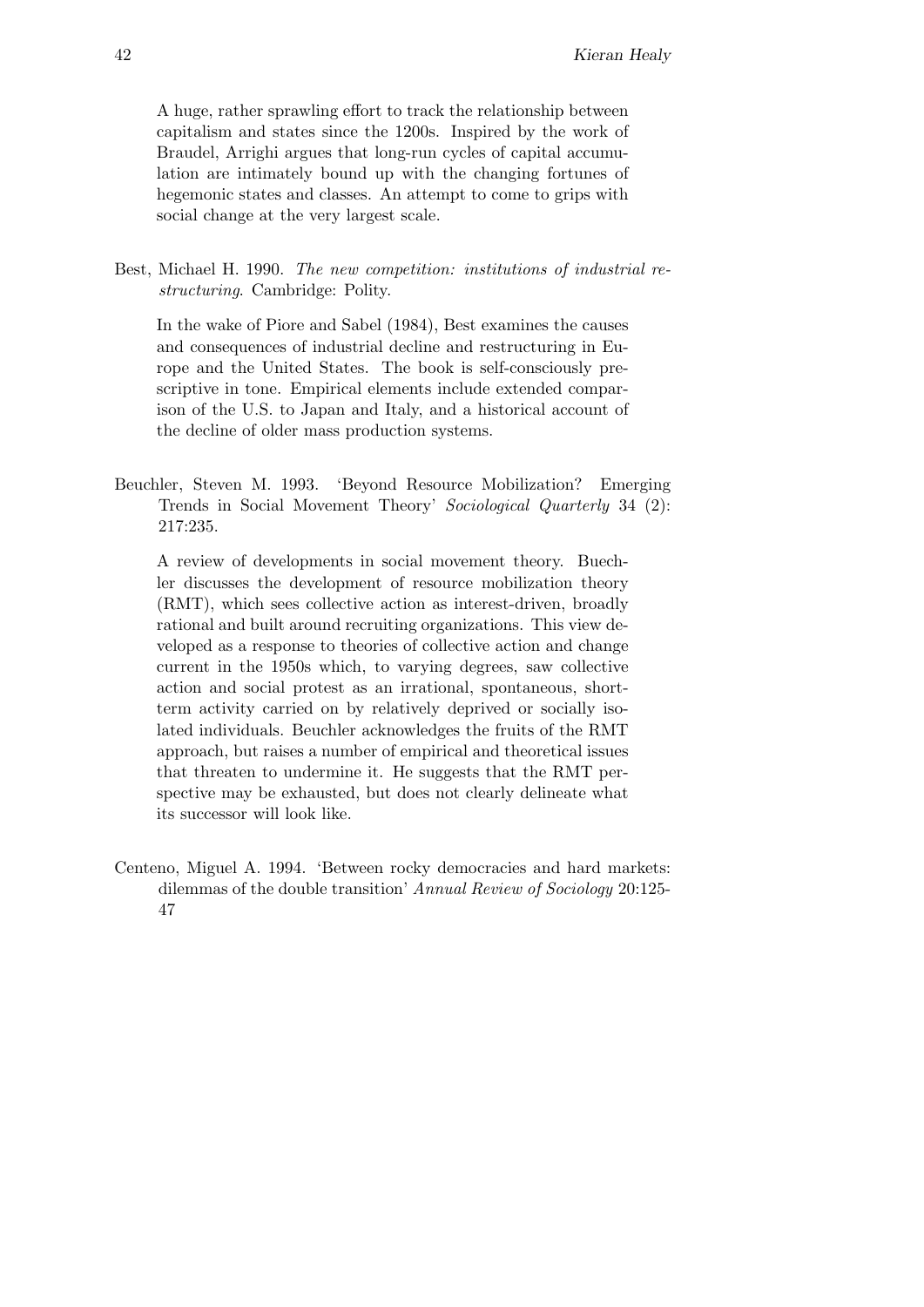A huge, rather sprawling effort to track the relationship between capitalism and states since the 1200s. Inspired by the work of Braudel, Arrighi argues that long-run cycles of capital accumulation are intimately bound up with the changing fortunes of hegemonic states and classes. An attempt to come to grips with social change at the very largest scale.

Best, Michael H. 1990. *The new competition: institutions of industrial restructuring*. Cambridge: Polity.

In the wake of Piore and Sabel (1984), Best examines the causes and consequences of industrial decline and restructuring in Europe and the United States. The book is self-consciously prescriptive in tone. Empirical elements include extended comparison of the U.S. to Japan and Italy, and a historical account of the decline of older mass production systems.

Beuchler, Steven M. 1993. 'Beyond Resource Mobilization? Emerging Trends in Social Movement Theory' *Sociological Quarterly* 34 (2): 217:235.

A review of developments in social movement theory. Buechler discusses the development of resource mobilization theory (RMT), which sees collective action as interest-driven, broadly rational and built around recruiting organizations. This view developed as a response to theories of collective action and change current in the 1950s which, to varying degrees, saw collective action and social protest as an irrational, spontaneous, short-term activity carried on by relatively deprived or socially isolated individuals. Beuchler acknowledges the fruits of the RMT approach, but raises a number of empirical and theoretical issues that threaten to undermine it. He suggests that the RMT perspective may be exhausted, but does not clearly delineate what its successor will look like.

Centeno, Miguel A. 1994. 'Between rocky democracies and hard markets: dilemmas of the double transition' *Annual Review of Sociology* 20:125-47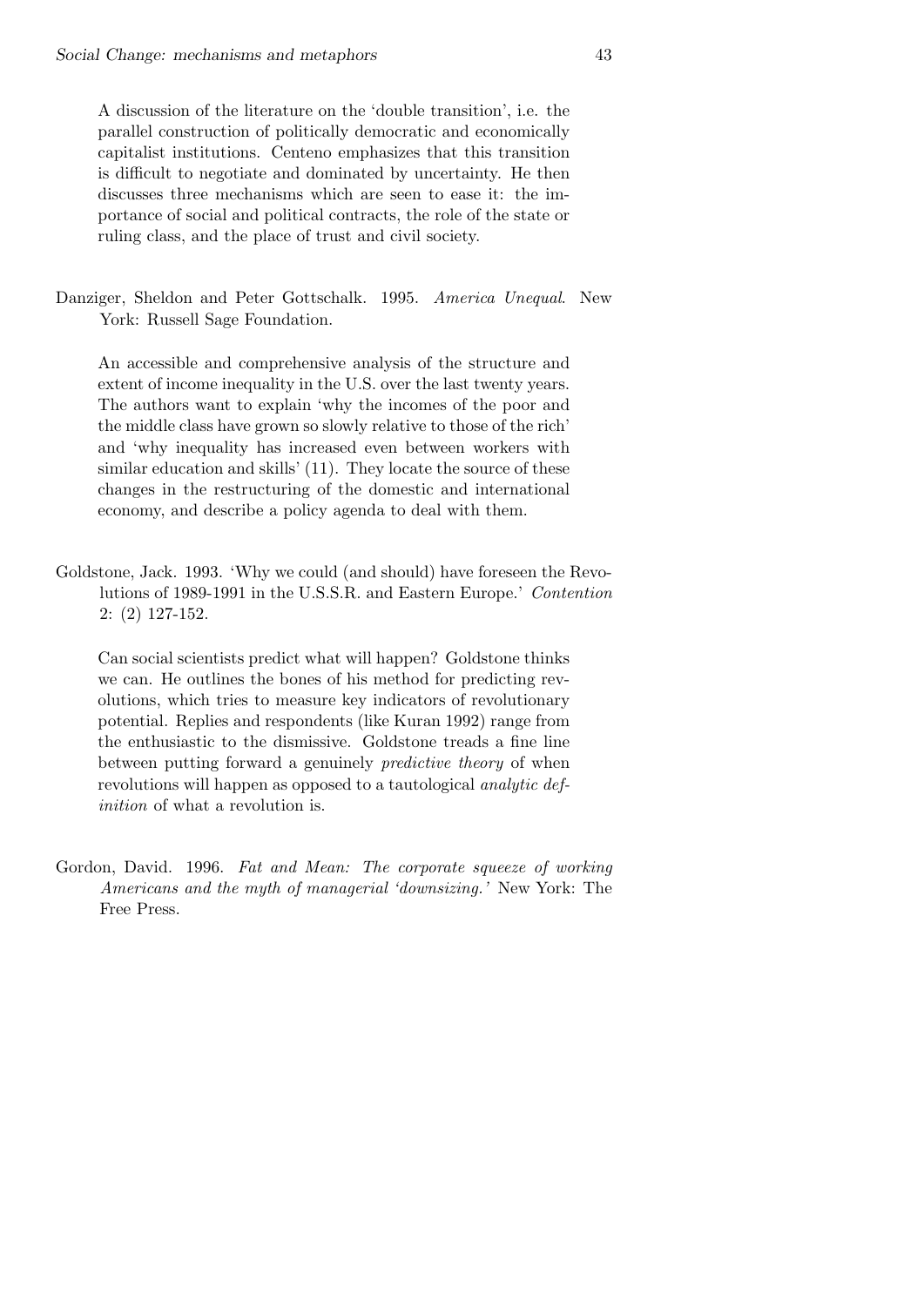A discussion of the literature on the 'double transition', i.e. the parallel construction of politically democratic and economically capitalist institutions. Centeno emphasizes that this transition is difficult to negotiate and dominated by uncertainty. He then discusses three mechanisms which are seen to ease it: the importance of social and political contracts, the role of the state or ruling class, and the place of trust and civil society.

Danziger, Sheldon and Peter Gottschalk. 1995. *America Unequal*. New York: Russell Sage Foundation.

An accessible and comprehensive analysis of the structure and extent of income inequality in the U.S. over the last twenty years. The authors want to explain 'why the incomes of the poor and the middle class have grown so slowly relative to those of the rich' and 'why inequality has increased even between workers with similar education and skills' (11). They locate the source of these changes in the restructuring of the domestic and international economy, and describe a policy agenda to deal with them.

Goldstone, Jack. 1993. 'Why we could (and should) have foreseen the Revolutions of 1989-1991 in the U.S.S.R. and Eastern Europe.' *Contention* 2: (2) 127-152.

Can social scientists predict what will happen? Goldstone thinks we can. He outlines the bones of his method for predicting revolutions, which tries to measure key indicators of revolutionary potential. Replies and respondents (like Kuran 1992) range from the enthusiastic to the dismissive. Goldstone treads a fine line between putting forward a genuinely *predictive theory* of when revolutions will happen as opposed to a tautological *analytic definition* of what a revolution is.

Gordon, David. 1996. *Fat and Mean: The corporate squeeze of working Americans and the myth of managerial 'downsizing.'* New York: The Free Press.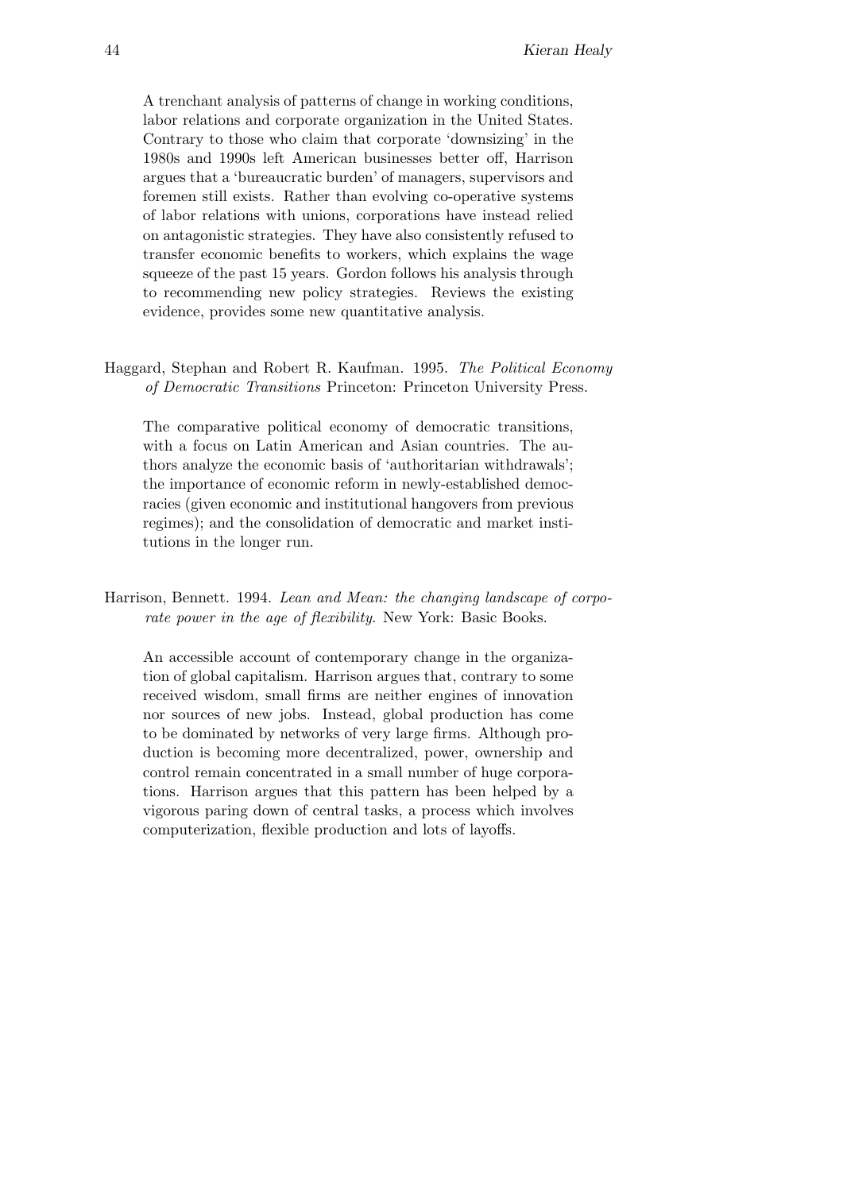A trenchant analysis of patterns of change in working conditions, labor relations and corporate organization in the United States. Contrary to those who claim that corporate 'downsizing' in the 1980s and 1990s left American businesses better off, Harrison argues that a 'bureaucratic burden' of managers, supervisors and foremen still exists. Rather than evolving co-operative systems of labor relations with unions, corporations have instead relied on antagonistic strategies. They have also consistently refused to transfer economic benefits to workers, which explains the wage squeeze of the past 15 years. Gordon follows his analysis through to recommending new policy strategies. Reviews the existing evidence, provides some new quantitative analysis.

Haggard, Stephan and Robert R. Kaufman. 1995. *The Political Economy of Democratic Transitions* Princeton: Princeton University Press.

The comparative political economy of democratic transitions, with a focus on Latin American and Asian countries. The authors analyze the economic basis of 'authoritarian withdrawals'; the importance of economic reform in newly-established democracies (given economic and institutional hangovers from previous regimes); and the consolidation of democratic and market institutions in the longer run.

Harrison, Bennett. 1994. *Lean and Mean: the changing landscape of corporate power in the age of flexibility.* New York: Basic Books.

An accessible account of contemporary change in the organization of global capitalism. Harrison argues that, contrary to some received wisdom, small firms are neither engines of innovation nor sources of new jobs. Instead, global production has come to be dominated by networks of very large firms. Although production is becoming more decentralized, power, ownership and control remain concentrated in a small number of huge corporations. Harrison argues that this pattern has been helped by a vigorous paring down of central tasks, a process which involves computerization, flexible production and lots of layoffs.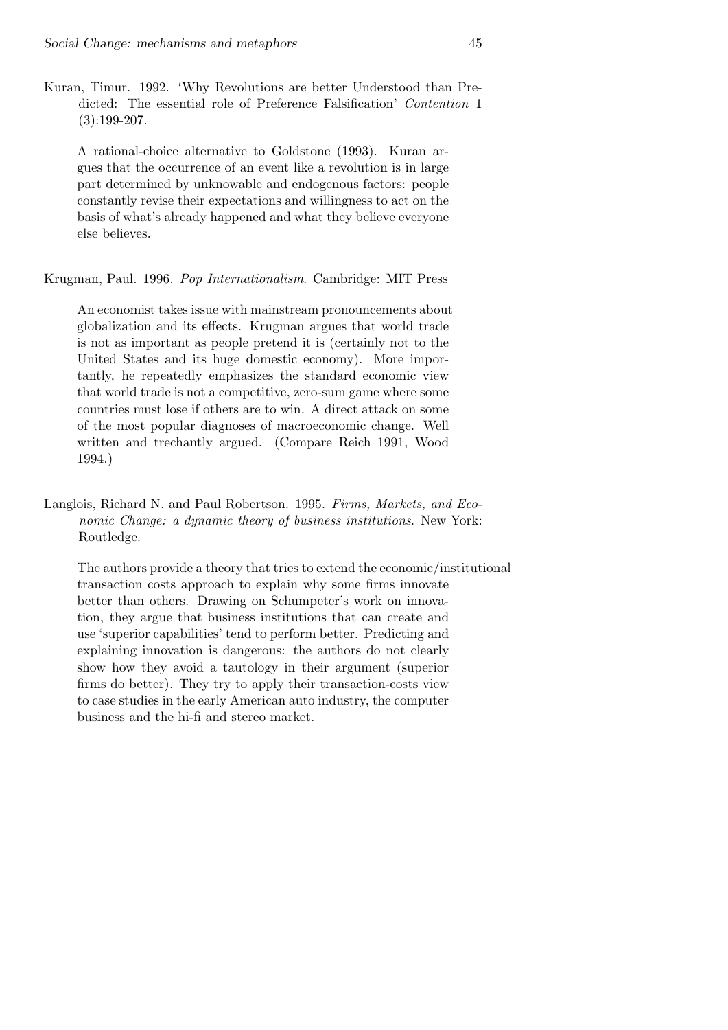Kuran, Timur. 1992. 'Why Revolutions are better Understood than Predicted: The essential role of Preference Falsification' *Contention* 1 (3):199-207.

A rational-choice alternative to Goldstone (1993). Kuran argues that the occurrence of an event like a revolution is in large part determined by unknowable and endogenous factors: people constantly revise their expectations and willingness to act on the basis of what's already happened and what they believe everyone else believes.

Krugman, Paul. 1996. *Pop Internationalism*. Cambridge: MIT Press

An economist takes issue with mainstream pronouncements about globalization and its effects. Krugman argues that world trade is not as important as people pretend it is (certainly not to the United States and its huge domestic economy). More importantly, he repeatedly emphasizes the standard economic view that world trade is not a competitive, zero-sum game where some countries must lose if others are to win. A direct attack on some of the most popular diagnoses of macroeconomic change. Well written and trechantly argued. (Compare Reich 1991, Wood 1994.)

Langlois, Richard N. and Paul Robertson. 1995. *Firms, Markets, and Economic Change: a dynamic theory of business institutions*. New York: Routledge.

The authors provide a theory that tries to extend the economic/institutional transaction costs approach to explain why some firms innovate better than others. Drawing on Schumpeter's work on innovation, they argue that business institutions that can create and use 'superior capabilities' tend to perform better. Predicting and explaining innovation is dangerous: the authors do not clearly show how they avoid a tautology in their argument (superior firms do better). They try to apply their transaction-costs view to case studies in the early American auto industry, the computer business and the hi-fi and stereo market.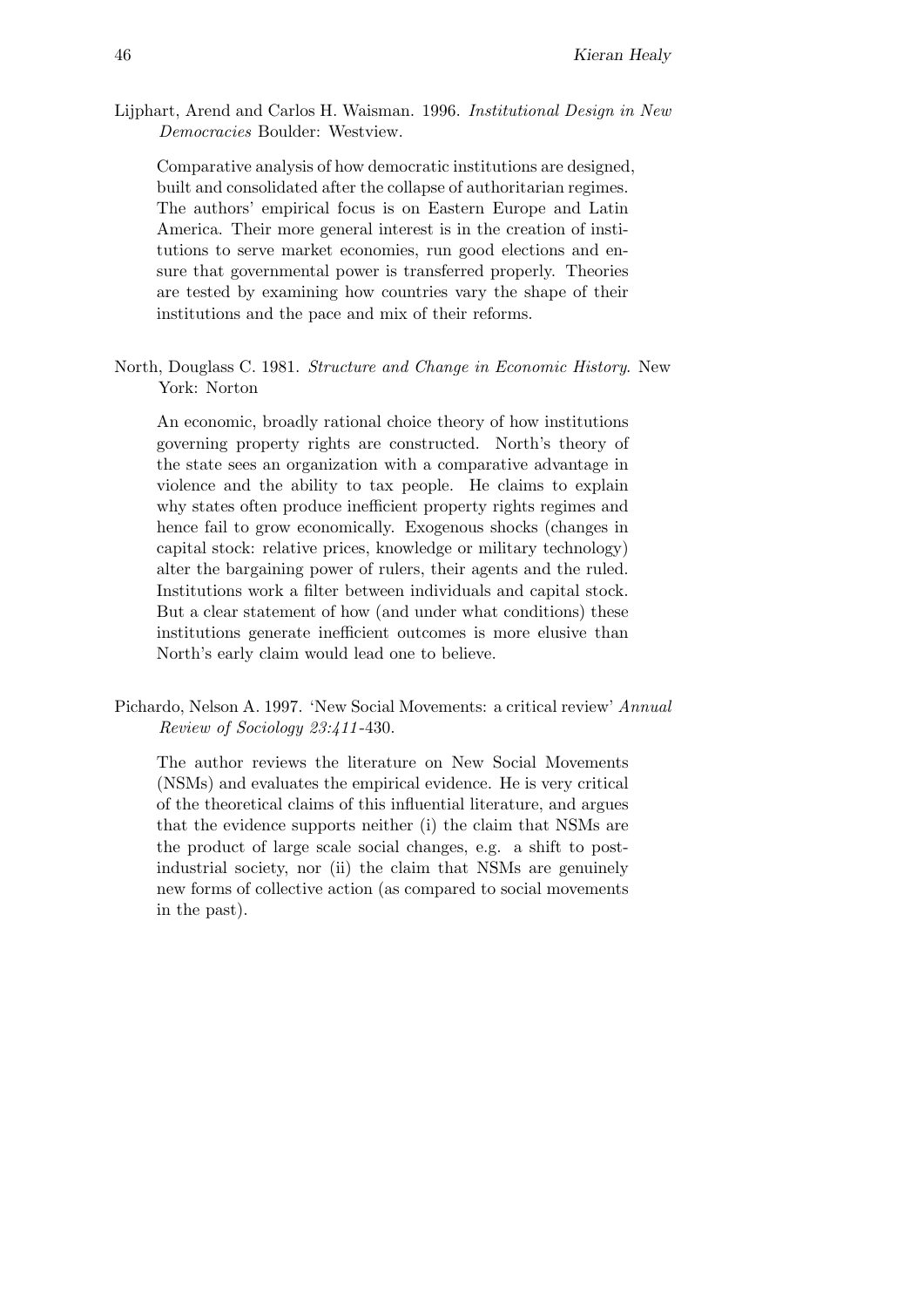Lijphart, Arend and Carlos H. Waisman. 1996. *Institutional Design in New Democracies* Boulder: Westview.

Comparative analysis of how democratic institutions are designed, built and consolidated after the collapse of authoritarian regimes. The authors' empirical focus is on Eastern Europe and Latin America. Their more general interest is in the creation of institutions to serve market economies, run good elections and ensure that governmental power is transferred properly. Theories are tested by examining how countries vary the shape of their institutions and the pace and mix of their reforms.

North, Douglass C. 1981. *Structure and Change in Economic History*. New York: Norton

An economic, broadly rational choice theory of how institutions governing property rights are constructed. North's theory of the state sees an organization with a comparative advantage in violence and the ability to tax people. He claims to explain why states often produce inefficient property rights regimes and hence fail to grow economically. Exogenous shocks (changes in capital stock: relative prices, knowledge or military technology) alter the bargaining power of rulers, their agents and the ruled. Institutions work a filter between individuals and capital stock. But a clear statement of how (and under what conditions) these institutions generate inefficient outcomes is more elusive than North's early claim would lead one to believe.

Pichardo, Nelson A. 1997. 'New Social Movements: a critical review' *Annual Review of Sociology 23:411*-430.

The author reviews the literature on New Social Movements (NSMs) and evaluates the empirical evidence. He is very critical of the theoretical claims of this influential literature, and argues that the evidence supports neither (i) the claim that NSMs are the product of large scale social changes, e.g. a shift to post-industrial society, nor (ii) the claim that NSMs are genuinely new forms of collective action (as compared to social movements in the past).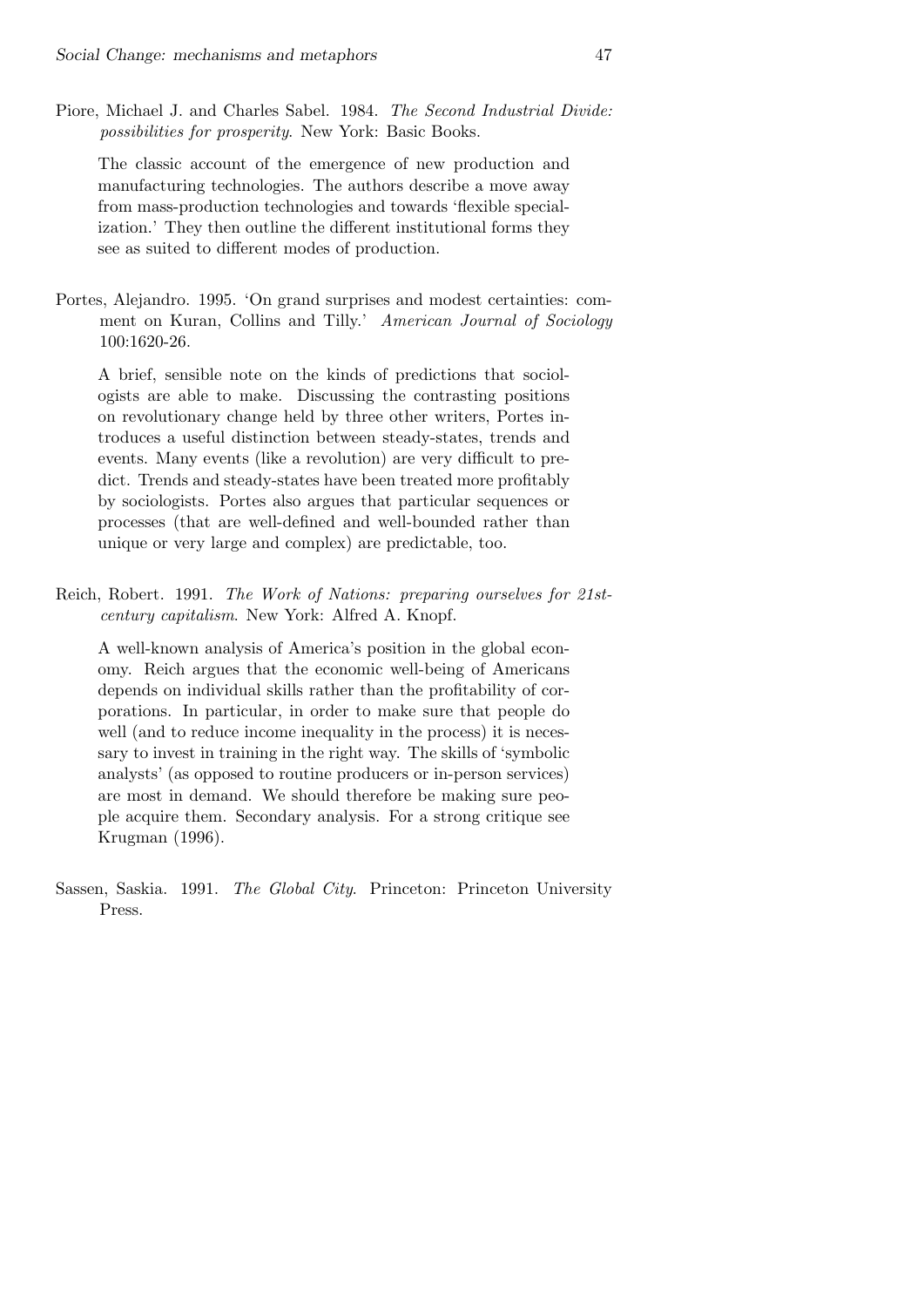Piore, Michael J. and Charles Sabel. 1984. *The Second Industrial Divide: possibilities for prosperity*. New York: Basic Books.

The classic account of the emergence of new production and manufacturing technologies. The authors describe a move away from mass-production technologies and towards 'flexible specialization.' They then outline the different institutional forms they see as suited to different modes of production.

Portes, Alejandro. 1995. 'On grand surprises and modest certainties: comment on Kuran, Collins and Tilly.' *American Journal of Sociology* 100:1620-26.

A brief, sensible note on the kinds of predictions that sociologists are able to make. Discussing the contrasting positions on revolutionary change held by three other writers, Portes introduces a useful distinction between steady-states, trends and events. Many events (like a revolution) are very difficult to predict. Trends and steady-states have been treated more profitably by sociologists. Portes also argues that particular sequences or processes (that are well-defined and well-bounded rather than unique or very large and complex) are predictable, too.

Reich, Robert. 1991. *The Work of Nations: preparing ourselves for 21st-century capitalism*. New York: Alfred A. Knopf.

A well-known analysis of America's position in the global economy. Reich argues that the economic well-being of Americans depends on individual skills rather than the profitability of corporations. In particular, in order to make sure that people do well (and to reduce income inequality in the process) it is necessary to invest in training in the right way. The skills of 'symbolic analysts' (as opposed to routine producers or in-person services) are most in demand. We should therefore be making sure people acquire them. Secondary analysis. For a strong critique see Krugman (1996).

Sassen, Saskia. 1991. *The Global City*. Princeton: Princeton University Press.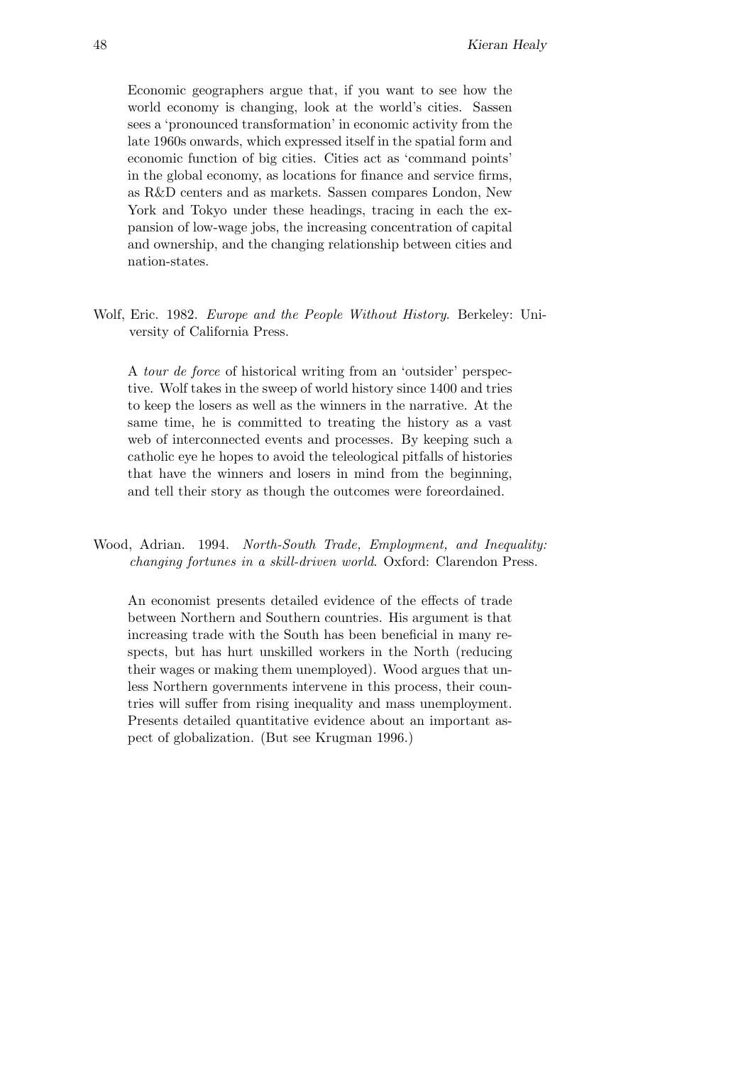Economic geographers argue that, if you want to see how the world economy is changing, look at the world's cities. Sassen sees a 'pronounced transformation' in economic activity from the late 1960s onwards, which expressed itself in the spatial form and economic function of big cities. Cities act as 'command points' in the global economy, as locations for finance and service firms, as R&D centers and as markets. Sassen compares London, New York and Tokyo under these headings, tracing in each the expansion of low-wage jobs, the increasing concentration of capital and ownership, and the changing relationship between cities and nation-states.

Wolf, Eric. 1982. *Europe and the People Without History*. Berkeley: University of California Press.

A *tour de force* of historical writing from an 'outsider' perspective. Wolf takes in the sweep of world history since 1400 and tries to keep the losers as well as the winners in the narrative. At the same time, he is committed to treating the history as a vast web of interconnected events and processes. By keeping such a catholic eye he hopes to avoid the teleological pitfalls of histories that have the winners and losers in mind from the beginning, and tell their story as though the outcomes were foreordained.

Wood, Adrian. 1994. *North-South Trade, Employment, and Inequality: changing fortunes in a skill-driven world*. Oxford: Clarendon Press.

An economist presents detailed evidence of the effects of trade between Northern and Southern countries. His argument is that increasing trade with the South has been beneficial in many respects, but has hurt unskilled workers in the North (reducing their wages or making them unemployed). Wood argues that unless Northern governments intervene in this process, their countries will suffer from rising inequality and mass unemployment. Presents detailed quantitative evidence about an important aspect of globalization. (But see Krugman 1996.)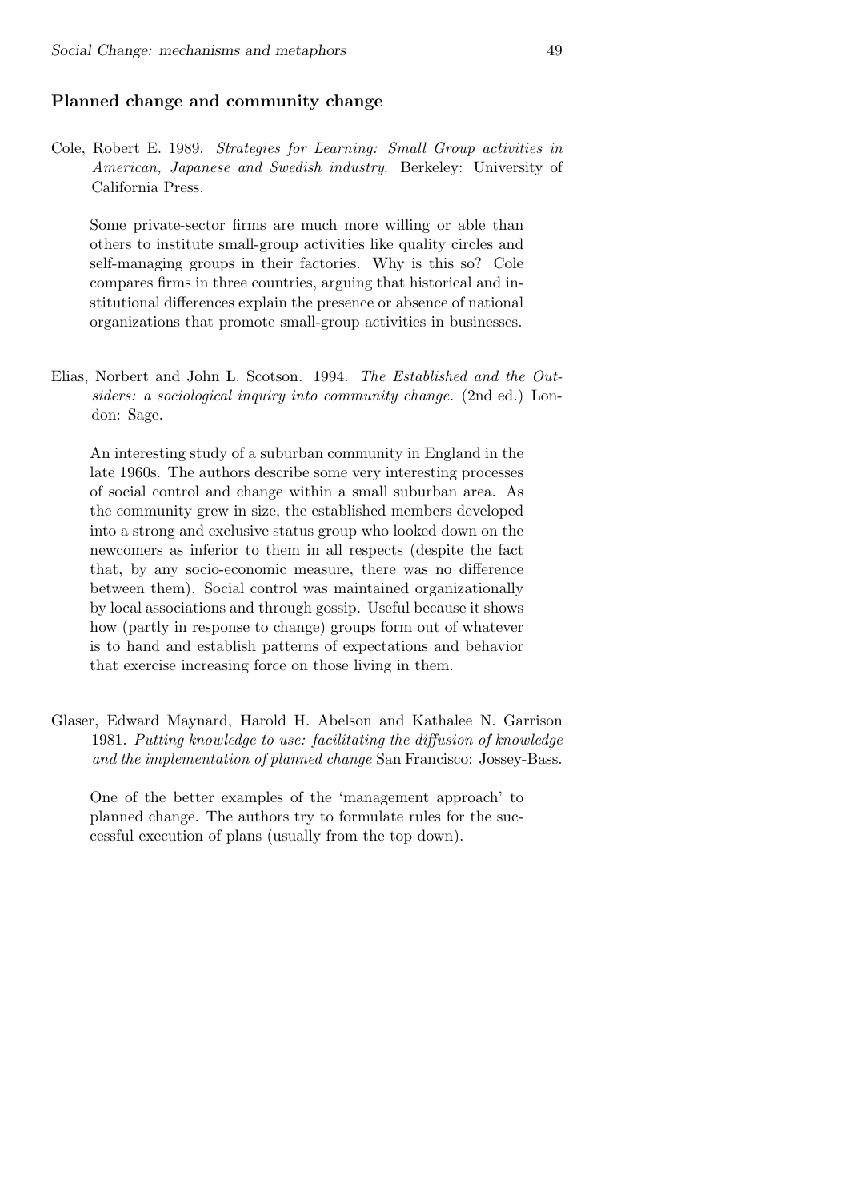## Planned change and community change

Cole, Robert E. 1989. *Strategies for Learning: Small Group activities in American, Japanese and Swedish industry*. Berkeley: University of California Press.

> Some private-sector firms are much more willing or able than others to institute small-group activities like quality circles and self-managing groups in their factories. Why is this so? Cole compares firms in three countries, arguing that historical and institutional differences explain the presence or absence of national organizations that promote small-group activities in businesses.

Elias, Norbert and John L. Scotson. 1994. *The Established and the Outsiders: a sociological inquiry into community change.* (2nd ed.) London: Sage.

> An interesting study of a suburban community in England in the late 1960s. The authors describe some very interesting processes of social control and change within a small suburban area. As the community grew in size, the established members developed into a strong and exclusive status group who looked down on the newcomers as inferior to them in all respects (despite the fact that, by any socio-economic measure, there was no difference between them). Social control was maintained organizationally by local associations and through gossip. Useful because it shows how (partly in response to change) groups form out of whatever is to hand and establish patterns of expectations and behavior that exercise increasing force on those living in them.

Glaser, Edward Maynard, Harold H. Abelson and Kathalee N. Garrison 1981. *Putting knowledge to use: facilitating the diffusion of knowledge and the implementation of planned change* San Francisco: Jossey-Bass.

> One of the better examples of the 'management approach' to planned change. The authors try to formulate rules for the successful execution of plans (usually from the top down).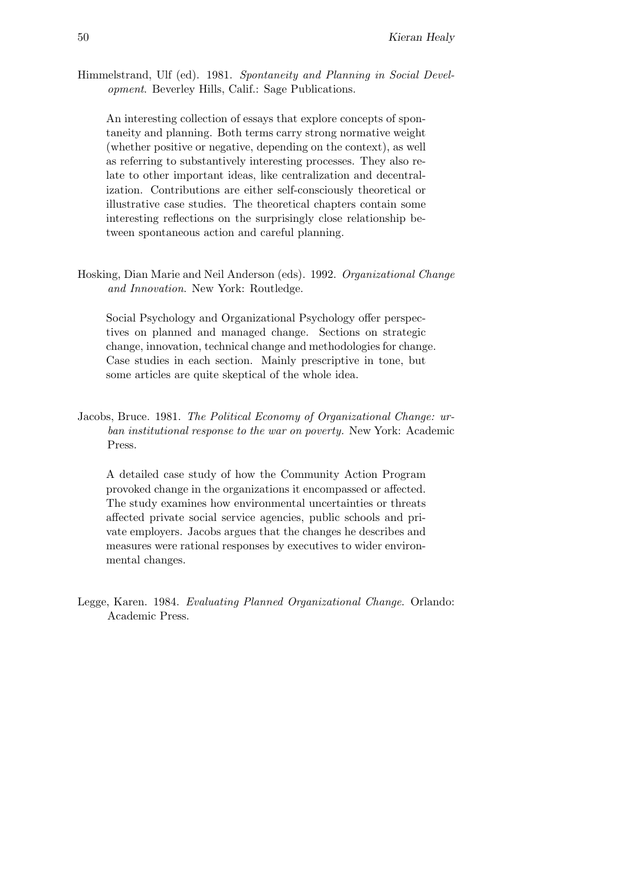Himmelstrand, Ulf (ed). 1981. *Spontaneity and Planning in Social Development*. Beverley Hills, Calif.: Sage Publications.

An interesting collection of essays that explore concepts of spontaneity and planning. Both terms carry strong normative weight (whether positive or negative, depending on the context), as well as referring to substantively interesting processes. They also relate to other important ideas, like centralization and decentralization. Contributions are either self-consciously theoretical or illustrative case studies. The theoretical chapters contain some interesting reflections on the surprisingly close relationship between spontaneous action and careful planning.

Hosking, Dian Marie and Neil Anderson (eds). 1992. *Organizational Change and Innovation*. New York: Routledge.

Social Psychology and Organizational Psychology offer perspectives on planned and managed change. Sections on strategic change, innovation, technical change and methodologies for change. Case studies in each section. Mainly prescriptive in tone, but some articles are quite skeptical of the whole idea.

Jacobs, Bruce. 1981. *The Political Economy of Organizational Change: urban institutional response to the war on poverty.* New York: Academic Press.

A detailed case study of how the Community Action Program provoked change in the organizations it encompassed or affected. The study examines how environmental uncertainties or threats affected private social service agencies, public schools and private employers. Jacobs argues that the changes he describes and measures were rational responses by executives to wider environmental changes.

Legge, Karen. 1984. *Evaluating Planned Organizational Change*. Orlando: Academic Press.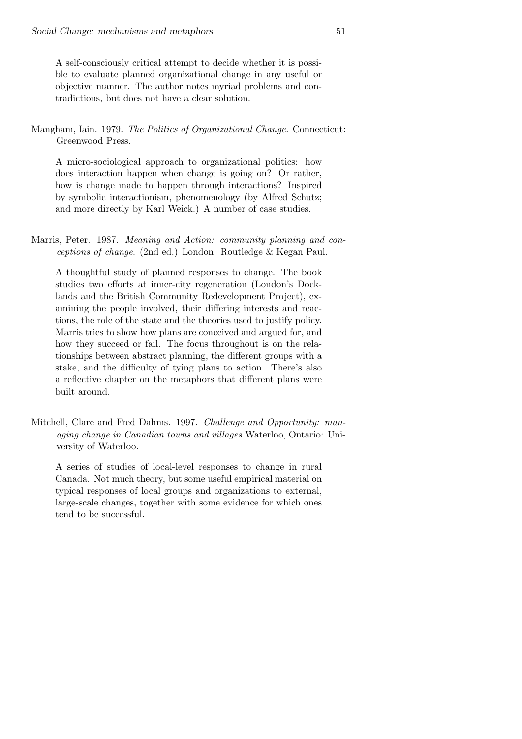A self-consciously critical attempt to decide whether it is possible to evaluate planned organizational change in any useful or objective manner. The author notes myriad problems and contradictions, but does not have a clear solution.

Mangham, Iain. 1979. *The Politics of Organizational Change.* Connecticut: Greenwood Press.

A micro-sociological approach to organizational politics: how does interaction happen when change is going on? Or rather, how is change made to happen through interactions? Inspired by symbolic interactionism, phenomenology (by Alfred Schutz; and more directly by Karl Weick.) A number of case studies.

Marris, Peter. 1987. *Meaning and Action: community planning and conceptions of change*. (2nd ed.) London: Routledge & Kegan Paul.

A thoughtful study of planned responses to change. The book studies two efforts at inner-city regeneration (London's Docklands and the British Community Redevelopment Project), examining the people involved, their differing interests and reactions, the role of the state and the theories used to justify policy. Marris tries to show how plans are conceived and argued for, and how they succeed or fail. The focus throughout is on the relationships between abstract planning, the different groups with a stake, and the difficulty of tying plans to action. There's also a reflective chapter on the metaphors that different plans were built around.

Mitchell, Clare and Fred Dahms. 1997. *Challenge and Opportunity: managing change in Canadian towns and villages* Waterloo, Ontario: University of Waterloo.

A series of studies of local-level responses to change in rural Canada. Not much theory, but some useful empirical material on typical responses of local groups and organizations to external, large-scale changes, together with some evidence for which ones tend to be successful.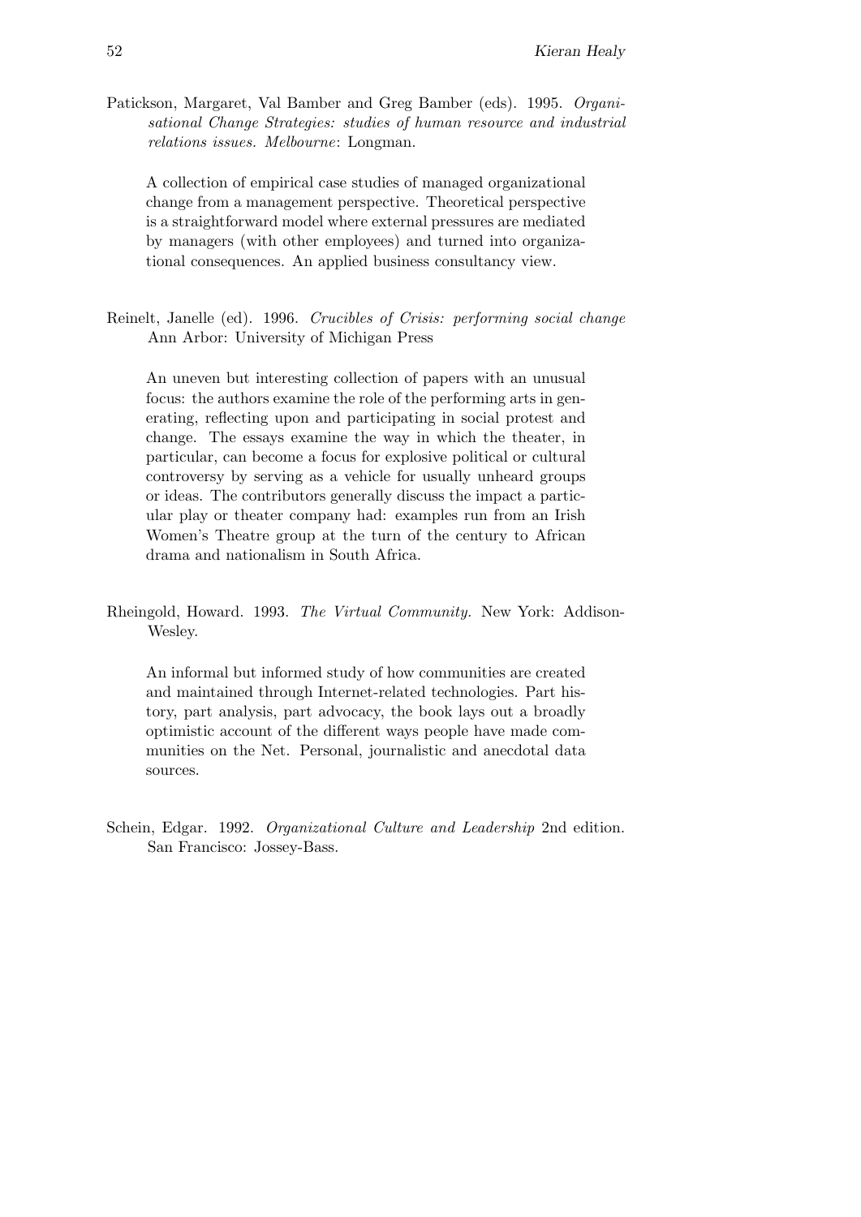Patickson, Margaret, Val Bamber and Greg Bamber (eds). 1995. *Organisational Change Strategies: studies of human resource and industrial relations issues. Melbourne*: Longman.

A collection of empirical case studies of managed organizational change from a management perspective. Theoretical perspective is a straightforward model where external pressures are mediated by managers (with other employees) and turned into organizational consequences. An applied business consultancy view.

Reinelt, Janelle (ed). 1996. *Crucibles of Crisis: performing social change* Ann Arbor: University of Michigan Press

An uneven but interesting collection of papers with an unusual focus: the authors examine the role of the performing arts in generating, reflecting upon and participating in social protest and change. The essays examine the way in which the theater, in particular, can become a focus for explosive political or cultural controversy by serving as a vehicle for usually unheard groups or ideas. The contributors generally discuss the impact a particular play or theater company had: examples run from an Irish Women's Theatre group at the turn of the century to African drama and nationalism in South Africa.

Rheingold, Howard. 1993. *The Virtual Community.* New York: Addison-Wesley.

An informal but informed study of how communities are created and maintained through Internet-related technologies. Part history, part analysis, part advocacy, the book lays out a broadly optimistic account of the different ways people have made communities on the Net. Personal, journalistic and anecdotal data sources.

Schein, Edgar. 1992. *Organizational Culture and Leadership* 2nd edition. San Francisco: Jossey-Bass.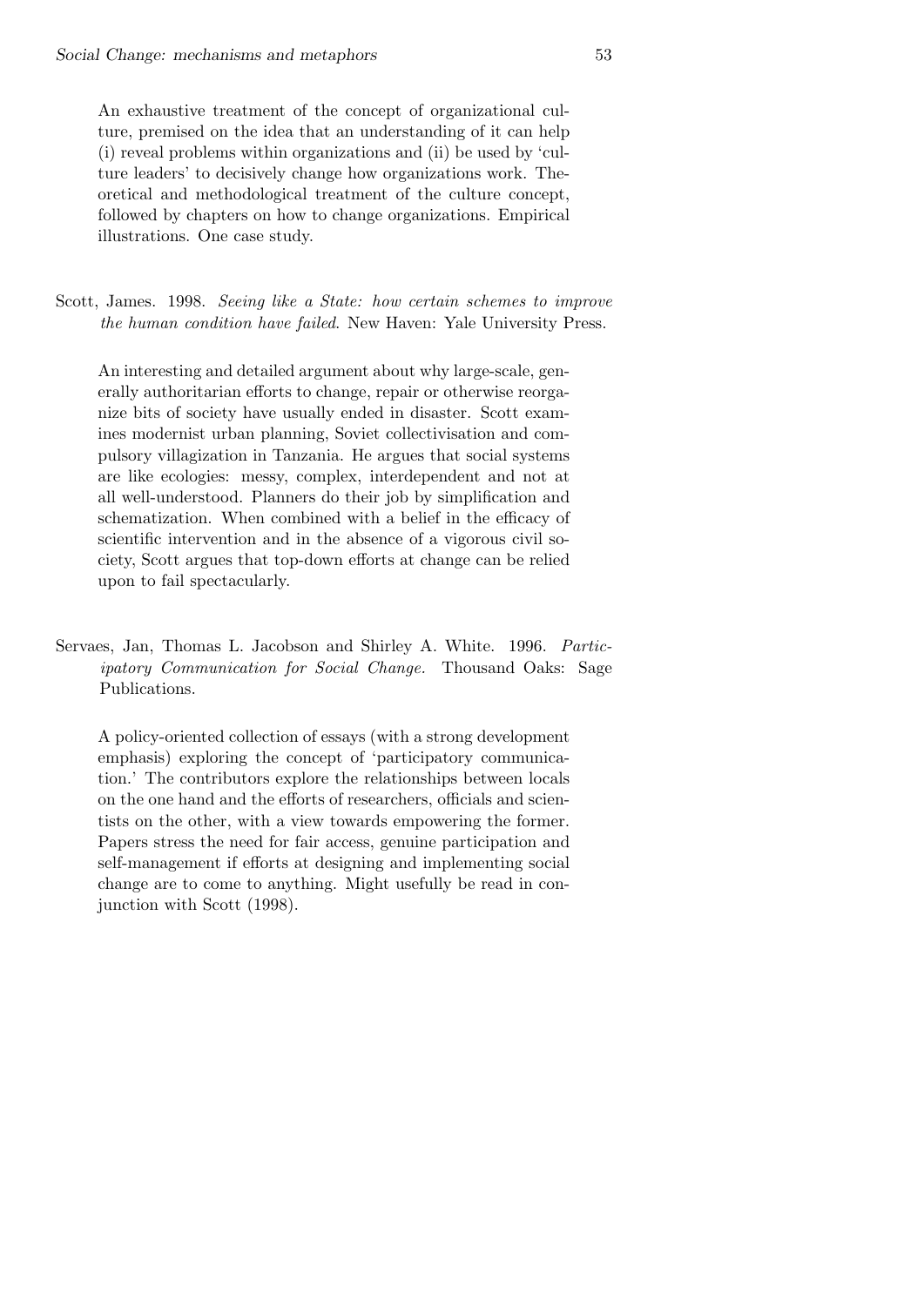An exhaustive treatment of the concept of organizational culture, premised on the idea that an understanding of it can help (i) reveal problems within organizations and (ii) be used by 'culture leaders' to decisively change how organizations work. Theoretical and methodological treatment of the culture concept, followed by chapters on how to change organizations. Empirical illustrations. One case study.

Scott, James. 1998. *Seeing like a State: how certain schemes to improve the human condition have failed*. New Haven: Yale University Press.

An interesting and detailed argument about why large-scale, generally authoritarian efforts to change, repair or otherwise reorganize bits of society have usually ended in disaster. Scott examines modernist urban planning, Soviet collectivisation and compulsory villagization in Tanzania. He argues that social systems are like ecologies: messy, complex, interdependent and not at all well-understood. Planners do their job by simplification and schematization. When combined with a belief in the efficacy of scientific intervention and in the absence of a vigorous civil society, Scott argues that top-down efforts at change can be relied upon to fail spectacularly.

Servaes, Jan, Thomas L. Jacobson and Shirley A. White. 1996. *Participatory Communication for Social Change.* Thousand Oaks: Sage Publications.

A policy-oriented collection of essays (with a strong development emphasis) exploring the concept of 'participatory communication.' The contributors explore the relationships between locals on the one hand and the efforts of researchers, officials and scientists on the other, with a view towards empowering the former. Papers stress the need for fair access, genuine participation and self-management if efforts at designing and implementing social change are to come to anything. Might usefully be read in conjunction with Scott (1998).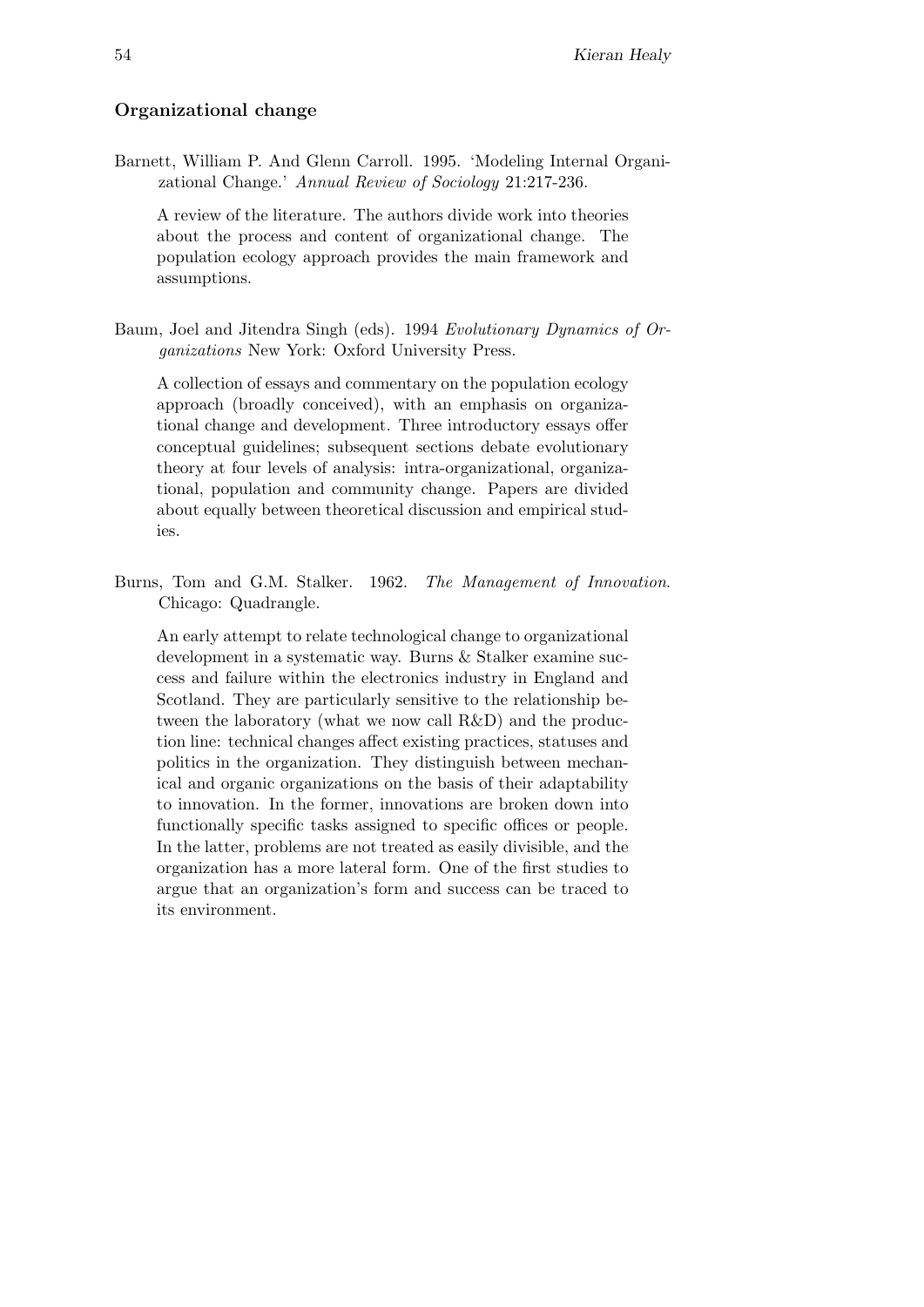### Organizational change

Barnett, William P. And Glenn Carroll. 1995. 'Modeling Internal Organizational Change.' *Annual Review of Sociology* 21:217-236.

A review of the literature. The authors divide work into theories about the process and content of organizational change. The population ecology approach provides the main framework and assumptions.

Baum, Joel and Jitendra Singh (eds). 1994 *Evolutionary Dynamics of Organizations* New York: Oxford University Press.

A collection of essays and commentary on the population ecology approach (broadly conceived), with an emphasis on organizational change and development. Three introductory essays offer conceptual guidelines; subsequent sections debate evolutionary theory at four levels of analysis: intra-organizational, organizational, population and community change. Papers are divided about equally between theoretical discussion and empirical studies.

Burns, Tom and G.M. Stalker. 1962. *The Management of Innovation*. Chicago: Quadrangle.

An early attempt to relate technological change to organizational development in a systematic way. Burns & Stalker examine success and failure within the electronics industry in England and Scotland. They are particularly sensitive to the relationship between the laboratory (what we now call R&D) and the production line: technical changes affect existing practices, statuses and politics in the organization. They distinguish between mechanical and organic organizations on the basis of their adaptability to innovation. In the former, innovations are broken down into functionally specific tasks assigned to specific offices or people. In the latter, problems are not treated as easily divisible, and the organization has a more lateral form. One of the first studies to argue that an organization's form and success can be traced to its environment.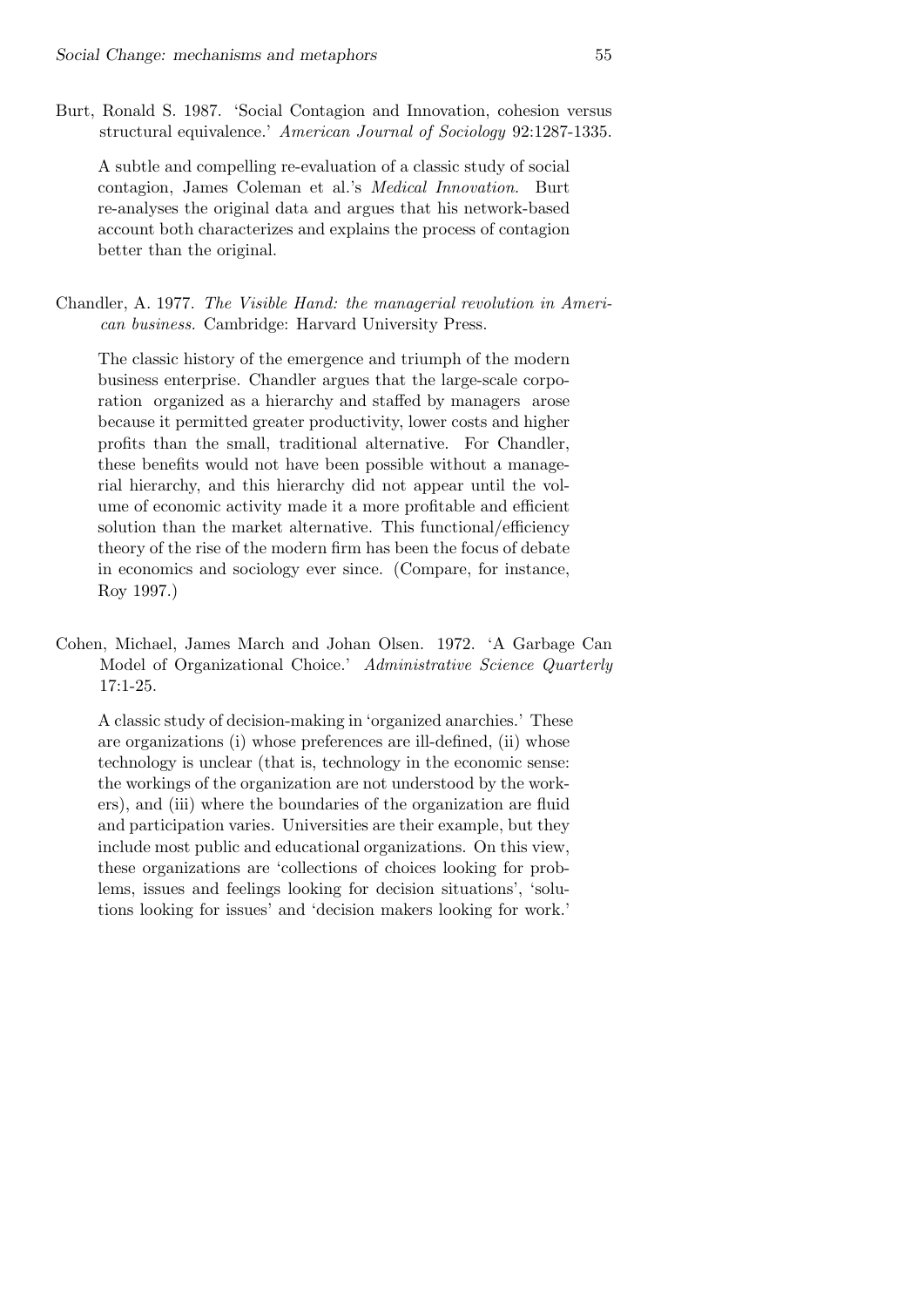Burt, Ronald S. 1987. 'Social Contagion and Innovation, cohesion versus structural equivalence.' *American Journal of Sociology* 92:1287-1335.

A subtle and compelling re-evaluation of a classic study of social contagion, James Coleman et al.'s *Medical Innovation*. Burt re-analyses the original data and argues that his network-based account both characterizes and explains the process of contagion better than the original.

Chandler, A. 1977. *The Visible Hand: the managerial revolution in American business.* Cambridge: Harvard University Press.

The classic history of the emergence and triumph of the modern business enterprise. Chandler argues that the large-scale corporation organized as a hierarchy and staffed by managers arose because it permitted greater productivity, lower costs and higher profits than the small, traditional alternative. For Chandler, these benefits would not have been possible without a managerial hierarchy, and this hierarchy did not appear until the volume of economic activity made it a more profitable and efficient solution than the market alternative. This functional/efficiency theory of the rise of the modern firm has been the focus of debate in economics and sociology ever since. (Compare, for instance, Roy 1997.)

Cohen, Michael, James March and Johan Olsen. 1972. 'A Garbage Can Model of Organizational Choice.' *Administrative Science Quarterly* 17:1-25.

A classic study of decision-making in 'organized anarchies.' These are organizations (i) whose preferences are ill-defined, (ii) whose technology is unclear (that is, technology in the economic sense: the workings of the organization are not understood by the workers), and (iii) where the boundaries of the organization are fluid and participation varies. Universities are their example, but they include most public and educational organizations. On this view, these organizations are 'collections of choices looking for problems, issues and feelings looking for decision situations', 'solutions looking for issues' and 'decision makers looking for work.'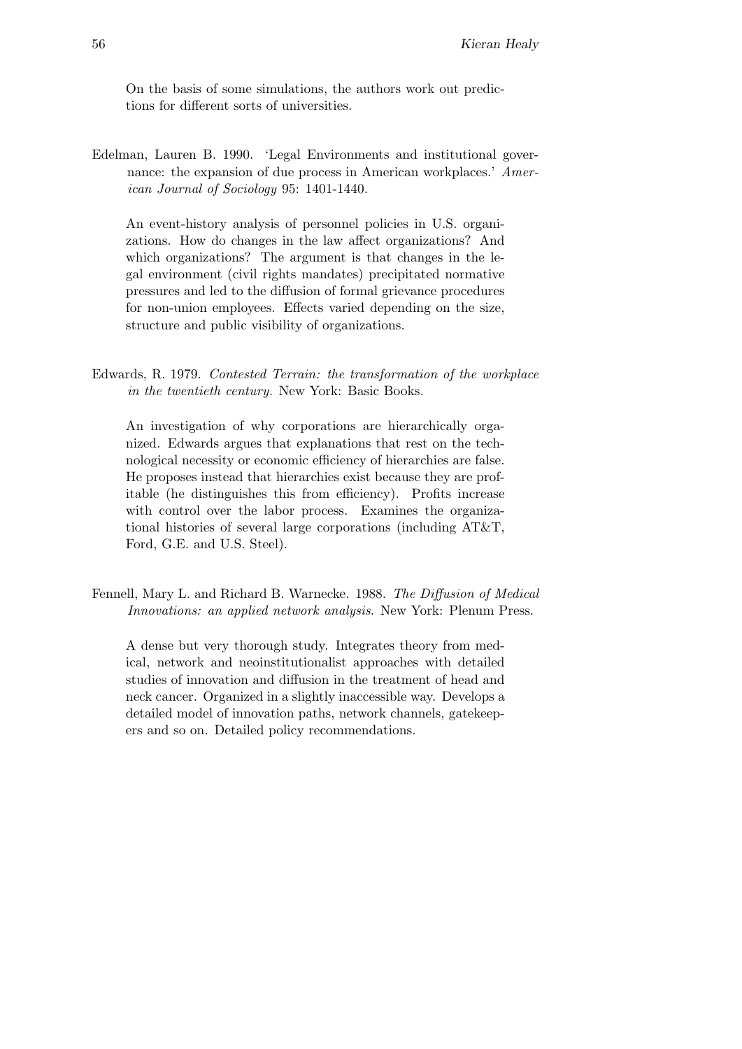On the basis of some simulations, the authors work out predictions for different sorts of universities.

Edelman, Lauren B. 1990. 'Legal Environments and institutional governance: the expansion of due process in American workplaces.' *American Journal of Sociology* 95: 1401-1440.

An event-history analysis of personnel policies in U.S. organizations. How do changes in the law affect organizations? And which organizations? The argument is that changes in the legal environment (civil rights mandates) precipitated normative pressures and led to the diffusion of formal grievance procedures for non-union employees. Effects varied depending on the size, structure and public visibility of organizations.

Edwards, R. 1979. *Contested Terrain: the transformation of the workplace in the twentieth century.* New York: Basic Books.

An investigation of why corporations are hierarchically organized. Edwards argues that explanations that rest on the technological necessity or economic efficiency of hierarchies are false. He proposes instead that hierarchies exist because they are profitable (he distinguishes this from efficiency). Profits increase with control over the labor process. Examines the organizational histories of several large corporations (including AT&T, Ford, G.E. and U.S. Steel).

Fennell, Mary L. and Richard B. Warnecke. 1988. *The Diffusion of Medical Innovations: an applied network analysis.* New York: Plenum Press.

A dense but very thorough study. Integrates theory from medical, network and neoinstitutionalist approaches with detailed studies of innovation and diffusion in the treatment of head and neck cancer. Organized in a slightly inaccessible way. Develops a detailed model of innovation paths, network channels, gatekeepers and so on. Detailed policy recommendations.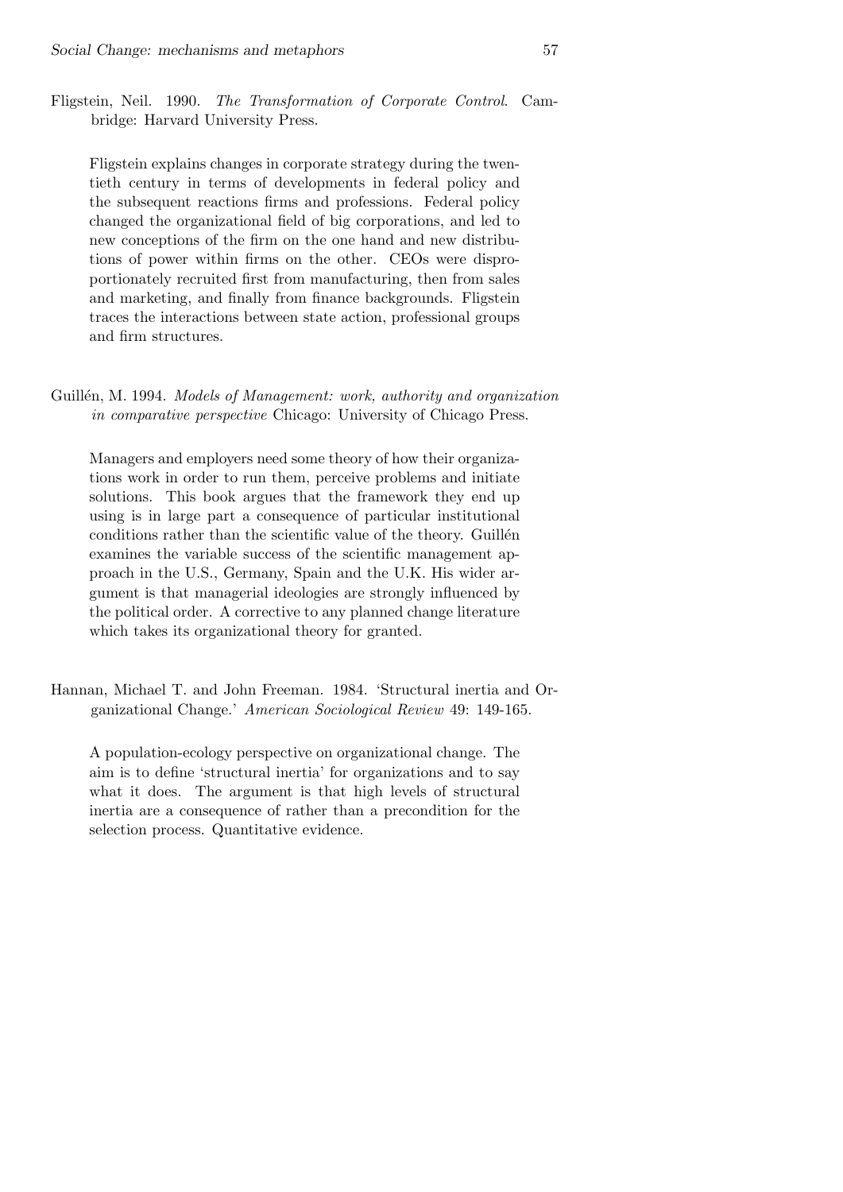Fligstein, Neil. 1990. *The Transformation of Corporate Control*. Cambridge: Harvard University Press.

Fligstein explains changes in corporate strategy during the twentieth century in terms of developments in federal policy and the subsequent reactions firms and professions. Federal policy changed the organizational field of big corporations, and led to new conceptions of the firm on the one hand and new distributions of power within firms on the other. CEOs were disproportionately recruited first from manufacturing, then from sales and marketing, and finally from finance backgrounds. Fligstein traces the interactions between state action, professional groups and firm structures.

Guillén, M. 1994. *Models of Management: work, authority and organization in comparative perspective* Chicago: University of Chicago Press.

Managers and employers need some theory of how their organizations work in order to run them, perceive problems and initiate solutions. This book argues that the framework they end up using is in large part a consequence of particular institutional conditions rather than the scientific value of the theory. Guillén examines the variable success of the scientific management approach in the U.S., Germany, Spain and the U.K. His wider argument is that managerial ideologies are strongly influenced by the political order. A corrective to any planned change literature which takes its organizational theory for granted.

Hannan, Michael T. and John Freeman. 1984. 'Structural inertia and Organizational Change.' *American Sociological Review* 49: 149-165.

A population-ecology perspective on organizational change. The aim is to define 'structural inertia' for organizations and to say what it does. The argument is that high levels of structural inertia are a consequence of rather than a precondition for the selection process. Quantitative evidence.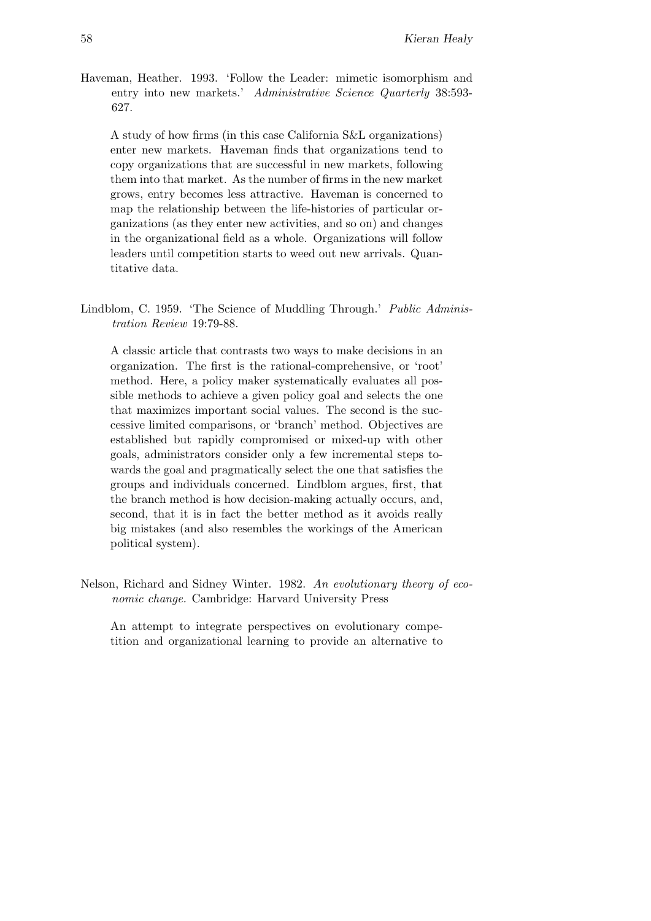Haveman, Heather. 1993. 'Follow the Leader: mimetic isomorphism and entry into new markets.' *Administrative Science Quarterly* 38:593-627.

A study of how firms (in this case California S&L organizations) enter new markets. Haveman finds that organizations tend to copy organizations that are successful in new markets, following them into that market. As the number of firms in the new market grows, entry becomes less attractive. Haveman is concerned to map the relationship between the life-histories of particular organizations (as they enter new activities, and so on) and changes in the organizational field as a whole. Organizations will follow leaders until competition starts to weed out new arrivals. Quantitative data.

Lindblom, C. 1959. 'The Science of Muddling Through.' *Public Administration Review* 19:79-88.

A classic article that contrasts two ways to make decisions in an organization. The first is the rational-comprehensive, or 'root' method. Here, a policy maker systematically evaluates all possible methods to achieve a given policy goal and selects the one that maximizes important social values. The second is the successive limited comparisons, or 'branch' method. Objectives are established but rapidly compromised or mixed-up with other goals, administrators consider only a few incremental steps towards the goal and pragmatically select the one that satisfies the groups and individuals concerned. Lindblom argues, first, that the branch method is how decision-making actually occurs, and, second, that it is in fact the better method as it avoids really big mistakes (and also resembles the workings of the American political system).

Nelson, Richard and Sidney Winter. 1982. *An evolutionary theory of economic change.* Cambridge: Harvard University Press

An attempt to integrate perspectives on evolutionary competition and organizational learning to provide an alternative to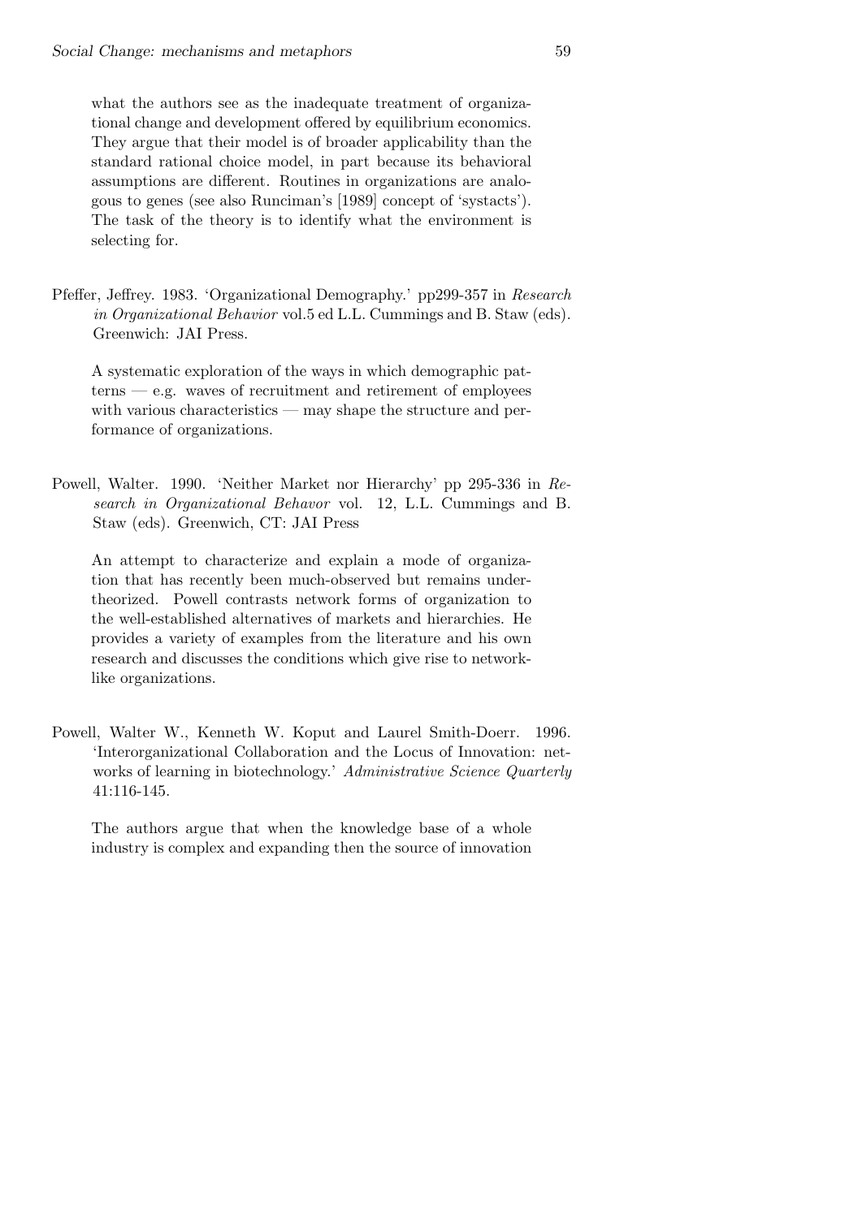what the authors see as the inadequate treatment of organizational change and development offered by equilibrium economics. They argue that their model is of broader applicability than the standard rational choice model, in part because its behavioral assumptions are different. Routines in organizations are analogous to genes (see also Runciman's [1989] concept of 'systacts'). The task of the theory is to identify what the environment is selecting for.

Pfeffer, Jeffrey. 1983. 'Organizational Demography.' pp299-357 in *Research in Organizational Behavior* vol.5 ed L.L. Cummings and B. Staw (eds). Greenwich: JAI Press.

A systematic exploration of the ways in which demographic patterns — e.g. waves of recruitment and retirement of employees with various characteristics — may shape the structure and performance of organizations.

Powell, Walter. 1990. 'Neither Market nor Hierarchy' pp 295-336 in *Research in Organizational Behavor* vol. 12, L.L. Cummings and B. Staw (eds). Greenwich, CT: JAI Press

An attempt to characterize and explain a mode of organization that has recently been much-observed but remains undertheorized. Powell contrasts network forms of organization to the well-established alternatives of markets and hierarchies. He provides a variety of examples from the literature and his own research and discusses the conditions which give rise to network-like organizations.

Powell, Walter W., Kenneth W. Koput and Laurel Smith-Doerr. 1996. 'Interorganizational Collaboration and the Locus of Innovation: networks of learning in biotechnology.' *Administrative Science Quarterly* 41:116-145.

The authors argue that when the knowledge base of a whole industry is complex and expanding then the source of innovation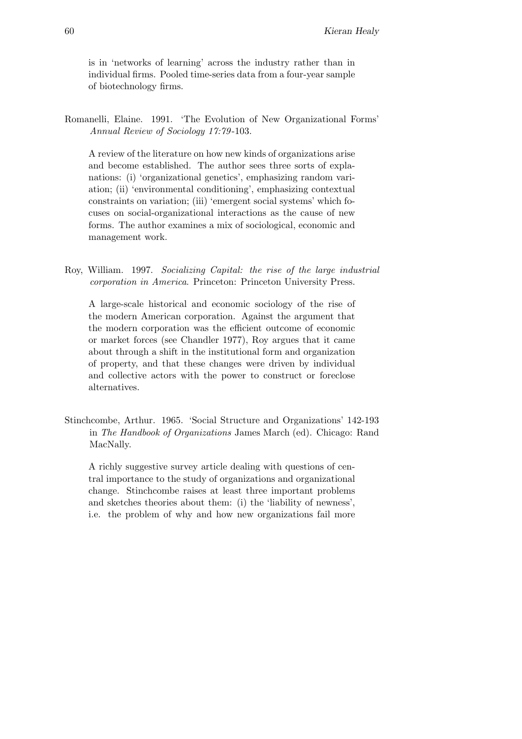is in 'networks of learning' across the industry rather than in individual firms. Pooled time-series data from a four-year sample of biotechnology firms.

Romanelli, Elaine. 1991. 'The Evolution of New Organizational Forms' *Annual Review of Sociology 17:79*-103.

A review of the literature on how new kinds of organizations arise and become established. The author sees three sorts of explanations: (i) 'organizational genetics', emphasizing random variation; (ii) 'environmental conditioning', emphasizing contextual constraints on variation; (iii) 'emergent social systems' which focuses on social-organizational interactions as the cause of new forms. The author examines a mix of sociological, economic and management work.

Roy, William. 1997. *Socializing Capital: the rise of the large industrial corporation in America*. Princeton: Princeton University Press.

A large-scale historical and economic sociology of the rise of the modern American corporation. Against the argument that the modern corporation was the efficient outcome of economic or market forces (see Chandler 1977), Roy argues that it came about through a shift in the institutional form and organization of property, and that these changes were driven by individual and collective actors with the power to construct or foreclose alternatives.

Stinchcombe, Arthur. 1965. 'Social Structure and Organizations' 142-193 in *The Handbook of Organizations* James March (ed). Chicago: Rand MacNally.

A richly suggestive survey article dealing with questions of central importance to the study of organizations and organizational change. Stinchcombe raises at least three important problems and sketches theories about them: (i) the 'liability of newness', i.e. the problem of why and how new organizations fail more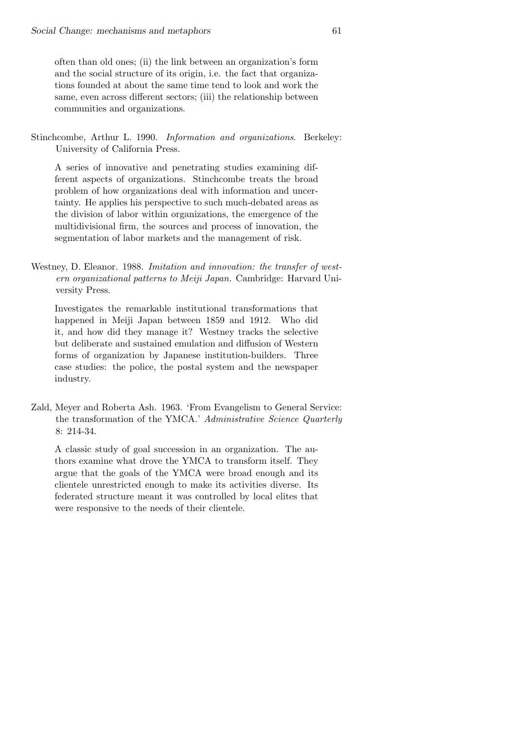often than old ones; (ii) the link between an organization's form and the social structure of its origin, i.e. the fact that organizations founded at about the same time tend to look and work the same, even across different sectors; (iii) the relationship between communities and organizations.

Stinchcombe, Arthur L. 1990. *Information and organizations*. Berkeley: University of California Press.

A series of innovative and penetrating studies examining different aspects of organizations. Stinchcombe treats the broad problem of how organizations deal with information and uncertainty. He applies his perspective to such much-debated areas as the division of labor within organizations, the emergence of the multidivisional firm, the sources and process of innovation, the segmentation of labor markets and the management of risk.

Westney, D. Eleanor. 1988. *Imitation and innovation: the transfer of western organizational patterns to Meiji Japan*. Cambridge: Harvard University Press.

Investigates the remarkable institutional transformations that happened in Meiji Japan between 1859 and 1912. Who did it, and how did they manage it? Westney tracks the selective but deliberate and sustained emulation and diffusion of Western forms of organization by Japanese institution-builders. Three case studies: the police, the postal system and the newspaper industry.

Zald, Meyer and Roberta Ash. 1963. 'From Evangelism to General Service: the transformation of the YMCA.' *Administrative Science Quarterly* 8: 214-34.

A classic study of goal succession in an organization. The authors examine what drove the YMCA to transform itself. They argue that the goals of the YMCA were broad enough and its clientele unrestricted enough to make its activities diverse. Its federated structure meant it was controlled by local elites that were responsive to the needs of their clientele.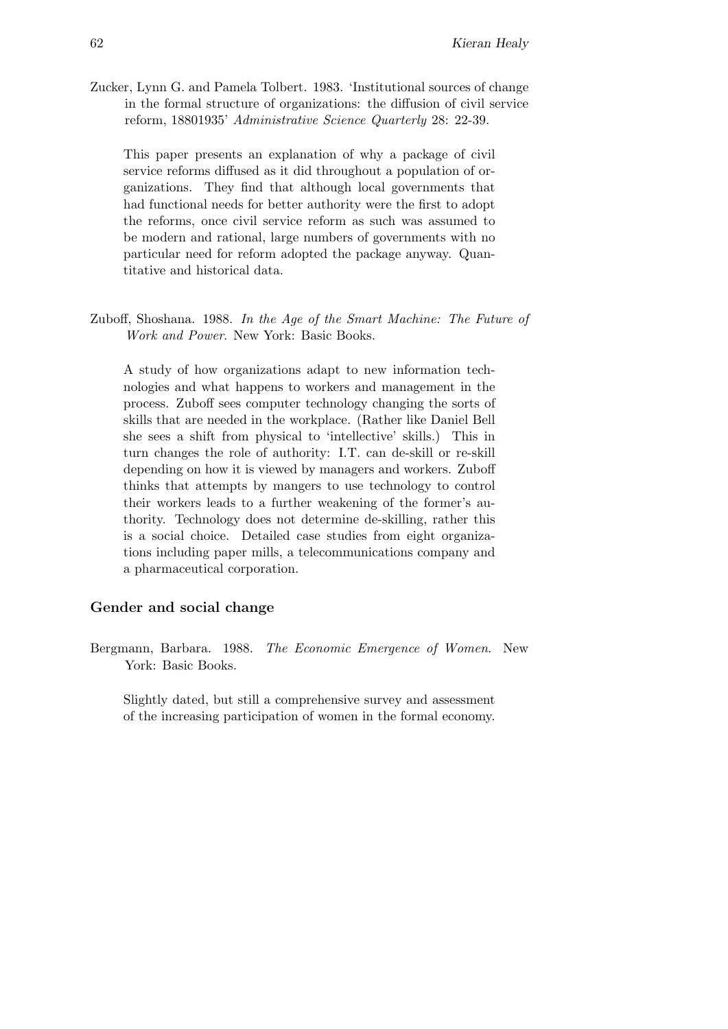Zucker, Lynn G. and Pamela Tolbert. 1983. 'Institutional sources of change in the formal structure of organizations: the diffusion of civil service reform, 18801935' *Administrative Science Quarterly* 28: 22-39.

This paper presents an explanation of why a package of civil service reforms diffused as it did throughout a population of organizations. They find that although local governments that had functional needs for better authority were the first to adopt the reforms, once civil service reform as such was assumed to be modern and rational, large numbers of governments with no particular need for reform adopted the package anyway. Quantitative and historical data.

Zuboff, Shoshana. 1988. *In the Age of the Smart Machine: The Future of Work and Power*. New York: Basic Books.

A study of how organizations adapt to new information technologies and what happens to workers and management in the process. Zuboff sees computer technology changing the sorts of skills that are needed in the workplace. (Rather like Daniel Bell she sees a shift from physical to 'intellective' skills.) This in turn changes the role of authority: I.T. can de-skill or re-skill depending on how it is viewed by managers and workers. Zuboff thinks that attempts by mangers to use technology to control their workers leads to a further weakening of the former's authority. Technology does not determine de-skilling, rather this is a social choice. Detailed case studies from eight organizations including paper mills, a telecommunications company and a pharmaceutical corporation.

### Gender and social change

Bergmann, Barbara. 1988. *The Economic Emergence of Women*. New York: Basic Books.

Slightly dated, but still a comprehensive survey and assessment of the increasing participation of women in the formal economy.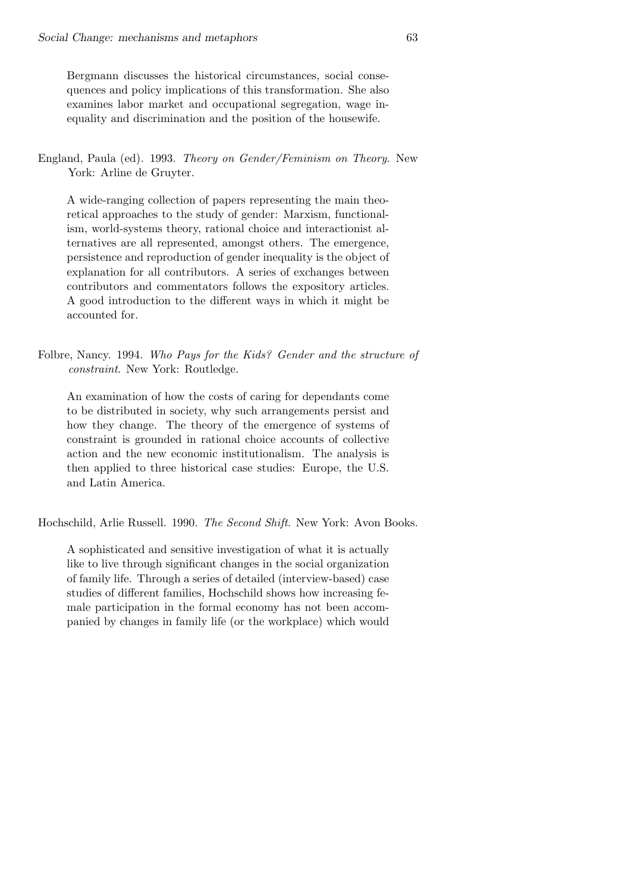Bergmann discusses the historical circumstances, social consequences and policy implications of this transformation. She also examines labor market and occupational segregation, wage inequality and discrimination and the position of the housewife.

England, Paula (ed). 1993. *Theory on Gender/Feminism on Theory*. New York: Arline de Gruyter.

A wide-ranging collection of papers representing the main theoretical approaches to the study of gender: Marxism, functionalism, world-systems theory, rational choice and interactionist alternatives are all represented, amongst others. The emergence, persistence and reproduction of gender inequality is the object of explanation for all contributors. A series of exchanges between contributors and commentators follows the expository articles. A good introduction to the different ways in which it might be accounted for.

Folbre, Nancy. 1994. *Who Pays for the Kids? Gender and the structure of constraint*. New York: Routledge.

An examination of how the costs of caring for dependants come to be distributed in society, why such arrangements persist and how they change. The theory of the emergence of systems of constraint is grounded in rational choice accounts of collective action and the new economic institutionalism. The analysis is then applied to three historical case studies: Europe, the U.S. and Latin America.

Hochschild, Arlie Russell. 1990. *The Second Shift*. New York: Avon Books.

A sophisticated and sensitive investigation of what it is actually like to live through significant changes in the social organization of family life. Through a series of detailed (interview-based) case studies of different families, Hochschild shows how increasing female participation in the formal economy has not been accompanied by changes in family life (or the workplace) which would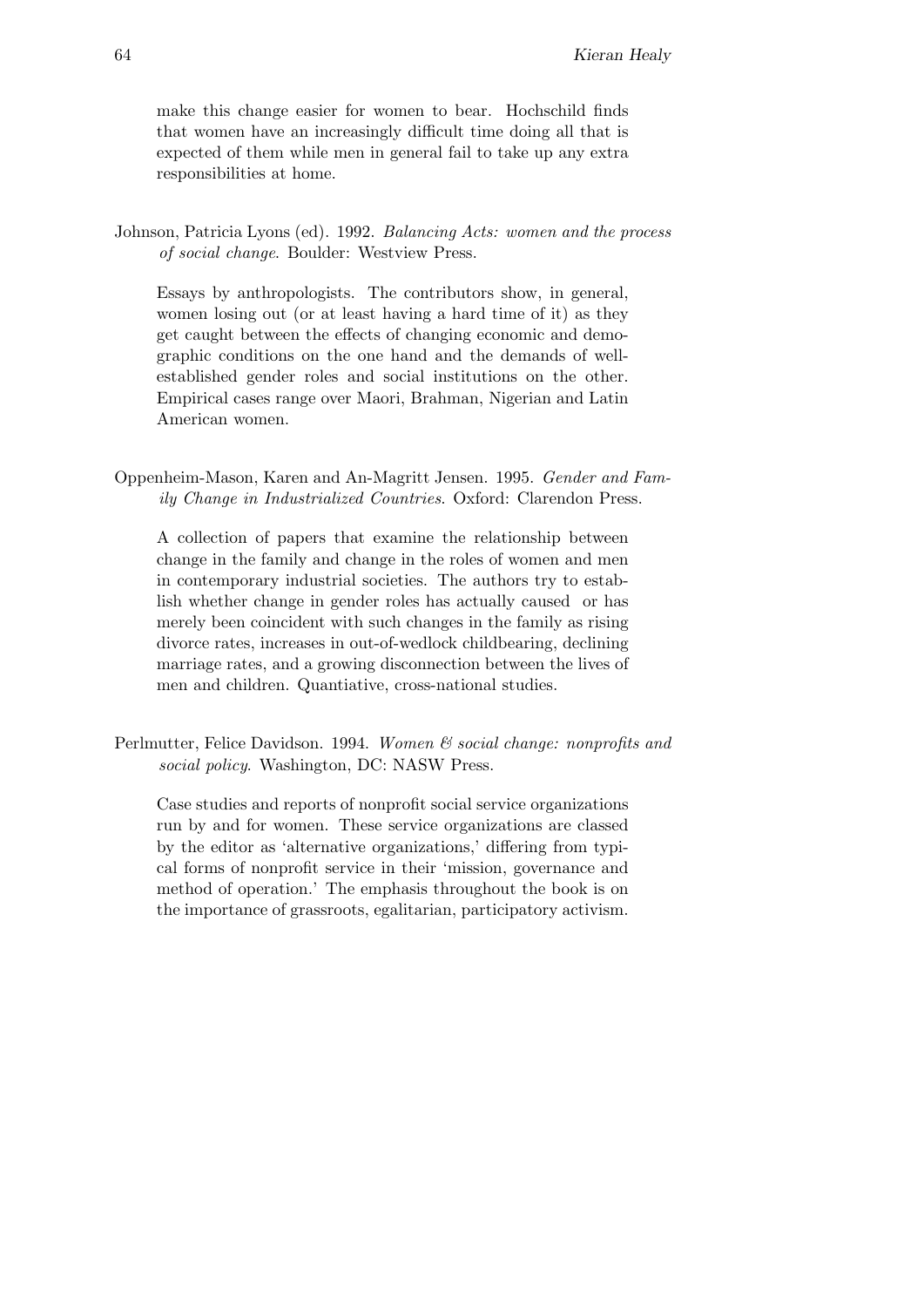make this change easier for women to bear. Hochschild finds that women have an increasingly difficult time doing all that is expected of them while men in general fail to take up any extra responsibilities at home.

Johnson, Patricia Lyons (ed). 1992. *Balancing Acts: women and the process of social change*. Boulder: Westview Press.

Essays by anthropologists. The contributors show, in general, women losing out (or at least having a hard time of it) as they get caught between the effects of changing economic and demographic conditions on the one hand and the demands of well-established gender roles and social institutions on the other. Empirical cases range over Maori, Brahman, Nigerian and Latin American women.

Oppenheim-Mason, Karen and An-Magritt Jensen. 1995. *Gender and Family Change in Industrialized Countries*. Oxford: Clarendon Press.

A collection of papers that examine the relationship between change in the family and change in the roles of women and men in contemporary industrial societies. The authors try to establish whether change in gender roles has actually caused or has merely been coincident with such changes in the family as rising divorce rates, increases in out-of-wedlock childbearing, declining marriage rates, and a growing disconnection between the lives of men and children. Quantiative, cross-national studies.

Perlmutter, Felice Davidson. 1994. *Women & social change: nonprofits and social policy*. Washington, DC: NASW Press.

Case studies and reports of nonprofit social service organizations run by and for women. These service organizations are classed by the editor as 'alternative organizations,' differing from typical forms of nonprofit service in their 'mission, governance and method of operation.' The emphasis throughout the book is on the importance of grassroots, egalitarian, participatory activism.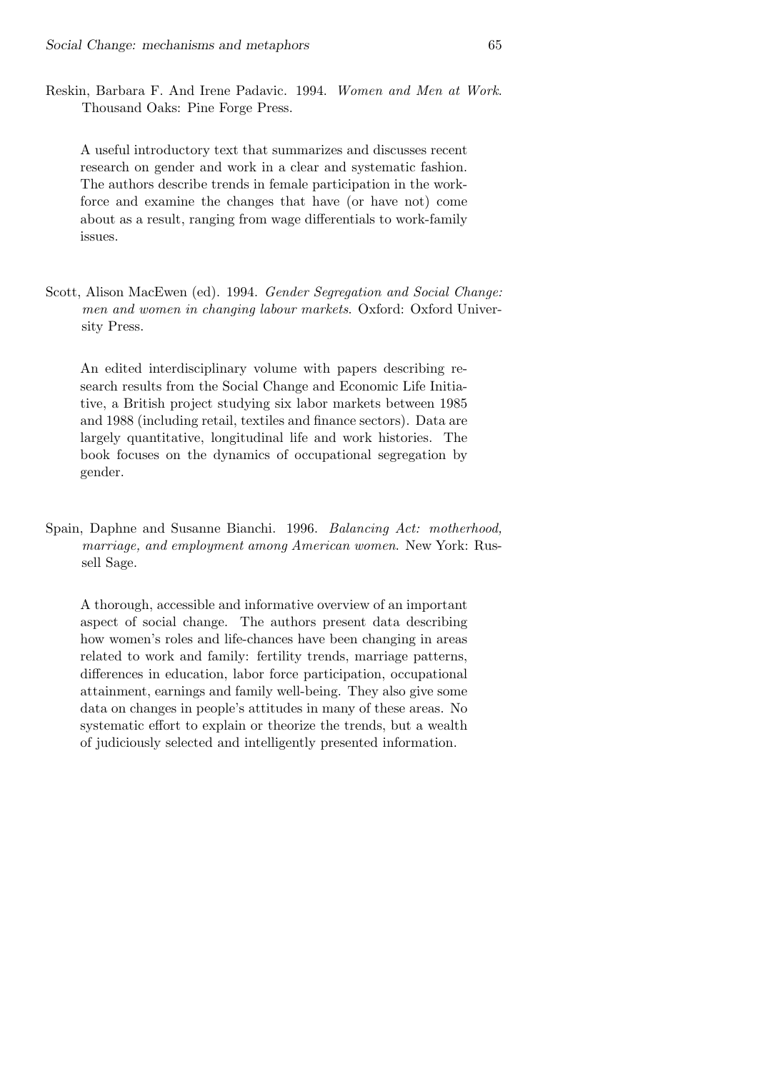Reskin, Barbara F. And Irene Padavic. 1994. *Women and Men at Work*. Thousand Oaks: Pine Forge Press.

> A useful introductory text that summarizes and discusses recent research on gender and work in a clear and systematic fashion. The authors describe trends in female participation in the workforce and examine the changes that have (or have not) come about as a result, ranging from wage differentials to work-family issues.

Scott, Alison MacEwen (ed). 1994. *Gender Segregation and Social Change: men and women in changing labour markets*. Oxford: Oxford University Press.

> An edited interdisciplinary volume with papers describing research results from the Social Change and Economic Life Initiative, a British project studying six labor markets between 1985 and 1988 (including retail, textiles and finance sectors). Data are largely quantitative, longitudinal life and work histories. The book focuses on the dynamics of occupational segregation by gender.

Spain, Daphne and Susanne Bianchi. 1996. *Balancing Act: motherhood, marriage, and employment among American women*. New York: Russell Sage.

> A thorough, accessible and informative overview of an important aspect of social change. The authors present data describing how women's roles and life-chances have been changing in areas related to work and family: fertility trends, marriage patterns, differences in education, labor force participation, occupational attainment, earnings and family well-being. They also give some data on changes in people's attitudes in many of these areas. No systematic effort to explain or theorize the trends, but a wealth of judiciously selected and intelligently presented information.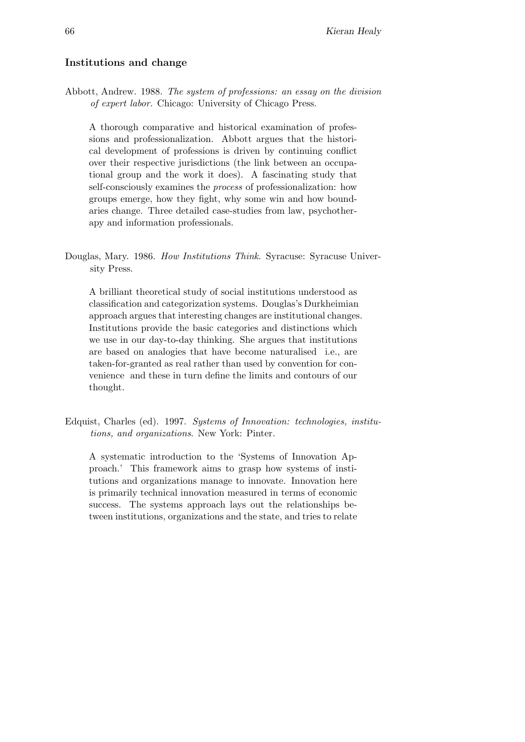## Institutions and change

Abbott, Andrew. 1988. *The system of professions: an essay on the division of expert labor.* Chicago: University of Chicago Press.

A thorough comparative and historical examination of professions and professionalization. Abbott argues that the historical development of professions is driven by continuing conflict over their respective jurisdictions (the link between an occupational group and the work it does). A fascinating study that self-consciously examines the *process* of professionalization: how groups emerge, how they fight, why some win and how boundaries change. Three detailed case-studies from law, psychotherapy and information professionals.

Douglas, Mary. 1986. *How Institutions Think*. Syracuse: Syracuse University Press.

A brilliant theoretical study of social institutions understood as classification and categorization systems. Douglas's Durkheimian approach argues that interesting changes are institutional changes. Institutions provide the basic categories and distinctions which we use in our day-to-day thinking. She argues that institutions are based on analogies that have become naturalised i.e., are taken-for-granted as real rather than used by convention for convenience and these in turn define the limits and contours of our thought.

Edquist, Charles (ed). 1997. *Systems of Innovation: technologies, institutions, and organizations*. New York: Pinter.

A systematic introduction to the 'Systems of Innovation Approach.' This framework aims to grasp how systems of institutions and organizations manage to innovate. Innovation here is primarily technical innovation measured in terms of economic success. The systems approach lays out the relationships between institutions, organizations and the state, and tries to relate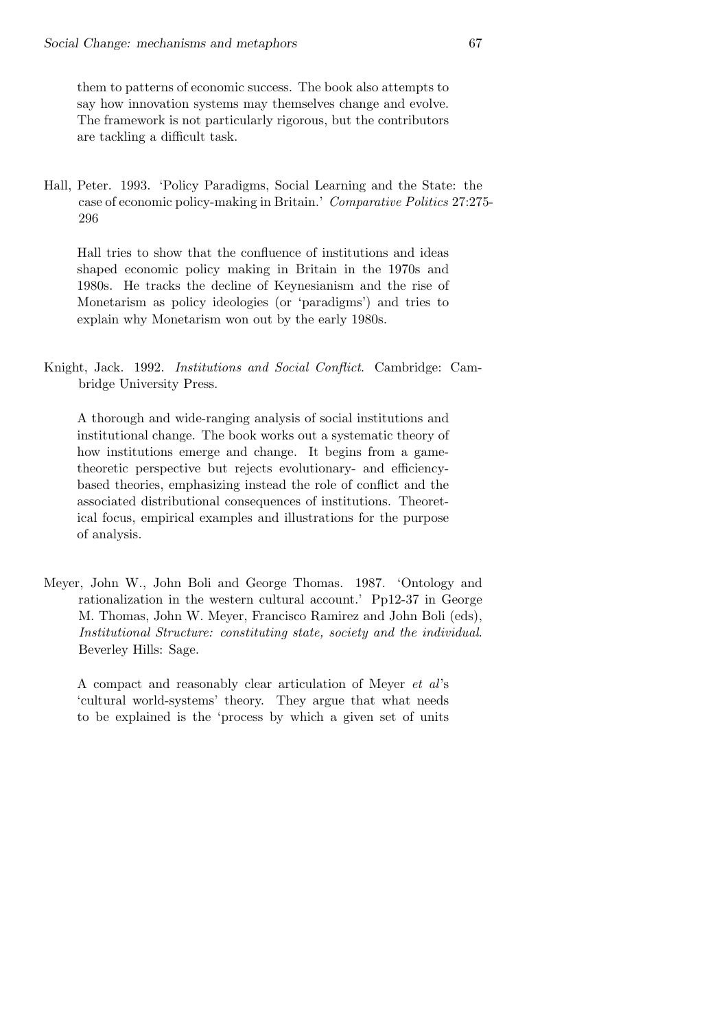them to patterns of economic success. The book also attempts to say how innovation systems may themselves change and evolve. The framework is not particularly rigorous, but the contributors are tackling a difficult task.

Hall, Peter. 1993. 'Policy Paradigms, Social Learning and the State: the case of economic policy-making in Britain.' *Comparative Politics* 27:275-296

> Hall tries to show that the confluence of institutions and ideas shaped economic policy making in Britain in the 1970s and 1980s. He tracks the decline of Keynesianism and the rise of Monetarism as policy ideologies (or 'paradigms') and tries to explain why Monetarism won out by the early 1980s.

Knight, Jack. 1992. *Institutions and Social Conflict*. Cambridge: Cambridge University Press.

> A thorough and wide-ranging analysis of social institutions and institutional change. The book works out a systematic theory of how institutions emerge and change. It begins from a game-theoretic perspective but rejects evolutionary- and efficiency-based theories, emphasizing instead the role of conflict and the associated distributional consequences of institutions. Theoretical focus, empirical examples and illustrations for the purpose of analysis.

Meyer, John W., John Boli and George Thomas. 1987. 'Ontology and rationalization in the western cultural account.' Pp12-37 in George M. Thomas, John W. Meyer, Francisco Ramirez and John Boli (eds), *Institutional Structure: constituting state, society and the individual*. Beverley Hills: Sage.

> A compact and reasonably clear articulation of Meyer *et al*'s 'cultural world-systems' theory. They argue that what needs to be explained is the 'process by which a given set of units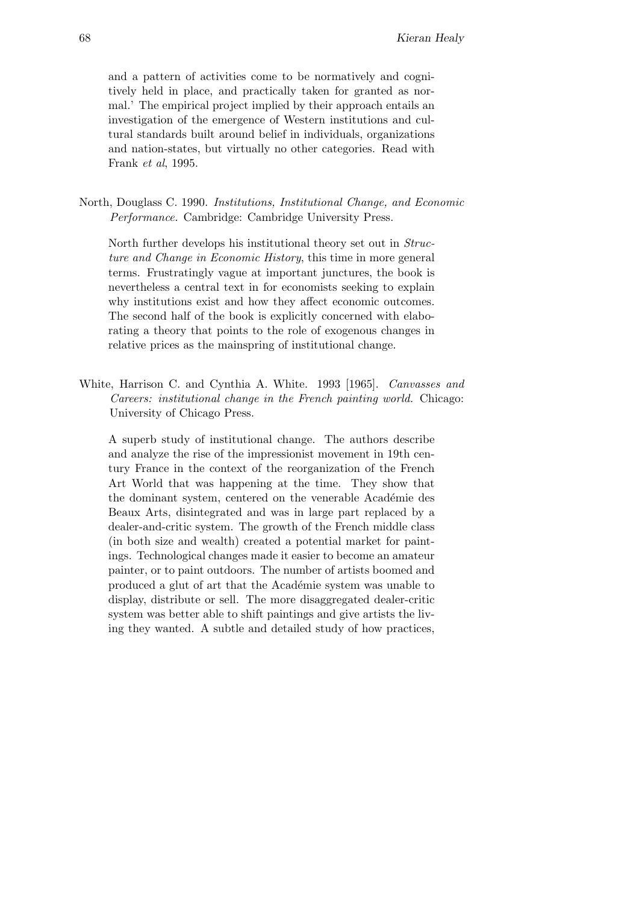and a pattern of activities come to be normatively and cognitively held in place, and practically taken for granted as normal.' The empirical project implied by their approach entails an investigation of the emergence of Western institutions and cultural standards built around belief in individuals, organizations and nation-states, but virtually no other categories. Read with Frank *et al*, 1995.

North, Douglass C. 1990. *Institutions, Institutional Change, and Economic Performance.* Cambridge: Cambridge University Press.

North further develops his institutional theory set out in *Structure and Change in Economic History*, this time in more general terms. Frustratingly vague at important junctures, the book is nevertheless a central text in for economists seeking to explain why institutions exist and how they affect economic outcomes. The second half of the book is explicitly concerned with elaborating a theory that points to the role of exogenous changes in relative prices as the mainspring of institutional change.

White, Harrison C. and Cynthia A. White. 1993 [1965]. *Canvasses and Careers: institutional change in the French painting world.* Chicago: University of Chicago Press.

A superb study of institutional change. The authors describe and analyze the rise of the impressionist movement in 19th century France in the context of the reorganization of the French Art World that was happening at the time. They show that the dominant system, centered on the venerable Académie des Beaux Arts, disintegrated and was in large part replaced by a dealer-and-critic system. The growth of the French middle class (in both size and wealth) created a potential market for paintings. Technological changes made it easier to become an amateur painter, or to paint outdoors. The number of artists boomed and produced a glut of art that the Académie system was unable to display, distribute or sell. The more disaggregated dealer-critic system was better able to shift paintings and give artists the living they wanted. A subtle and detailed study of how practices,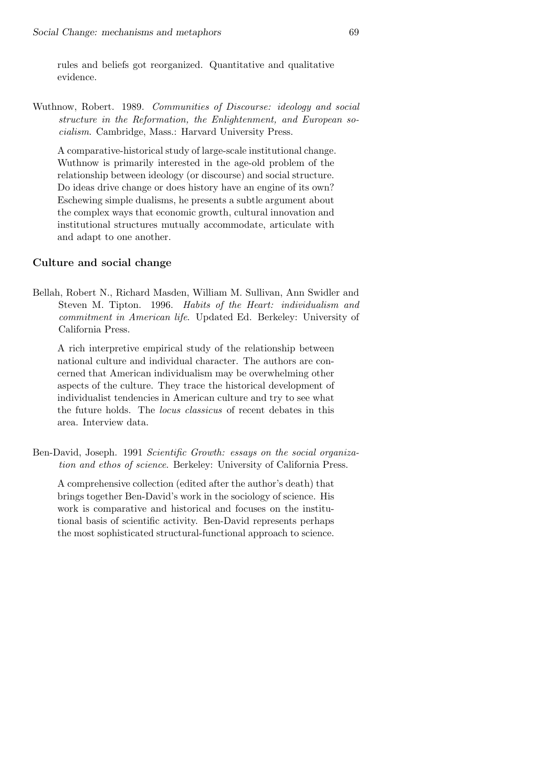rules and beliefs got reorganized. Quantitative and qualitative evidence.

Wuthnow, Robert. 1989. *Communities of Discourse: ideology and social structure in the Reformation, the Enlightenment, and European socialism*. Cambridge, Mass.: Harvard University Press.

A comparative-historical study of large-scale institutional change. Wuthnow is primarily interested in the age-old problem of the relationship between ideology (or discourse) and social structure. Do ideas drive change or does history have an engine of its own? Eschewing simple dualisms, he presents a subtle argument about the complex ways that economic growth, cultural innovation and institutional structures mutually accommodate, articulate with and adapt to one another.

## Culture and social change

Bellah, Robert N., Richard Masden, William M. Sullivan, Ann Swidler and Steven M. Tipton. 1996. *Habits of the Heart: individualism and commitment in American life*. Updated Ed. Berkeley: University of California Press.

A rich interpretive empirical study of the relationship between national culture and individual character. The authors are concerned that American individualism may be overwhelming other aspects of the culture. They trace the historical development of individualist tendencies in American culture and try to see what the future holds. The *locus classicus* of recent debates in this area. Interview data.

Ben-David, Joseph. 1991 *Scientific Growth: essays on the social organization and ethos of science*. Berkeley: University of California Press.

A comprehensive collection (edited after the author's death) that brings together Ben-David's work in the sociology of science. His work is comparative and historical and focuses on the institutional basis of scientific activity. Ben-David represents perhaps the most sophisticated structural-functional approach to science.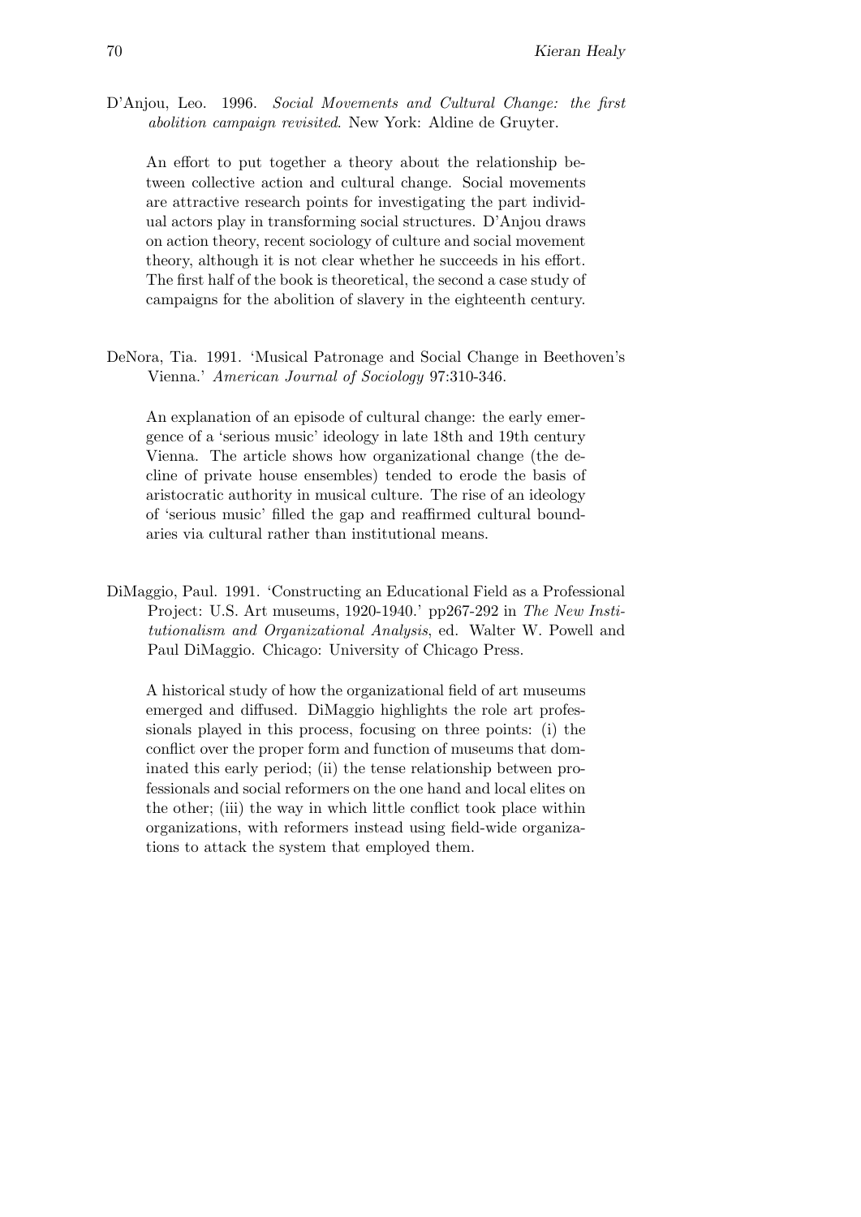D'Anjou, Leo. 1996. *Social Movements and Cultural Change: the first abolition campaign revisited*. New York: Aldine de Gruyter.

> An effort to put together a theory about the relationship between collective action and cultural change. Social movements are attractive research points for investigating the part individual actors play in transforming social structures. D'Anjou draws on action theory, recent sociology of culture and social movement theory, although it is not clear whether he succeeds in his effort. The first half of the book is theoretical, the second a case study of campaigns for the abolition of slavery in the eighteenth century.

DeNora, Tia. 1991. 'Musical Patronage and Social Change in Beethoven's Vienna.' *American Journal of Sociology* 97:310-346.

> An explanation of an episode of cultural change: the early emergence of a 'serious music' ideology in late 18th and 19th century Vienna. The article shows how organizational change (the decline of private house ensembles) tended to erode the basis of aristocratic authority in musical culture. The rise of an ideology of 'serious music' filled the gap and reaffirmed cultural boundaries via cultural rather than institutional means.

DiMaggio, Paul. 1991. 'Constructing an Educational Field as a Professional Project: U.S. Art museums, 1920-1940.' pp267-292 in *The New Institutionalism and Organizational Analysis*, ed. Walter W. Powell and Paul DiMaggio. Chicago: University of Chicago Press.

> A historical study of how the organizational field of art museums emerged and diffused. DiMaggio highlights the role art professionals played in this process, focusing on three points: (i) the conflict over the proper form and function of museums that dominated this early period; (ii) the tense relationship between professionals and social reformers on the one hand and local elites on the other; (iii) the way in which little conflict took place within organizations, with reformers instead using field-wide organizations to attack the system that employed them.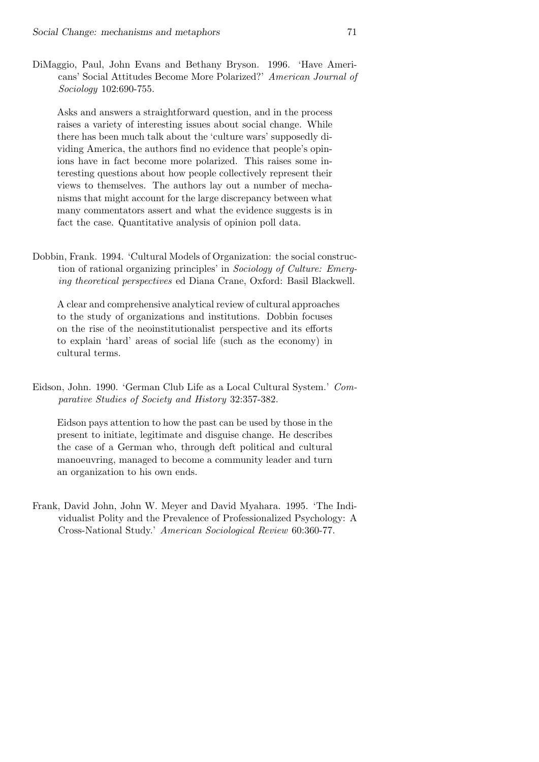DiMaggio, Paul, John Evans and Bethany Bryson. 1996. 'Have Americans' Social Attitudes Become More Polarized?' *American Journal of Sociology* 102:690-755.

> Asks and answers a straightforward question, and in the process raises a variety of interesting issues about social change. While there has been much talk about the 'culture wars' supposedly dividing America, the authors find no evidence that people's opinions have in fact become more polarized. This raises some interesting questions about how people collectively represent their views to themselves. The authors lay out a number of mechanisms that might account for the large discrepancy between what many commentators assert and what the evidence suggests is in fact the case. Quantitative analysis of opinion poll data.

Dobbin, Frank. 1994. 'Cultural Models of Organization: the social construction of rational organizing principles' in *Sociology of Culture: Emerging theoretical perspectives* ed Diana Crane, Oxford: Basil Blackwell.

> A clear and comprehensive analytical review of cultural approaches to the study of organizations and institutions. Dobbin focuses on the rise of the neoinstitutionalist perspective and its efforts to explain 'hard' areas of social life (such as the economy) in cultural terms.

Eidson, John. 1990. 'German Club Life as a Local Cultural System.' *Comparative Studies of Society and History* 32:357-382.

> Eidson pays attention to how the past can be used by those in the present to initiate, legitimate and disguise change. He describes the case of a German who, through deft political and cultural manoeuvring, managed to become a community leader and turn an organization to his own ends.

Frank, David John, John W. Meyer and David Myahara. 1995. 'The Individualist Polity and the Prevalence of Professionalized Psychology: A Cross-National Study.' *American Sociological Review* 60:360-77.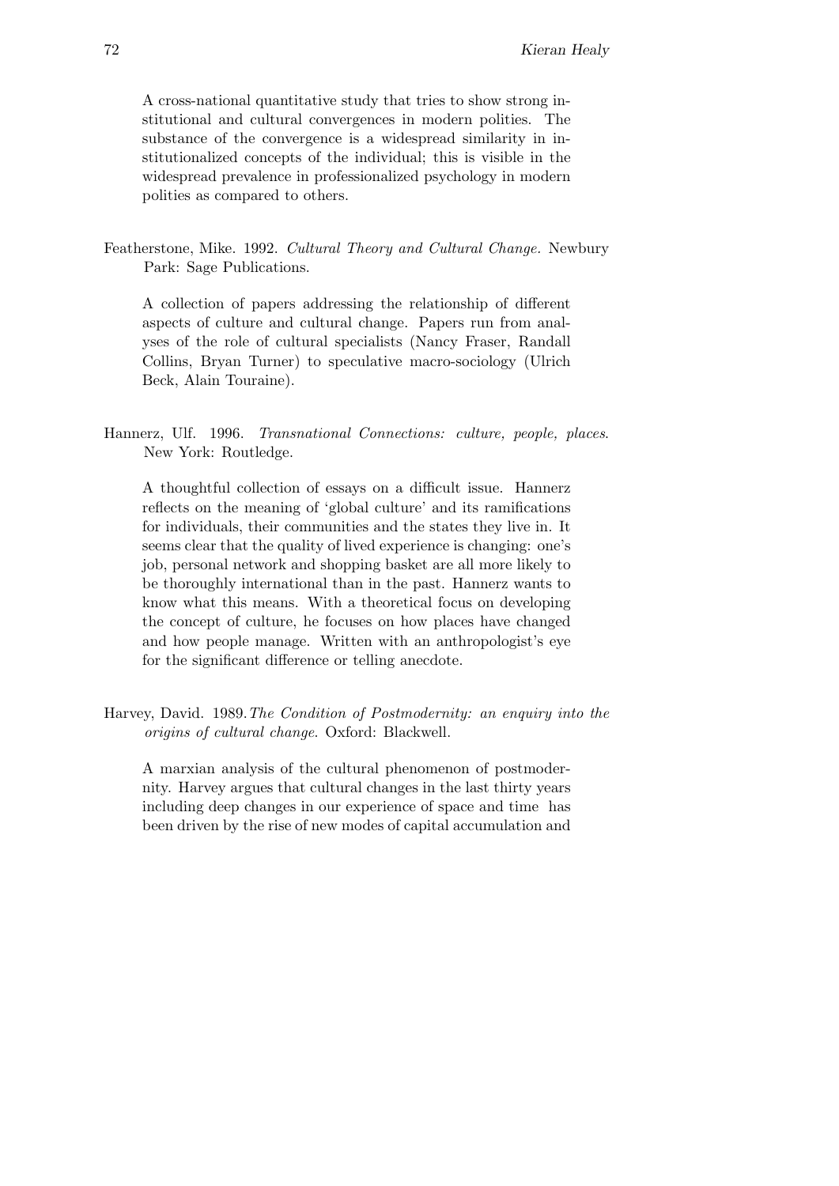A cross-national quantitative study that tries to show strong institutional and cultural convergences in modern polities. The substance of the convergence is a widespread similarity in institutionalized concepts of the individual; this is visible in the widespread prevalence in professionalized psychology in modern polities as compared to others.

Featherstone, Mike. 1992. *Cultural Theory and Cultural Change.* Newbury Park: Sage Publications.

A collection of papers addressing the relationship of different aspects of culture and cultural change. Papers run from analyses of the role of cultural specialists (Nancy Fraser, Randall Collins, Bryan Turner) to speculative macro-sociology (Ulrich Beck, Alain Touraine).

Hannerz, Ulf. 1996. *Transnational Connections: culture, people, places.* New York: Routledge.

A thoughtful collection of essays on a difficult issue. Hannerz reflects on the meaning of 'global culture' and its ramifications for individuals, their communities and the states they live in. It seems clear that the quality of lived experience is changing: one's job, personal network and shopping basket are all more likely to be thoroughly international than in the past. Hannerz wants to know what this means. With a theoretical focus on developing the concept of culture, he focuses on how places have changed and how people manage. Written with an anthropologist's eye for the significant difference or telling anecdote.

Harvey, David. 1989. *The Condition of Postmodernity: an enquiry into the origins of cultural change.* Oxford: Blackwell.

A marxian analysis of the cultural phenomenon of postmodernity. Harvey argues that cultural changes in the last thirty years including deep changes in our experience of space and time has been driven by the rise of new modes of capital accumulation and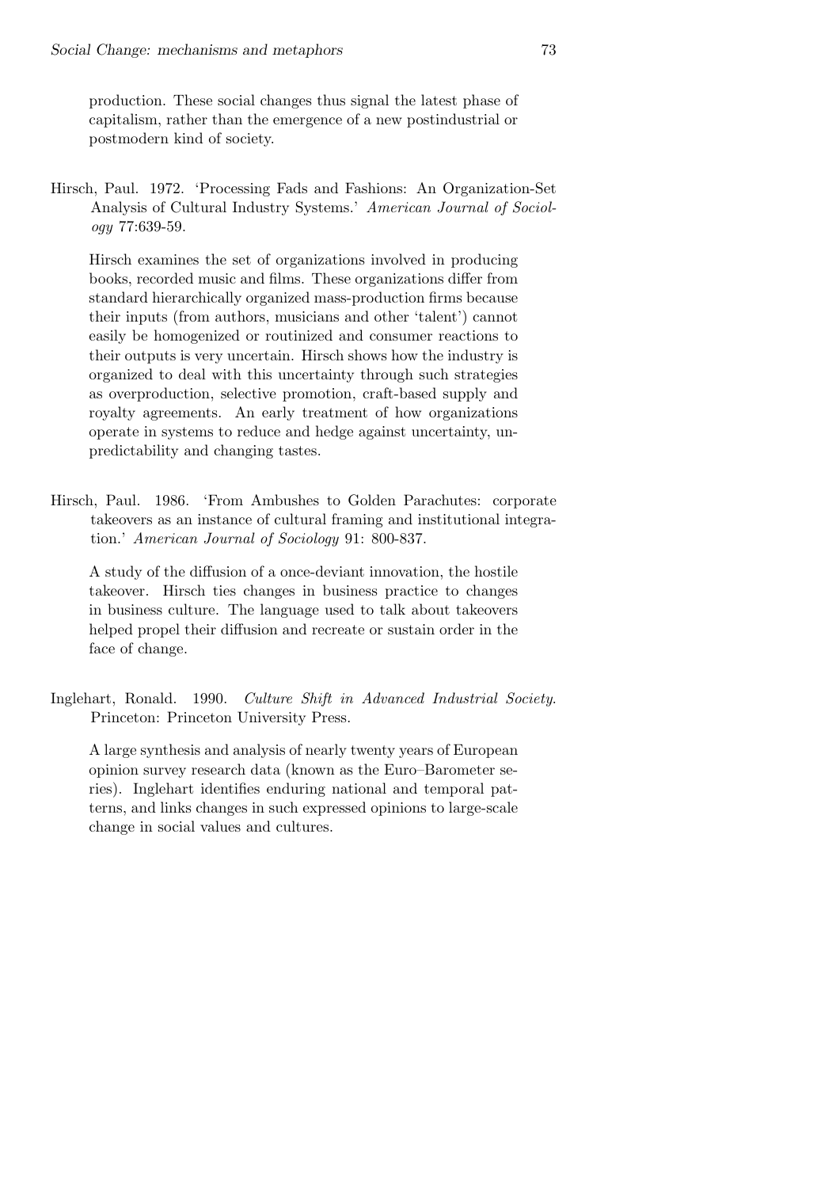production. These social changes thus signal the latest phase of capitalism, rather than the emergence of a new postindustrial or postmodern kind of society.

Hirsch, Paul. 1972. 'Processing Fads and Fashions: An Organization-Set Analysis of Cultural Industry Systems.' *American Journal of Sociology* 77:639-59.

Hirsch examines the set of organizations involved in producing books, recorded music and films. These organizations differ from standard hierarchically organized mass-production firms because their inputs (from authors, musicians and other 'talent') cannot easily be homogenized or routinized and consumer reactions to their outputs is very uncertain. Hirsch shows how the industry is organized to deal with this uncertainty through such strategies as overproduction, selective promotion, craft-based supply and royalty agreements. An early treatment of how organizations operate in systems to reduce and hedge against uncertainty, unpredictability and changing tastes.

Hirsch, Paul. 1986. 'From Ambushes to Golden Parachutes: corporate takeovers as an instance of cultural framing and institutional integration.' *American Journal of Sociology* 91: 800-837.

A study of the diffusion of a once-deviant innovation, the hostile takeover. Hirsch ties changes in business practice to changes in business culture. The language used to talk about takeovers helped propel their diffusion and recreate or sustain order in the face of change.

Inglehart, Ronald. 1990. *Culture Shift in Advanced Industrial Society*. Princeton: Princeton University Press.

A large synthesis and analysis of nearly twenty years of European opinion survey research data (known as the Euro–Barometer series). Inglehart identifies enduring national and temporal patterns, and links changes in such expressed opinions to large-scale change in social values and cultures.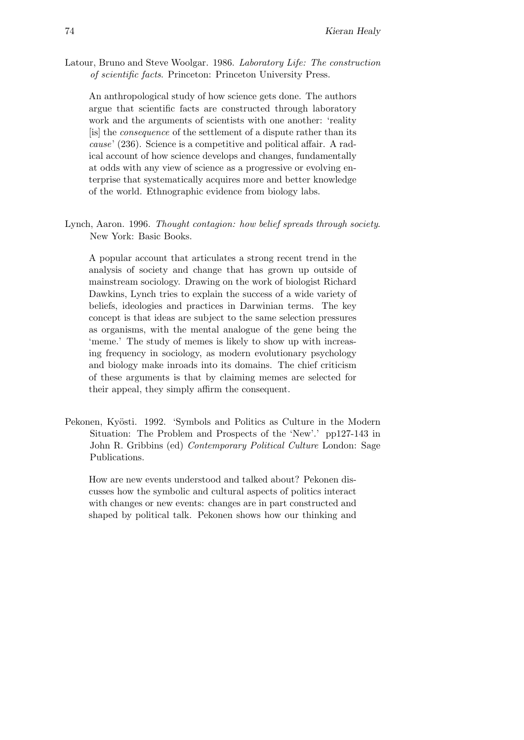Latour, Bruno and Steve Woolgar. 1986. *Laboratory Life: The construction of scientific facts*. Princeton: Princeton University Press.

An anthropological study of how science gets done. The authors argue that scientific facts are constructed through laboratory work and the arguments of scientists with one another: 'reality [is] the *consequence* of the settlement of a dispute rather than its *cause*' (236). Science is a competitive and political affair. A radical account of how science develops and changes, fundamentally at odds with any view of science as a progressive or evolving enterprise that systematically acquires more and better knowledge of the world. Ethnographic evidence from biology labs.

Lynch, Aaron. 1996. *Thought contagion: how belief spreads through society*. New York: Basic Books.

A popular account that articulates a strong recent trend in the analysis of society and change that has grown up outside of mainstream sociology. Drawing on the work of biologist Richard Dawkins, Lynch tries to explain the success of a wide variety of beliefs, ideologies and practices in Darwinian terms. The key concept is that ideas are subject to the same selection pressures as organisms, with the mental analogue of the gene being the 'meme.' The study of memes is likely to show up with increasing frequency in sociology, as modern evolutionary psychology and biology make inroads into its domains. The chief criticism of these arguments is that by claiming memes are selected for their appeal, they simply affirm the consequent.

Pekonen, Kyösti. 1992. 'Symbols and Politics as Culture in the Modern Situation: The Problem and Prospects of the 'New'.' pp127-143 in John R. Gribbins (ed) *Contemporary Political Culture* London: Sage Publications.

How are new events understood and talked about? Pekonen discusses how the symbolic and cultural aspects of politics interact with changes or new events: changes are in part constructed and shaped by political talk. Pekonen shows how our thinking and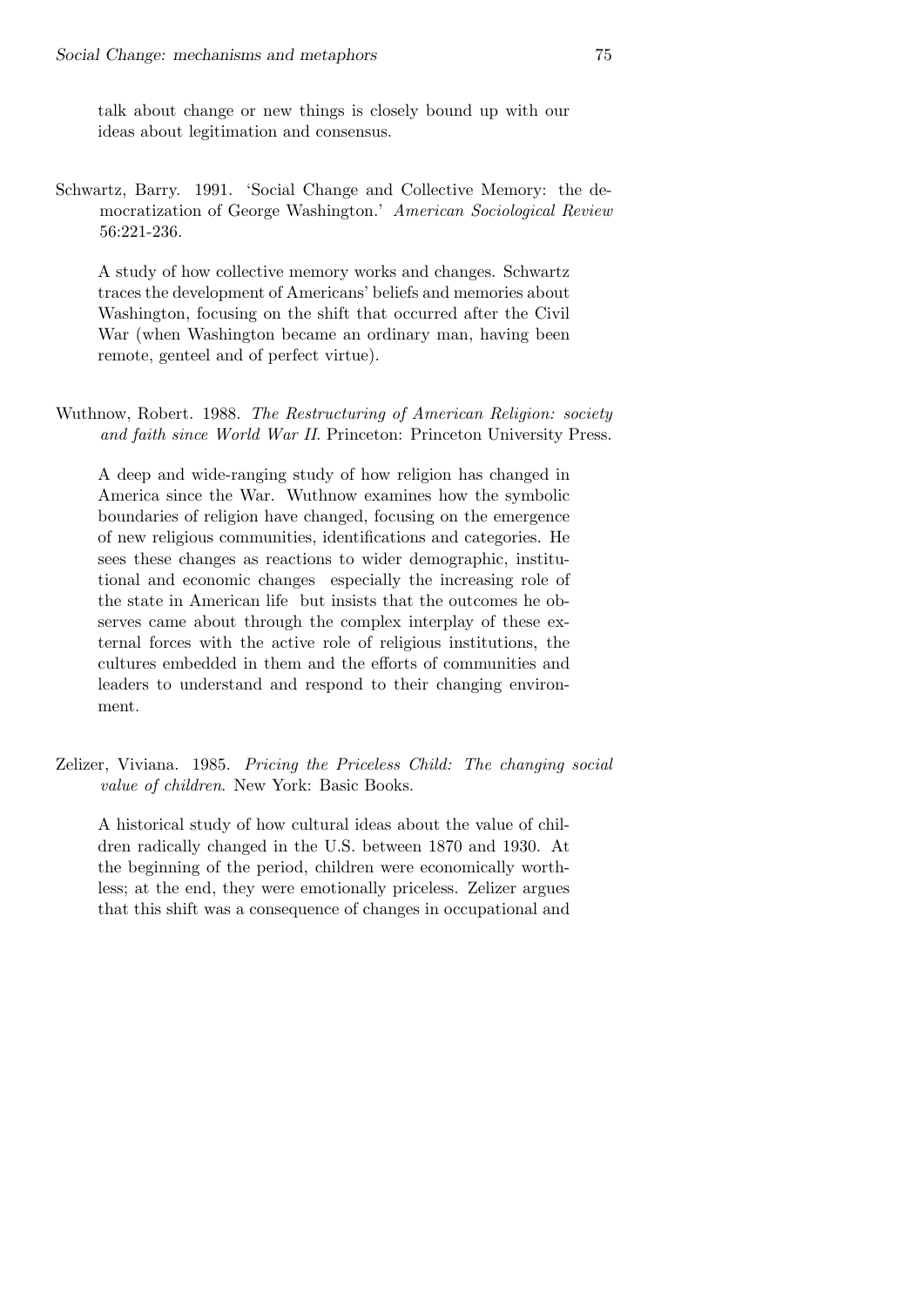talk about change or new things is closely bound up with our ideas about legitimation and consensus.

Schwartz, Barry. 1991. 'Social Change and Collective Memory: the democratization of George Washington.' *American Sociological Review* 56:221-236.

A study of how collective memory works and changes. Schwartz traces the development of Americans' beliefs and memories about Washington, focusing on the shift that occurred after the Civil War (when Washington became an ordinary man, having been remote, genteel and of perfect virtue).

Wuthnow, Robert. 1988. *The Restructuring of American Religion: society and faith since World War II*. Princeton: Princeton University Press.

A deep and wide-ranging study of how religion has changed in America since the War. Wuthnow examines how the symbolic boundaries of religion have changed, focusing on the emergence of new religious communities, identifications and categories. He sees these changes as reactions to wider demographic, institutional and economic changes especially the increasing role of the state in American life but insists that the outcomes he observes came about through the complex interplay of these external forces with the active role of religious institutions, the cultures embedded in them and the efforts of communities and leaders to understand and respond to their changing environment.

Zelizer, Viviana. 1985. *Pricing the Priceless Child: The changing social value of children*. New York: Basic Books.

A historical study of how cultural ideas about the value of children radically changed in the U.S. between 1870 and 1930. At the beginning of the period, children were economically worthless; at the end, they were emotionally priceless. Zelizer argues that this shift was a consequence of changes in occupational and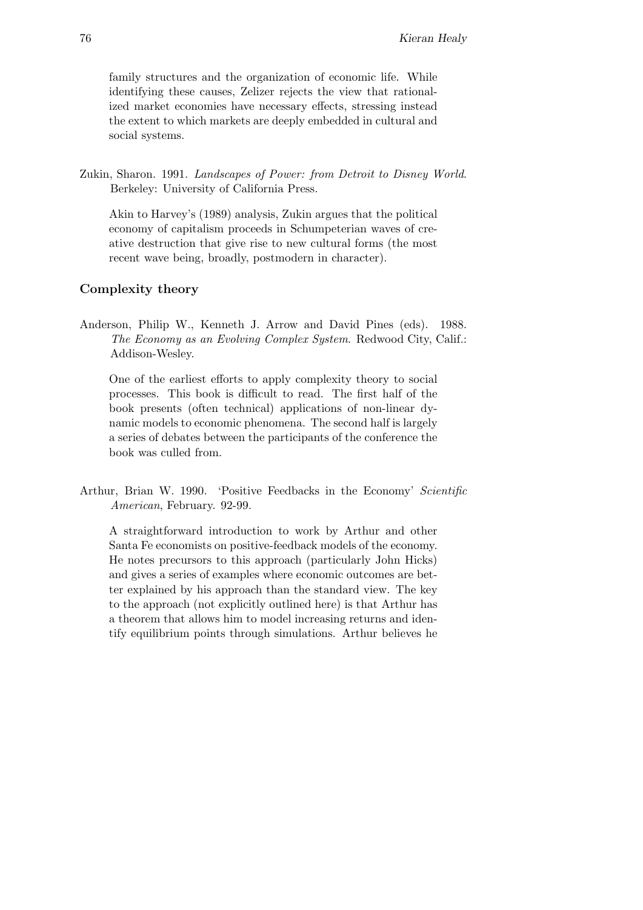family structures and the organization of economic life. While identifying these causes, Zelizer rejects the view that rationalized market economies have necessary effects, stressing instead the extent to which markets are deeply embedded in cultural and social systems.

Zukin, Sharon. 1991. *Landscapes of Power: from Detroit to Disney World*. Berkeley: University of California Press.

Akin to Harvey's (1989) analysis, Zukin argues that the political economy of capitalism proceeds in Schumpeterian waves of creative destruction that give rise to new cultural forms (the most recent wave being, broadly, postmodern in character).

### Complexity theory

Anderson, Philip W., Kenneth J. Arrow and David Pines (eds). 1988. *The Economy as an Evolving Complex System*. Redwood City, Calif.: Addison-Wesley.

One of the earliest efforts to apply complexity theory to social processes. This book is difficult to read. The first half of the book presents (often technical) applications of non-linear dynamic models to economic phenomena. The second half is largely a series of debates between the participants of the conference the book was culled from.

Arthur, Brian W. 1990. 'Positive Feedbacks in the Economy' *Scientific American*, February. 92-99.

A straightforward introduction to work by Arthur and other Santa Fe economists on positive-feedback models of the economy. He notes precursors to this approach (particularly John Hicks) and gives a series of examples where economic outcomes are better explained by his approach than the standard view. The key to the approach (not explicitly outlined here) is that Arthur has a theorem that allows him to model increasing returns and identify equilibrium points through simulations. Arthur believes he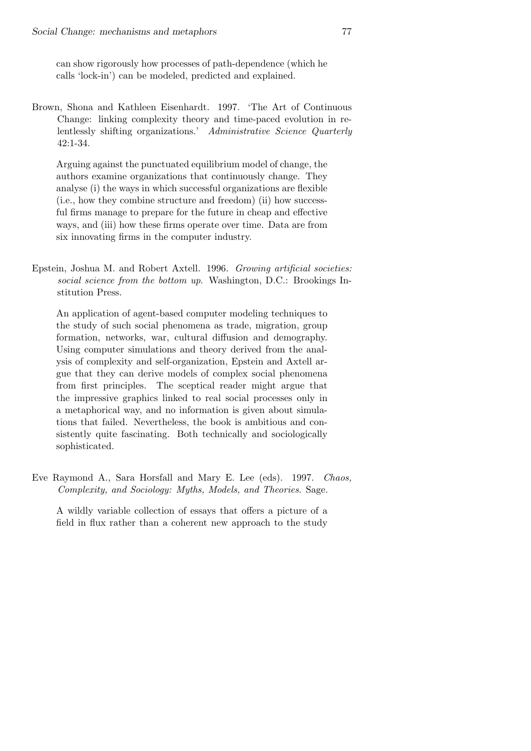can show rigorously how processes of path-dependence (which he calls 'lock-in') can be modeled, predicted and explained.

Brown, Shona and Kathleen Eisenhardt. 1997. 'The Art of Continuous Change: linking complexity theory and time-paced evolution in relentlessly shifting organizations.' *Administrative Science Quarterly* 42:1-34.

Arguing against the punctuated equilibrium model of change, the authors examine organizations that continuously change. They analyse (i) the ways in which successful organizations are flexible (i.e., how they combine structure and freedom) (ii) how successful firms manage to prepare for the future in cheap and effective ways, and (iii) how these firms operate over time. Data are from six innovating firms in the computer industry.

Epstein, Joshua M. and Robert Axtell. 1996. *Growing artificial societies: social science from the bottom up*. Washington, D.C.: Brookings Institution Press.

An application of agent-based computer modeling techniques to the study of such social phenomena as trade, migration, group formation, networks, war, cultural diffusion and demography. Using computer simulations and theory derived from the analysis of complexity and self-organization, Epstein and Axtell argue that they can derive models of complex social phenomena from first principles. The sceptical reader might argue that the impressive graphics linked to real social processes only in a metaphorical way, and no information is given about simulations that failed. Nevertheless, the book is ambitious and consistently quite fascinating. Both technically and sociologically sophisticated.

Eve Raymond A., Sara Horsfall and Mary E. Lee (eds). 1997. *Chaos, Complexity, and Sociology: Myths, Models, and Theories*. Sage.

A wildly variable collection of essays that offers a picture of a field in flux rather than a coherent new approach to the study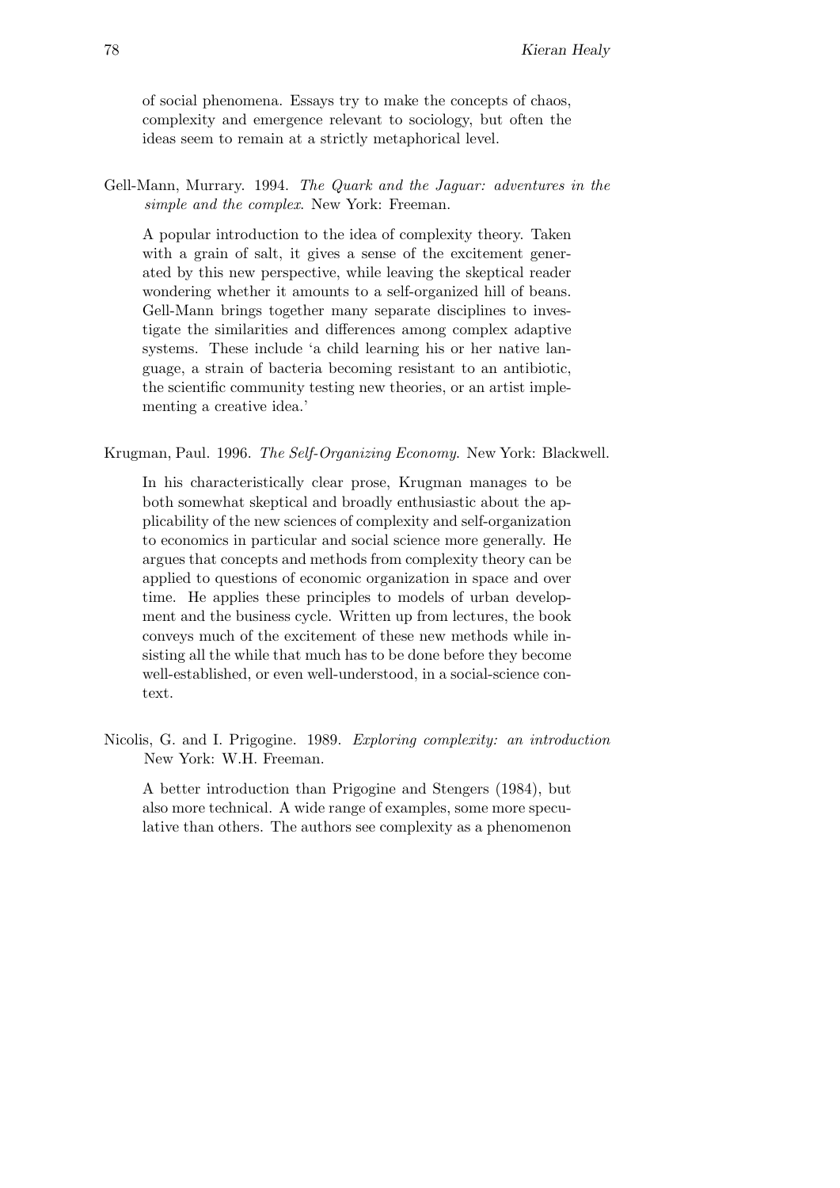of social phenomena. Essays try to make the concepts of chaos, complexity and emergence relevant to sociology, but often the ideas seem to remain at a strictly metaphorical level.

Gell-Mann, Murrary. 1994. *The Quark and the Jaguar: adventures in the simple and the complex*. New York: Freeman.

A popular introduction to the idea of complexity theory. Taken with a grain of salt, it gives a sense of the excitement generated by this new perspective, while leaving the skeptical reader wondering whether it amounts to a self-organized hill of beans. Gell-Mann brings together many separate disciplines to investigate the similarities and differences among complex adaptive systems. These include 'a child learning his or her native language, a strain of bacteria becoming resistant to an antibiotic, the scientific community testing new theories, or an artist implementing a creative idea.'

Krugman, Paul. 1996. *The Self-Organizing Economy*. New York: Blackwell.

In his characteristically clear prose, Krugman manages to be both somewhat skeptical and broadly enthusiastic about the applicability of the new sciences of complexity and self-organization to economics in particular and social science more generally. He argues that concepts and methods from complexity theory can be applied to questions of economic organization in space and over time. He applies these principles to models of urban development and the business cycle. Written up from lectures, the book conveys much of the excitement of these new methods while insisting all the while that much has to be done before they become well-established, or even well-understood, in a social-science context.

Nicolis, G. and I. Prigogine. 1989. *Exploring complexity: an introduction* New York: W.H. Freeman.

A better introduction than Prigogine and Stengers (1984), but also more technical. A wide range of examples, some more speculative than others. The authors see complexity as a phenomenon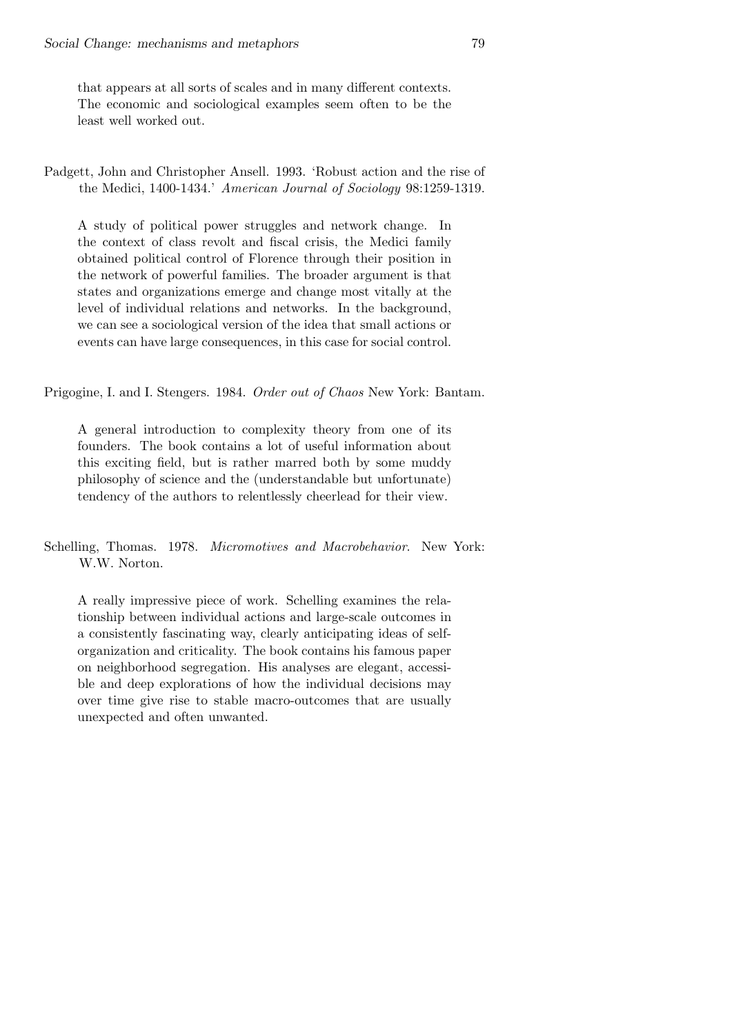that appears at all sorts of scales and in many different contexts. The economic and sociological examples seem often to be the least well worked out.

Padgett, John and Christopher Ansell. 1993. 'Robust action and the rise of the Medici, 1400-1434.' *American Journal of Sociology* 98:1259-1319.

A study of political power struggles and network change. In the context of class revolt and fiscal crisis, the Medici family obtained political control of Florence through their position in the network of powerful families. The broader argument is that states and organizations emerge and change most vitally at the level of individual relations and networks. In the background, we can see a sociological version of the idea that small actions or events can have large consequences, in this case for social control.

Prigogine, I. and I. Stengers. 1984. *Order out of Chaos* New York: Bantam.

A general introduction to complexity theory from one of its founders. The book contains a lot of useful information about this exciting field, but is rather marred both by some muddy philosophy of science and the (understandable but unfortunate) tendency of the authors to relentlessly cheerlead for their view.

Schelling, Thomas. 1978. *Micromotives and Macrobehavior*. New York: W.W. Norton.

A really impressive piece of work. Schelling examines the relationship between individual actions and large-scale outcomes in a consistently fascinating way, clearly anticipating ideas of self-organization and criticality. The book contains his famous paper on neighborhood segregation. His analyses are elegant, accessible and deep explorations of how the individual decisions may over time give rise to stable macro-outcomes that are usually unexpected and often unwanted.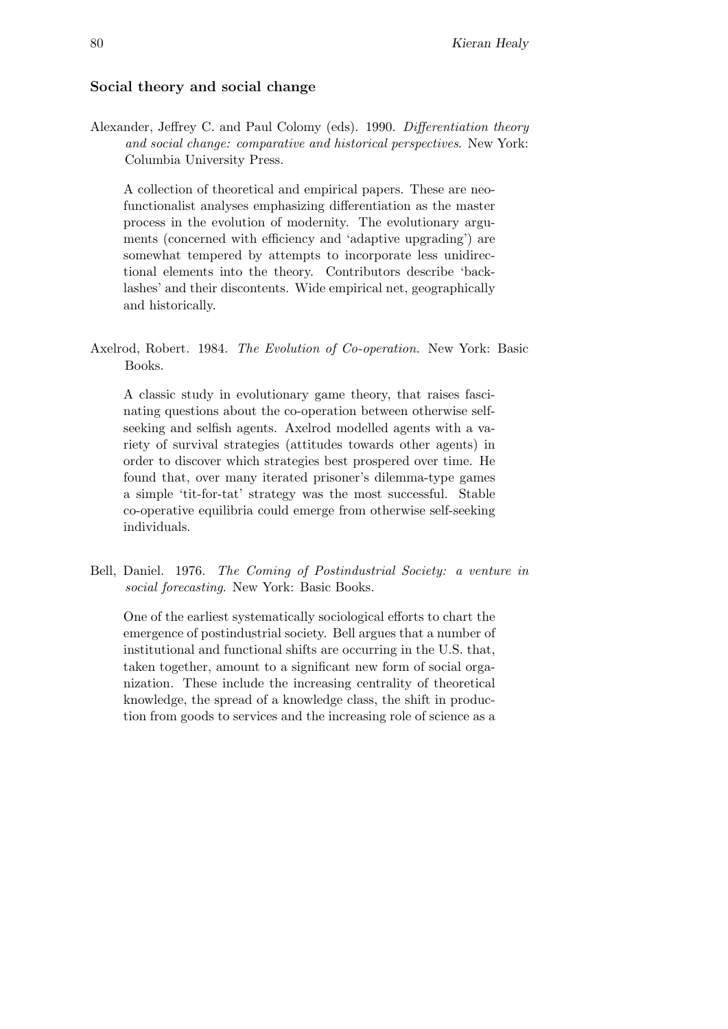## Social theory and social change

Alexander, Jeffrey C. and Paul Colomy (eds). 1990. *Differentiation theory and social change: comparative and historical perspectives*. New York: Columbia University Press.

A collection of theoretical and empirical papers. These are neofunctionalist analyses emphasizing differentiation as the master process in the evolution of modernity. The evolutionary arguments (concerned with efficiency and 'adaptive upgrading') are somewhat tempered by attempts to incorporate less unidirectional elements into the theory. Contributors describe 'backlashes' and their discontents. Wide empirical net, geographically and historically.

Axelrod, Robert. 1984. *The Evolution of Co-operation.* New York: Basic Books.

A classic study in evolutionary game theory, that raises fascinating questions about the co-operation between otherwise self-seeking and selfish agents. Axelrod modelled agents with a variety of survival strategies (attitudes towards other agents) in order to discover which strategies best prospered over time. He found that, over many iterated prisoner's dilemma-type games a simple 'tit-for-tat' strategy was the most successful. Stable co-operative equilibria could emerge from otherwise self-seeking individuals.

Bell, Daniel. 1976. *The Coming of Postindustrial Society: a venture in social forecasting*. New York: Basic Books.

One of the earliest systematically sociological efforts to chart the emergence of postindustrial society. Bell argues that a number of institutional and functional shifts are occurring in the U.S. that, taken together, amount to a significant new form of social organization. These include the increasing centrality of theoretical knowledge, the spread of a knowledge class, the shift in production from goods to services and the increasing role of science as a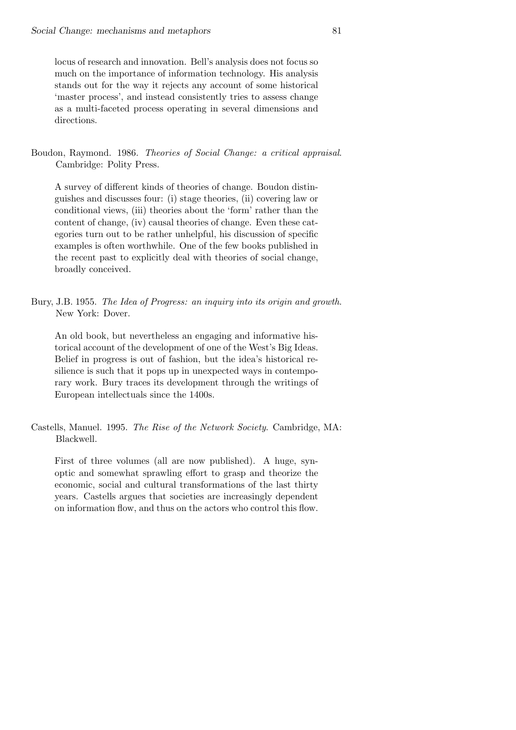locus of research and innovation. Bell's analysis does not focus so much on the importance of information technology. His analysis stands out for the way it rejects any account of some historical 'master process', and instead consistently tries to assess change as a multi-faceted process operating in several dimensions and directions.

Boudon, Raymond. 1986. *Theories of Social Change: a critical appraisal*. Cambridge: Polity Press.

> A survey of different kinds of theories of change. Boudon distinguishes and discusses four: (i) stage theories, (ii) covering law or conditional views, (iii) theories about the 'form' rather than the content of change, (iv) causal theories of change. Even these categories turn out to be rather unhelpful, his discussion of specific examples is often worthwhile. One of the few books published in the recent past to explicitly deal with theories of social change, broadly conceived.

Bury, J.B. 1955. *The Idea of Progress: an inquiry into its origin and growth*. New York: Dover.

> An old book, but nevertheless an engaging and informative historical account of the development of one of the West's Big Ideas. Belief in progress is out of fashion, but the idea's historical resilience is such that it pops up in unexpected ways in contemporary work. Bury traces its development through the writings of European intellectuals since the 1400s.

Castells, Manuel. 1995. *The Rise of the Network Society*. Cambridge, MA: Blackwell.

> First of three volumes (all are now published). A huge, synoptic and somewhat sprawling effort to grasp and theorize the economic, social and cultural transformations of the last thirty years. Castells argues that societies are increasingly dependent on information flow, and thus on the actors who control this flow.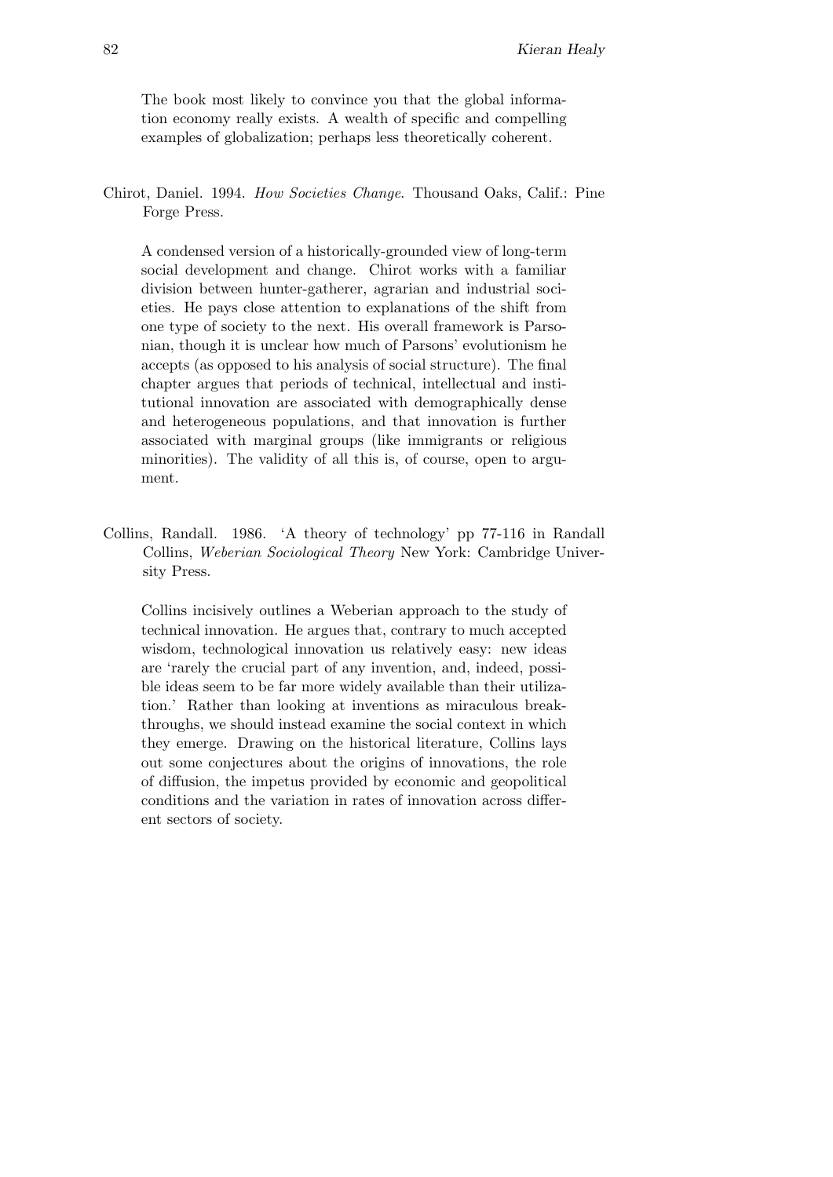The book most likely to convince you that the global information economy really exists. A wealth of specific and compelling examples of globalization; perhaps less theoretically coherent.

Chirot, Daniel. 1994. *How Societies Change*. Thousand Oaks, Calif.: Pine Forge Press.

A condensed version of a historically-grounded view of long-term social development and change. Chirot works with a familiar division between hunter-gatherer, agrarian and industrial societies. He pays close attention to explanations of the shift from one type of society to the next. His overall framework is Parsonian, though it is unclear how much of Parsons' evolutionism he accepts (as opposed to his analysis of social structure). The final chapter argues that periods of technical, intellectual and institutional innovation are associated with demographically dense and heterogeneous populations, and that innovation is further associated with marginal groups (like immigrants or religious minorities). The validity of all this is, of course, open to argument.

Collins, Randall. 1986. 'A theory of technology' pp 77-116 in Randall Collins, *Weberian Sociological Theory* New York: Cambridge University Press.

Collins incisively outlines a Weberian approach to the study of technical innovation. He argues that, contrary to much accepted wisdom, technological innovation us relatively easy: new ideas are 'rarely the crucial part of any invention, and, indeed, possible ideas seem to be far more widely available than their utilization.' Rather than looking at inventions as miraculous breakthroughs, we should instead examine the social context in which they emerge. Drawing on the historical literature, Collins lays out some conjectures about the origins of innovations, the role of diffusion, the impetus provided by economic and geopolitical conditions and the variation in rates of innovation across different sectors of society.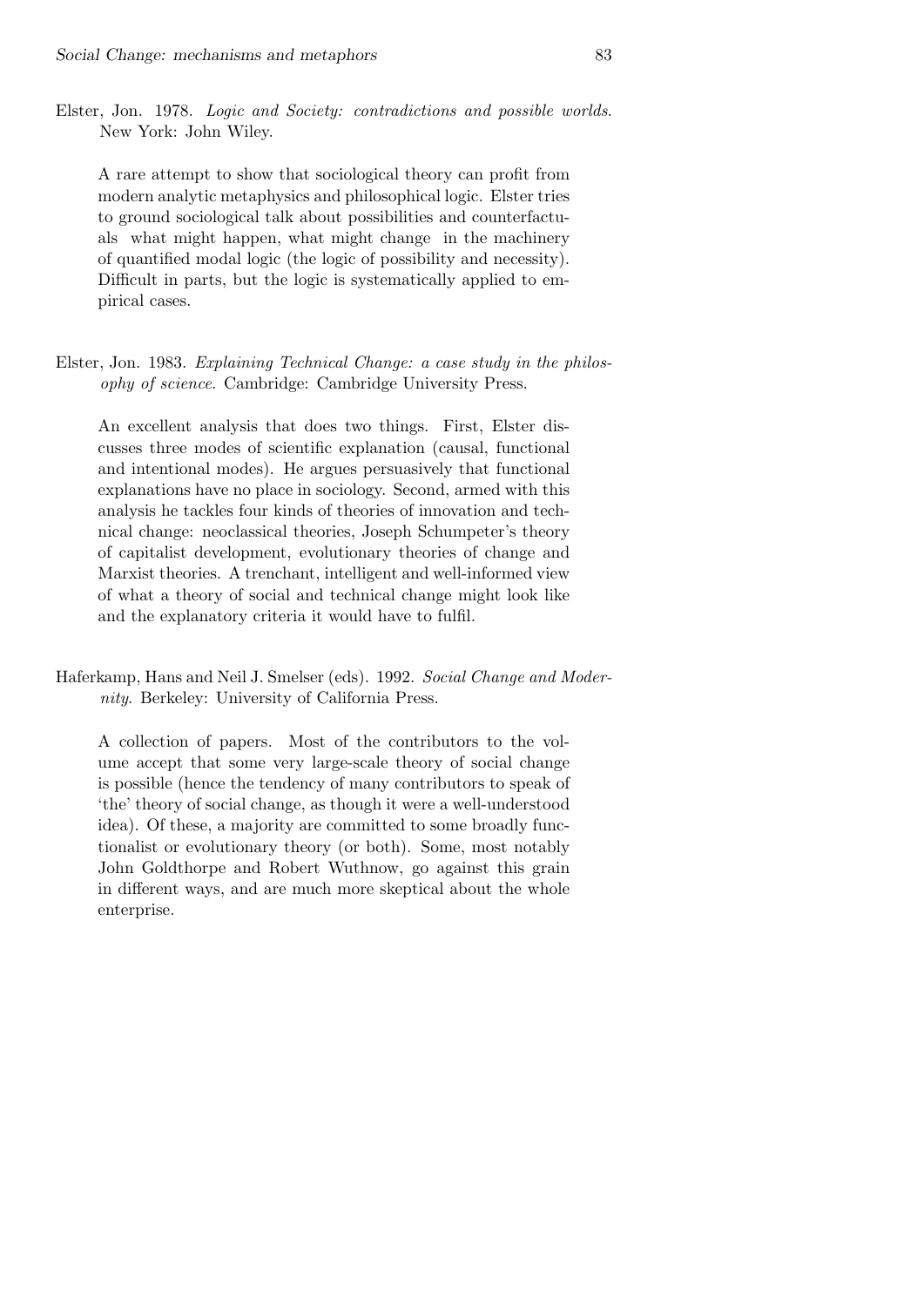Elster, Jon. 1978. *Logic and Society: contradictions and possible worlds*. New York: John Wiley.

A rare attempt to show that sociological theory can profit from modern analytic metaphysics and philosophical logic. Elster tries to ground sociological talk about possibilities and counterfactuals what might happen, what might change in the machinery of quantified modal logic (the logic of possibility and necessity). Difficult in parts, but the logic is systematically applied to empirical cases.

Elster, Jon. 1983. *Explaining Technical Change: a case study in the philosophy of science*. Cambridge: Cambridge University Press.

An excellent analysis that does two things. First, Elster discusses three modes of scientific explanation (causal, functional and intentional modes). He argues persuasively that functional explanations have no place in sociology. Second, armed with this analysis he tackles four kinds of theories of innovation and technical change: neoclassical theories, Joseph Schumpeter's theory of capitalist development, evolutionary theories of change and Marxist theories. A trenchant, intelligent and well-informed view of what a theory of social and technical change might look like and the explanatory criteria it would have to fulfil.

Haferkamp, Hans and Neil J. Smelser (eds). 1992. *Social Change and Modernity*. Berkeley: University of California Press.

A collection of papers. Most of the contributors to the volume accept that some very large-scale theory of social change is possible (hence the tendency of many contributors to speak of 'the' theory of social change, as though it were a well-understood idea). Of these, a majority are committed to some broadly functionalist or evolutionary theory (or both). Some, most notably John Goldthorpe and Robert Wuthnow, go against this grain in different ways, and are much more skeptical about the whole enterprise.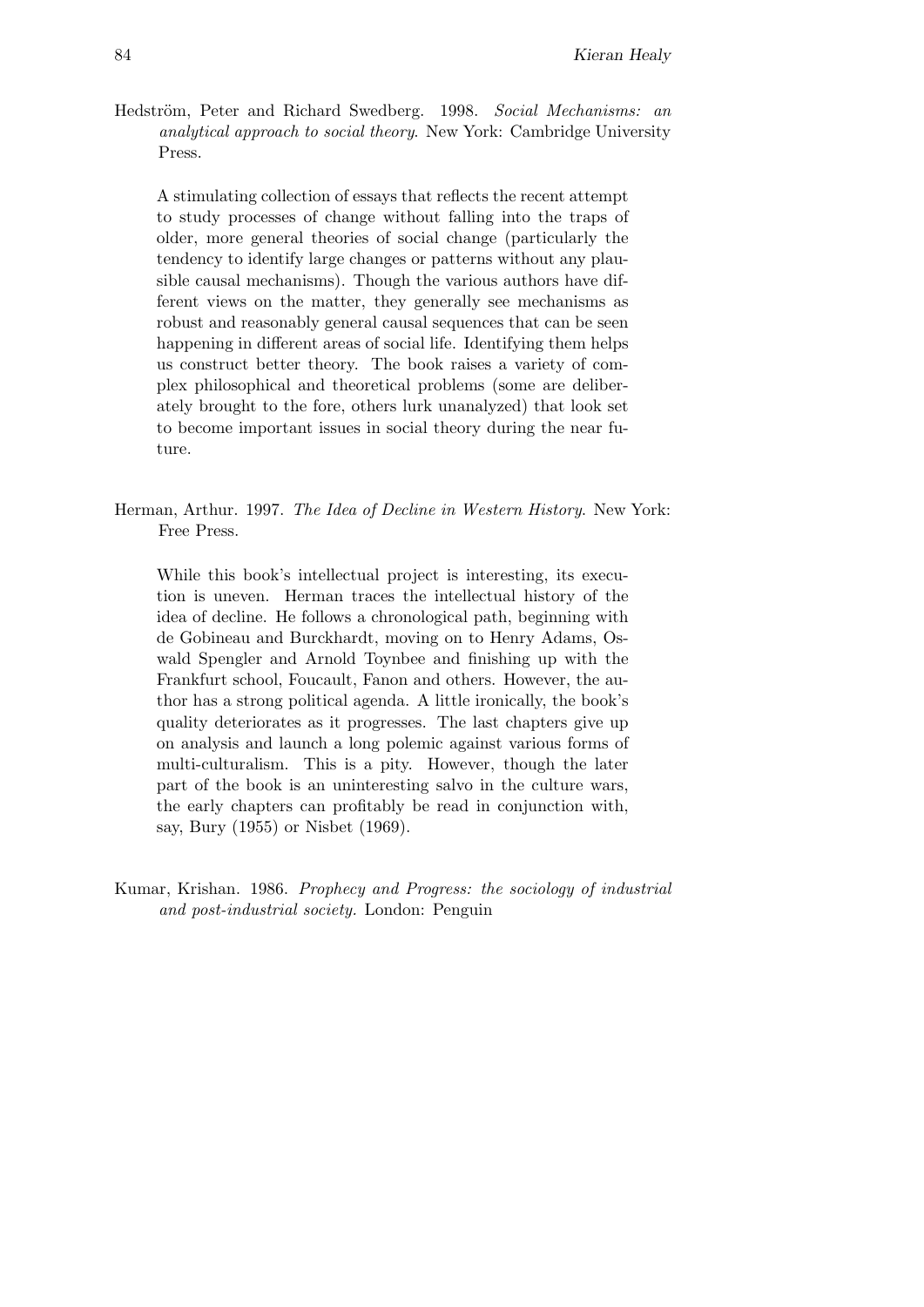Hedström, Peter and Richard Swedberg. 1998. *Social Mechanisms: an analytical approach to social theory*. New York: Cambridge University Press.

A stimulating collection of essays that reflects the recent attempt to study processes of change without falling into the traps of older, more general theories of social change (particularly the tendency to identify large changes or patterns without any plausible causal mechanisms). Though the various authors have different views on the matter, they generally see mechanisms as robust and reasonably general causal sequences that can be seen happening in different areas of social life. Identifying them helps us construct better theory. The book raises a variety of complex philosophical and theoretical problems (some are deliberately brought to the fore, others lurk unanalyzed) that look set to become important issues in social theory during the near future.

Herman, Arthur. 1997. *The Idea of Decline in Western History*. New York: Free Press.

While this book's intellectual project is interesting, its execution is uneven. Herman traces the intellectual history of the idea of decline. He follows a chronological path, beginning with de Gobineau and Burckhardt, moving on to Henry Adams, Oswald Spengler and Arnold Toynbee and finishing up with the Frankfurt school, Foucault, Fanon and others. However, the author has a strong political agenda. A little ironically, the book's quality deteriorates as it progresses. The last chapters give up on analysis and launch a long polemic against various forms of multi-culturalism. This is a pity. However, though the later part of the book is an uninteresting salvo in the culture wars, the early chapters can profitably be read in conjunction with, say, Bury (1955) or Nisbet (1969).

Kumar, Krishan. 1986. *Prophecy and Progress: the sociology of industrial and post-industrial society.* London: Penguin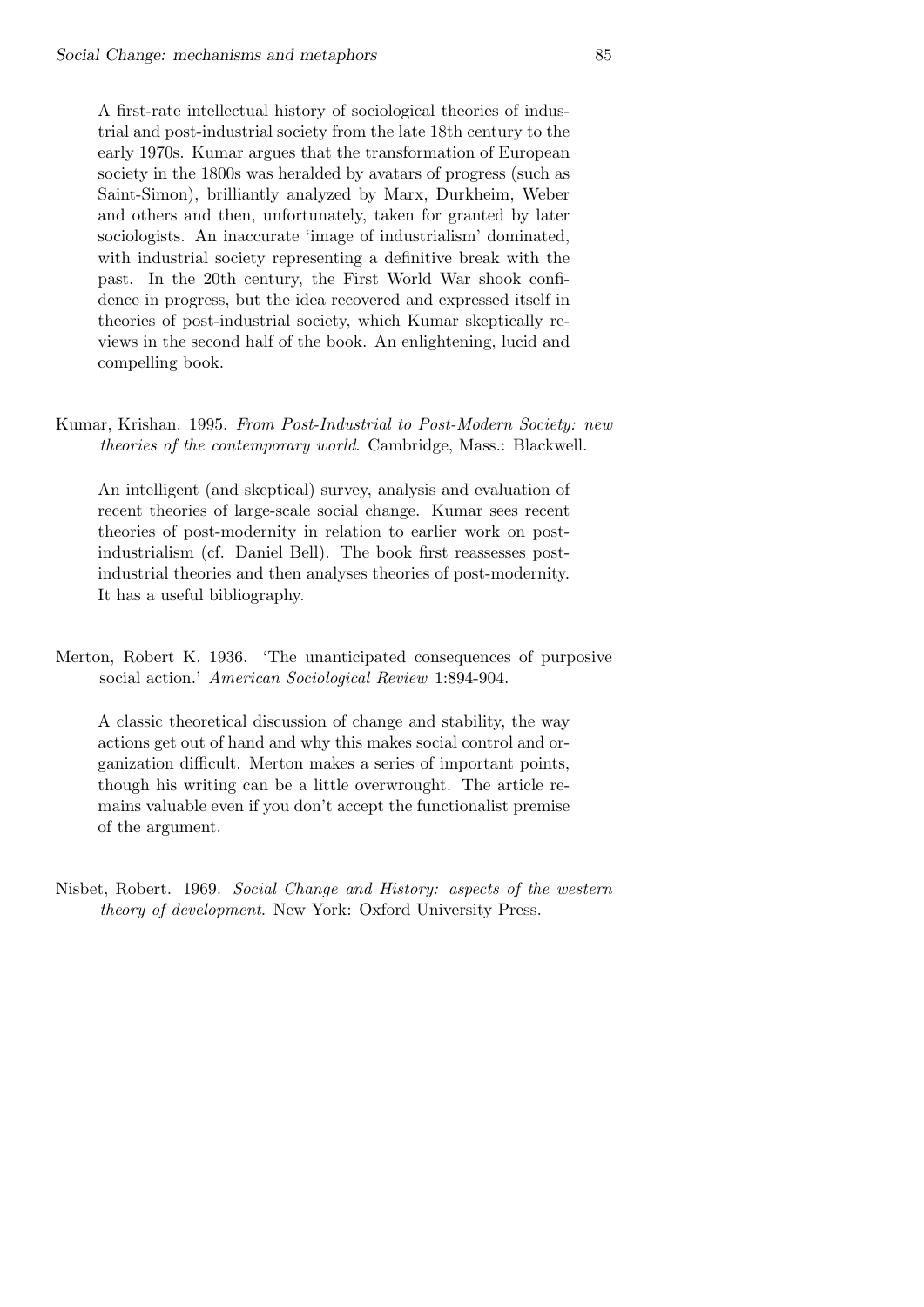A first-rate intellectual history of sociological theories of industrial and post-industrial society from the late 18th century to the early 1970s. Kumar argues that the transformation of European society in the 1800s was heralded by avatars of progress (such as Saint-Simon), brilliantly analyzed by Marx, Durkheim, Weber and others and then, unfortunately, taken for granted by later sociologists. An inaccurate 'image of industrialism' dominated, with industrial society representing a definitive break with the past. In the 20th century, the First World War shook confidence in progress, but the idea recovered and expressed itself in theories of post-industrial society, which Kumar skeptically reviews in the second half of the book. An enlightening, lucid and compelling book.

Kumar, Krishan. 1995. *From Post-Industrial to Post-Modern Society: new theories of the contemporary world*. Cambridge, Mass.: Blackwell.

An intelligent (and skeptical) survey, analysis and evaluation of recent theories of large-scale social change. Kumar sees recent theories of post-modernity in relation to earlier work on post-industrialism (cf. Daniel Bell). The book first reassesses post-industrial theories and then analyses theories of post-modernity. It has a useful bibliography.

Merton, Robert K. 1936. 'The unanticipated consequences of purposive social action.' *American Sociological Review* 1:894-904.

A classic theoretical discussion of change and stability, the way actions get out of hand and why this makes social control and organization difficult. Merton makes a series of important points, though his writing can be a little overwrought. The article remains valuable even if you don't accept the functionalist premise of the argument.

Nisbet, Robert. 1969. *Social Change and History: aspects of the western theory of development*. New York: Oxford University Press.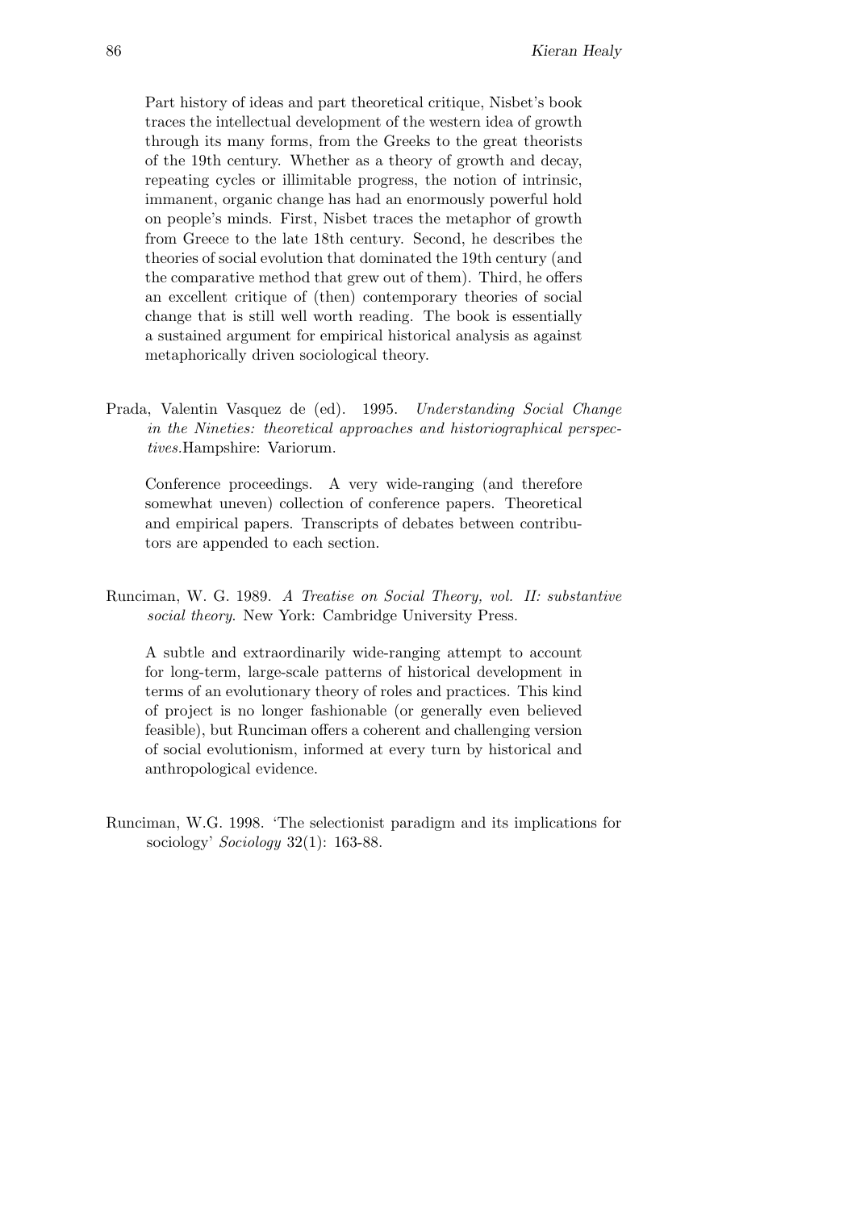Part history of ideas and part theoretical critique, Nisbet's book traces the intellectual development of the western idea of growth through its many forms, from the Greeks to the great theorists of the 19th century. Whether as a theory of growth and decay, repeating cycles or illimitable progress, the notion of intrinsic, immanent, organic change has had an enormously powerful hold on people's minds. First, Nisbet traces the metaphor of growth from Greece to the late 18th century. Second, he describes the theories of social evolution that dominated the 19th century (and the comparative method that grew out of them). Third, he offers an excellent critique of (then) contemporary theories of social change that is still well worth reading. The book is essentially a sustained argument for empirical historical analysis as against metaphorically driven sociological theory.

Prada, Valentin Vasquez de (ed). 1995. *Understanding Social Change in the Nineties: theoretical approaches and historiographical perspectives.*Hampshire: Variorum.

Conference proceedings. A very wide-ranging (and therefore somewhat uneven) collection of conference papers. Theoretical and empirical papers. Transcripts of debates between contributors are appended to each section.

Runciman, W. G. 1989. *A Treatise on Social Theory, vol. II: substantive social theory*. New York: Cambridge University Press.

A subtle and extraordinarily wide-ranging attempt to account for long-term, large-scale patterns of historical development in terms of an evolutionary theory of roles and practices. This kind of project is no longer fashionable (or generally even believed feasible), but Runciman offers a coherent and challenging version of social evolutionism, informed at every turn by historical and anthropological evidence.

Runciman, W.G. 1998. 'The selectionist paradigm and its implications for sociology' *Sociology* 32(1): 163-88.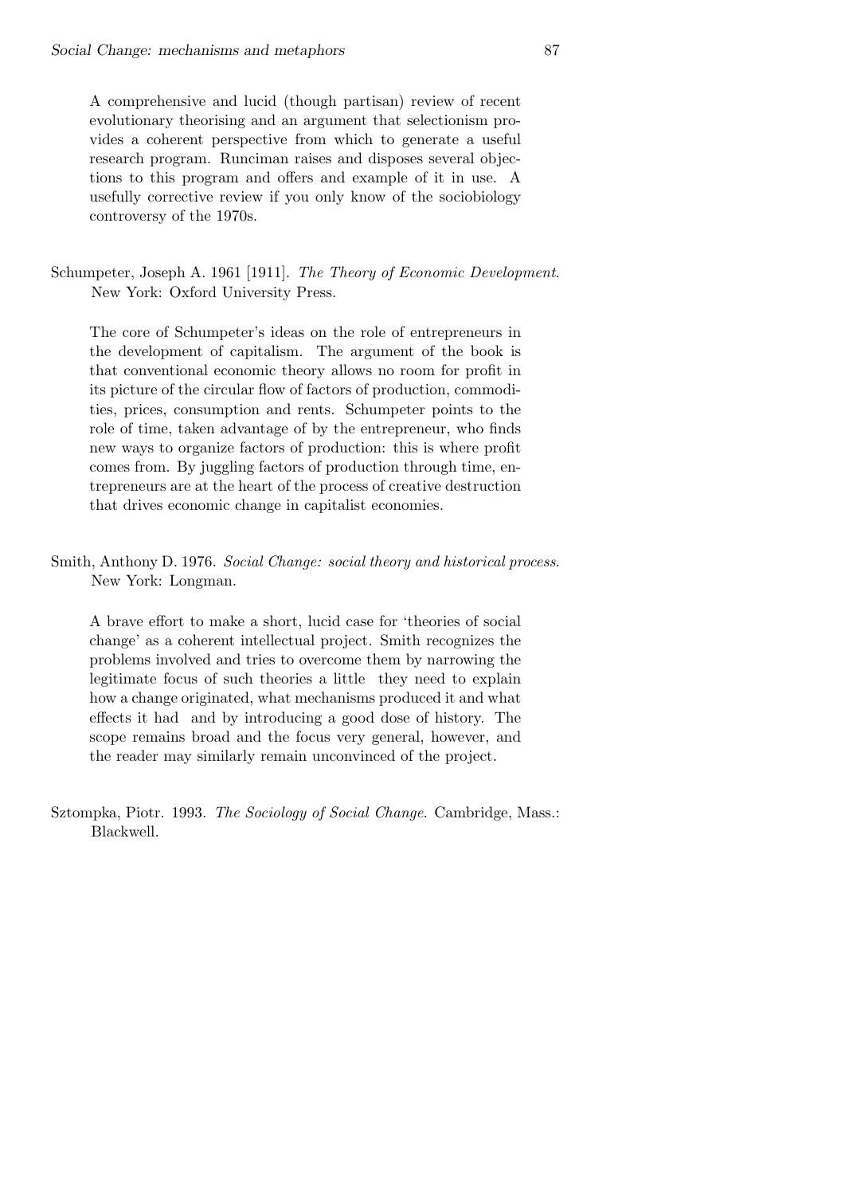A comprehensive and lucid (though partisan) review of recent evolutionary theorising and an argument that selectionism provides a coherent perspective from which to generate a useful research program. Runciman raises and disposes several objections to this program and offers and example of it in use. A usefully corrective review if you only know of the sociobiology controversy of the 1970s.

Schumpeter, Joseph A. 1961 [1911]. *The Theory of Economic Development*. New York: Oxford University Press.

The core of Schumpeter's ideas on the role of entrepreneurs in the development of capitalism. The argument of the book is that conventional economic theory allows no room for profit in its picture of the circular flow of factors of production, commodities, prices, consumption and rents. Schumpeter points to the role of time, taken advantage of by the entrepreneur, who finds new ways to organize factors of production: this is where profit comes from. By juggling factors of production through time, entrepreneurs are at the heart of the process of creative destruction that drives economic change in capitalist economies.

Smith, Anthony D. 1976. *Social Change: social theory and historical process*. New York: Longman.

A brave effort to make a short, lucid case for 'theories of social change' as a coherent intellectual project. Smith recognizes the problems involved and tries to overcome them by narrowing the legitimate focus of such theories a little they need to explain how a change originated, what mechanisms produced it and what effects it had and by introducing a good dose of history. The scope remains broad and the focus very general, however, and the reader may similarly remain unconvinced of the project.

Sztompka, Piotr. 1993. *The Sociology of Social Change*. Cambridge, Mass.: Blackwell.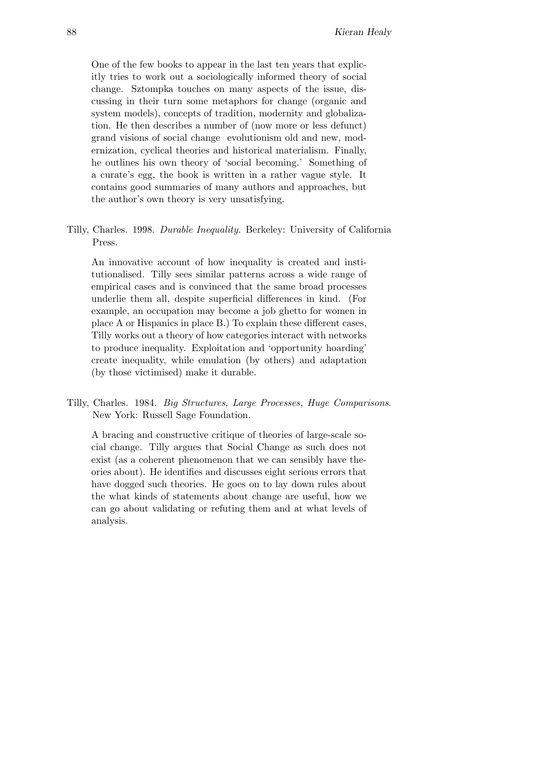One of the few books to appear in the last ten years that explicitly tries to work out a sociologically informed theory of social change. Sztompka touches on many aspects of the issue, discussing in their turn some metaphors for change (organic and system models), concepts of tradition, modernity and globalization. He then describes a number of (now more or less defunct) grand visions of social change evolutionism old and new, modernization, cyclical theories and historical materialism. Finally, he outlines his own theory of 'social becoming.' Something of a curate's egg, the book is written in a rather vague style. It contains good summaries of many authors and approaches, but the author's own theory is very unsatisfying.

Tilly, Charles. 1998. *Durable Inequality.* Berkeley: University of California Press.

An innovative account of how inequality is created and institutionalised. Tilly sees similar patterns across a wide range of empirical cases and is convinced that the same broad processes underlie them all, despite superficial differences in kind. (For example, an occupation may become a job ghetto for women in place A or Hispanics in place B.) To explain these different cases, Tilly works out a theory of how categories interact with networks to produce inequality. Exploitation and 'opportunity hoarding' create inequality, while emulation (by others) and adaptation (by those victimised) make it durable.

Tilly, Charles. 1984. *Big Structures, Large Processes, Huge Comparisons*. New York: Russell Sage Foundation.

A bracing and constructive critique of theories of large-scale social change. Tilly argues that Social Change as such does not exist (as a coherent phenomenon that we can sensibly have theories about). He identifies and discusses eight serious errors that have dogged such theories. He goes on to lay down rules about the what kinds of statements about change are useful, how we can go about validating or refuting them and at what levels of analysis.